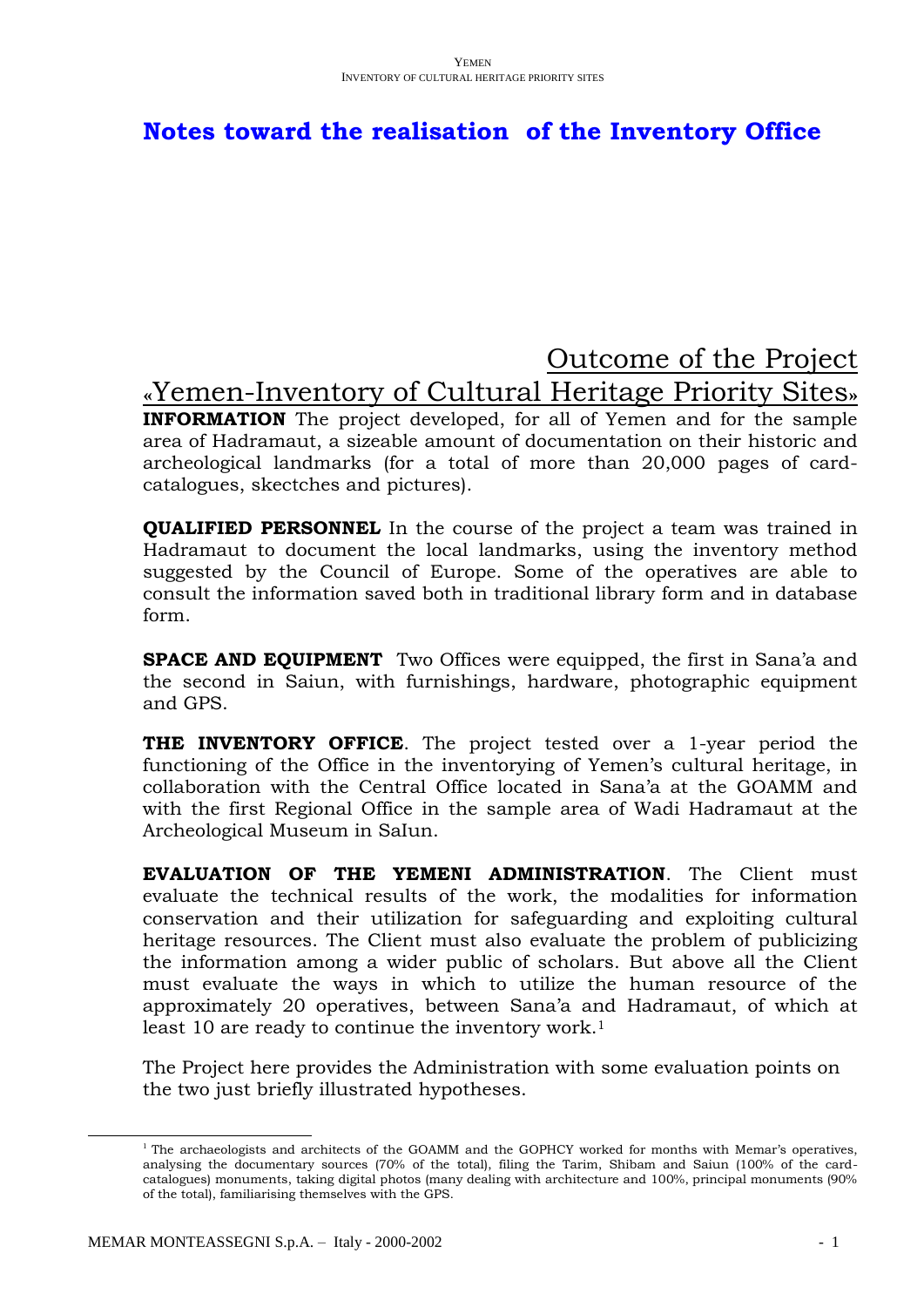# Notes toward the realisation  of the Inventory Office

## Outcome of the Project «Yemen-Inventory of Cultural Heritage Priority Sites»

**INFORMATION** The project developed, for all of Yemen and for the sample area of Hadramaut, a sizeable amount of documentation on their historic and archeological landmarks (for a total of more than 20,000 pages of card-catalogues, skectches and pictures).

**QUALIFIED PERSONNEL** In the course of the project a team was trained in Hadramaut to document the local landmarks, using the inventory method suggested by the Council of Europe. Some of the operatives are able to consult the information saved both in traditional library form and in database form.

**SPACE AND EQUIPMENT** Two Offices were equipped, the first in Sana'a and the second in Saiun, with furnishings, hardware, photographic equipment and GPS.

**THE INVENTORY OFFICE**. The project tested over a 1-year period the functioning of the Office in the inventorying of Yemen's cultural heritage, in collaboration with the Central Office located in Sana'a at the GOAMM and with the first Regional Office in the sample area of Wadi Hadramaut at the Archeological Museum in SaIun.

**EVALUATION OF THE YEMENI ADMINISTRATION**. The Client must evaluate the technical results of the work, the modalities for information conservation and their utilization for safeguarding and exploiting cultural heritage resources. The Client must also evaluate the problem of publicizing the information among a wider public of scholars. But above all the Client must evaluate the ways in which to utilize the human resource of the approximately 20 operatives, between Sana'a and Hadramaut, of which at least 10 are ready to continue the inventory work.[1]

The Project here provides the Administration with some evaluation points on the two just briefly illustrated hypotheses.

---

[1] The archaeologists and architects of the GOAMM and the GOPHCY worked for months with Memar's operatives, analysing the documentary sources (70% of the total), filing the Tarim, Shibam and Saiun (100% of the card-catalogues) monuments, taking digital photos (many dealing with architecture and 100%, principal monuments (90% of the total), familiarising themselves with the GPS.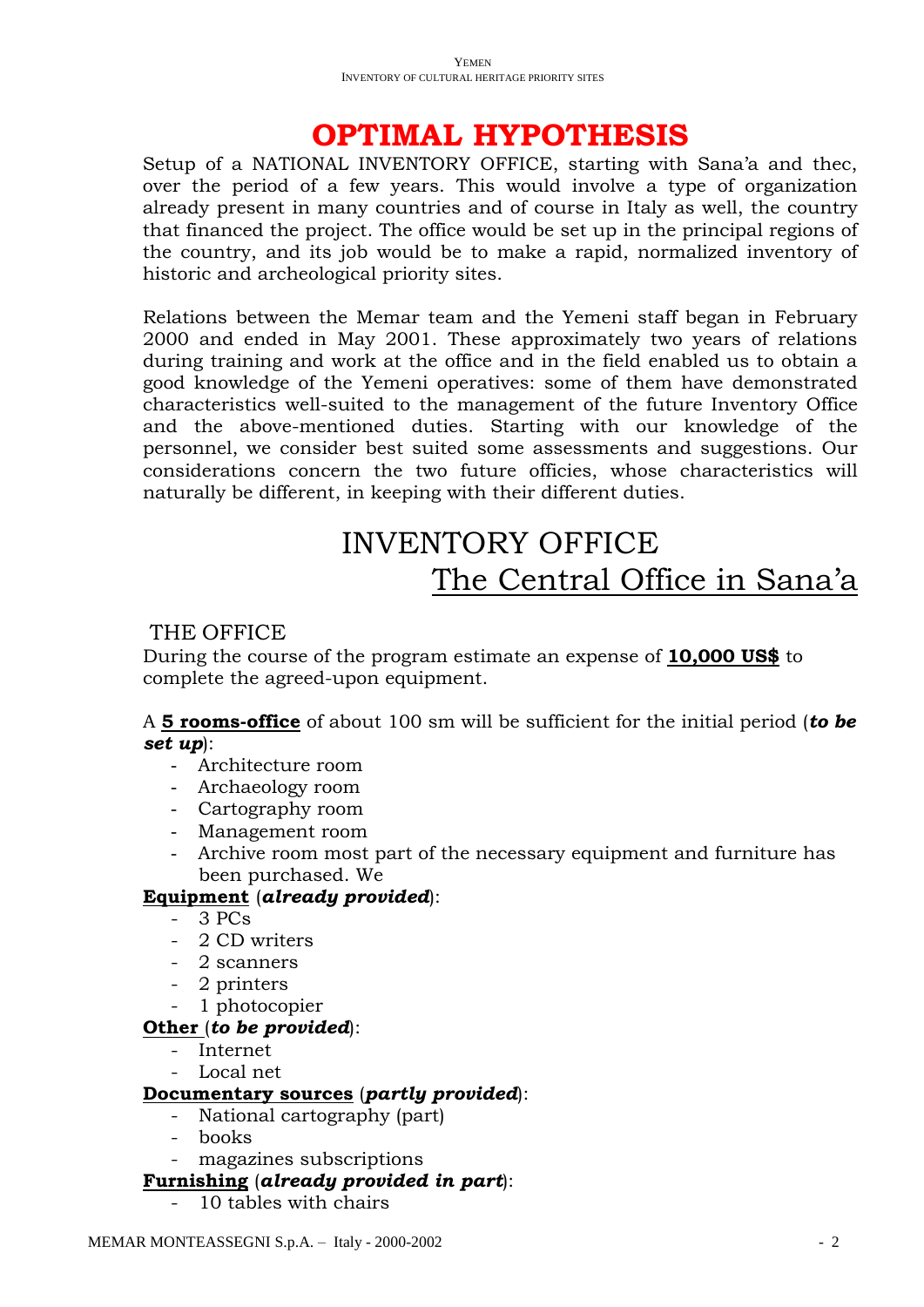# OPTIMAL HYPOTHESIS

Setup of a NATIONAL INVENTORY OFFICE, starting with Sana'a and thec, over the period of a few years. This would involve a type of organization already present in many countries and of course in Italy as well, the country that financed the project. The office would be set up in the principal regions of the country, and its job would be to make a rapid, normalized inventory of historic and archeological priority sites.

Relations between the Memar team and the Yemeni staff began in February 2000 and ended in May 2001. These approximately two years of relations during training and work at the office and in the field enabled us to obtain a good knowledge of the Yemeni operatives: some of them have demonstrated characteristics well-suited to the management of the future Inventory Office and the above-mentioned duties. Starting with our knowledge of the personnel, we consider best suited some assessments and suggestions. Our considerations concern the two future officies, whose characteristics will naturally be different, in keeping with their different duties.

## INVENTORY OFFICE

## The Central Office in Sana'a

### THE OFFICE

During the course of the program estimate an expense of **10,000 US$** to complete the agreed-upon equipment.

A **5 rooms-office** of about 100 sm will be sufficient for the initial period (***to be set up***):

- Architecture room
- Archaeology room
- Cartography room
- Management room
- Archive room most part of the necessary equipment and furniture has been purchased. We

**Equipment** (***already provided***):

- 3 PCs
- 2 CD writers
- 2 scanners
- 2 printers
- 1 photocopier

**Other** (***to be provided***):

- Internet
- Local net

**Documentary sources** (***partly provided***):

- National cartography (part)
- books
- magazines subscriptions

**Furnishing** (***already provided in part***):

- 10 tables with chairs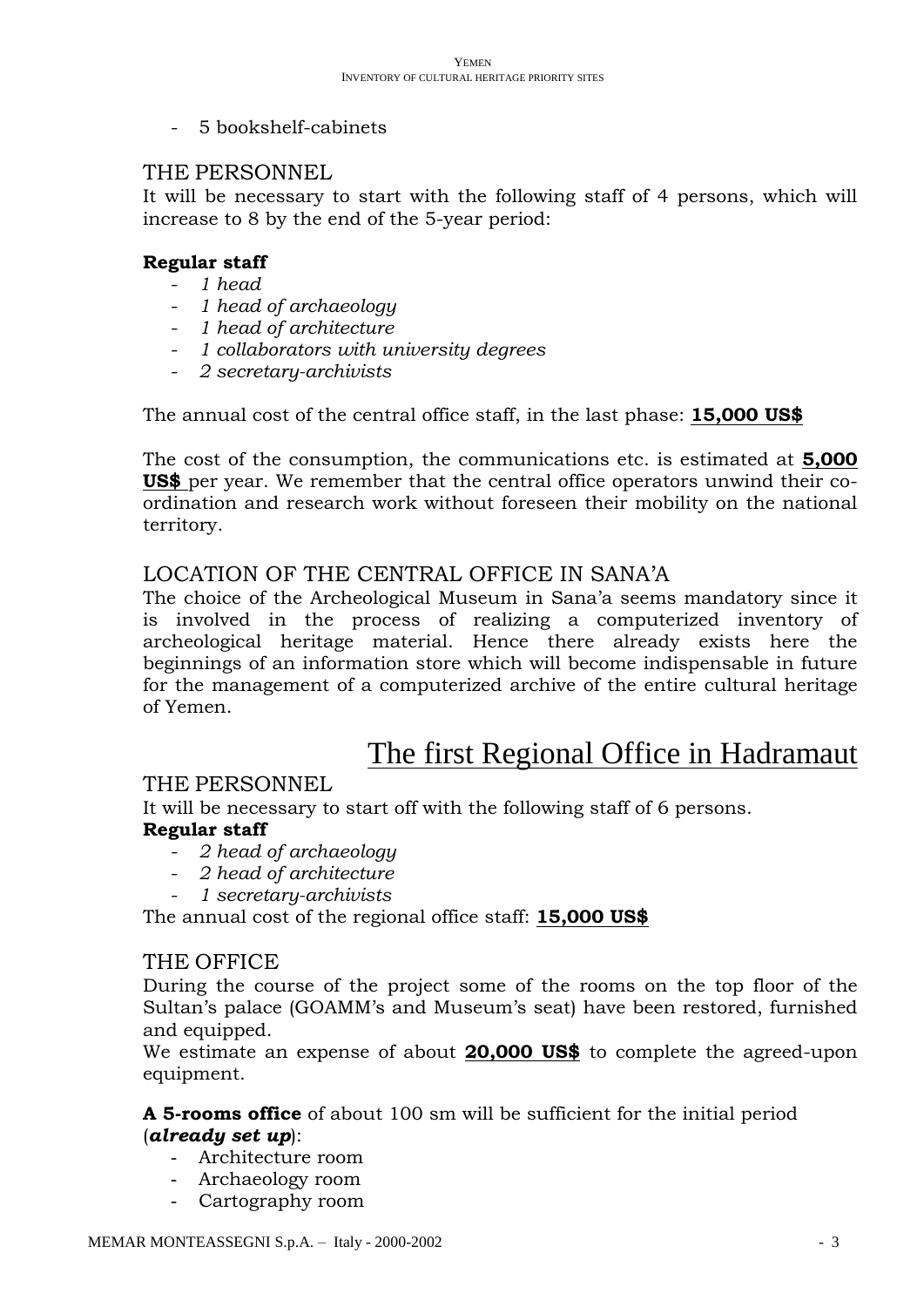- 5 bookshelf-cabinets

## THE PERSONNEL

It will be necessary to start with the following staff of 4 persons, which will increase to 8 by the end of the 5-year period:

**Regular staff**

- *1 head*
- *1 head of archaeology*
- *1 head of architecture*
- *1 collaborators with university degrees*
- *2 secretary-archivists*

The annual cost of the central office staff, in the last phase: **15,000 US$**

The cost of the consumption, the communications etc. is estimated at **5,000 US$** per year. We remember that the central office operators unwind their co-ordination and research work without foreseen their mobility on the national territory.

## LOCATION OF THE CENTRAL OFFICE IN SANA'A

The choice of the Archeological Museum in Sana'a seems mandatory since it is involved in the process of realizing a computerized inventory of archeological heritage material. Hence there already exists here the beginnings of an information store which will become indispensable in future for the management of a computerized archive of the entire cultural heritage of Yemen.

# The first Regional Office in Hadramaut

## THE PERSONNEL

It will be necessary to start off with the following staff of 6 persons.

**Regular staff**

- *2 head of archaeology*
- *2 head of architecture*
- *1 secretary-archivists*

The annual cost of the regional office staff: **15,000 US$**

## THE OFFICE

During the course of the project some of the rooms on the top floor of the Sultan's palace (GOAMM's and Museum's seat) have been restored, furnished and equipped.

We estimate an expense of about **20,000 US$** to complete the agreed-upon equipment.

**A 5-rooms office** of about 100 sm will be sufficient for the initial period (***already set up***):

- Architecture room
- Archaeology room
- Cartography room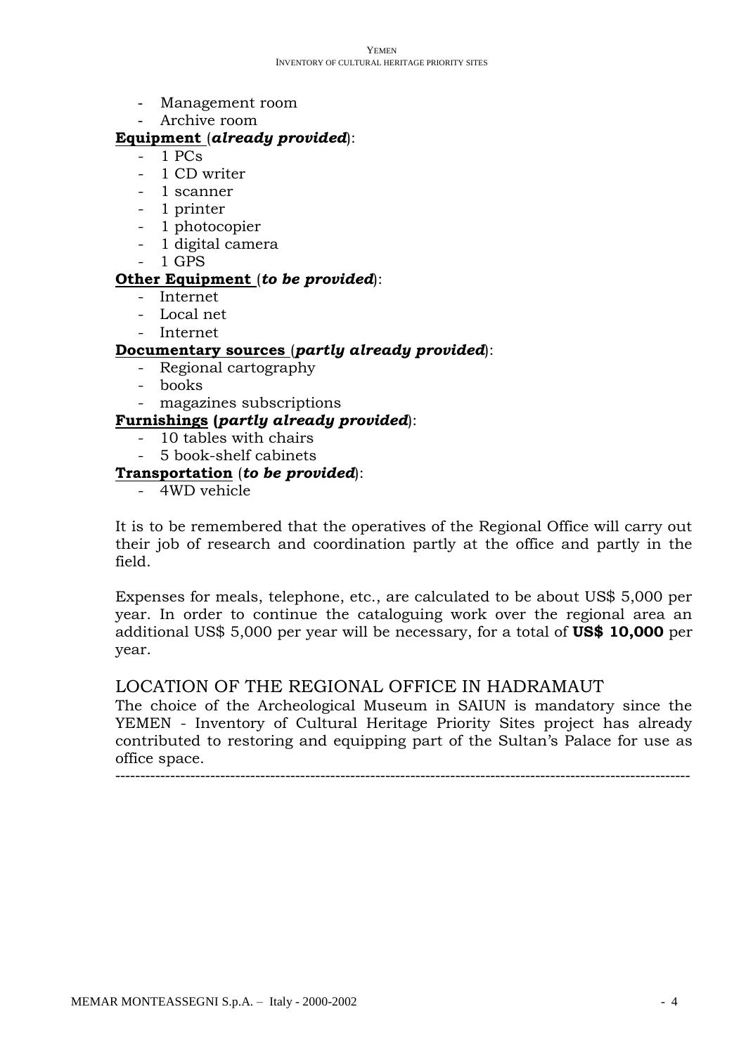- Management room
- Archive room

**Equipment** (***already provided***):

- 1 PCs
- 1 CD writer
- 1 scanner
- 1 printer
- 1 photocopier
- 1 digital camera
- 1 GPS

**Other Equipment** (***to be provided***):

- Internet
- Local net
- Internet

**Documentary sources** (***partly already provided***):

- Regional cartography
- books
- magazines subscriptions

**Furnishings (*partly already provided*)**:

- 10 tables with chairs
- 5 book-shelf cabinets

**Transportation** (***to be provided***):

- 4WD vehicle

It is to be remembered that the operatives of the Regional Office will carry out their job of research and coordination partly at the office and partly in the field.

Expenses for meals, telephone, etc., are calculated to be about US$ 5,000 per year. In order to continue the cataloguing work over the regional area an additional US$ 5,000 per year will be necessary, for a total of **US$ 10,000** per year.

## LOCATION OF THE REGIONAL OFFICE IN HADRAMAUT

The choice of the Archeological Museum in SAIUN is mandatory since the YEMEN - Inventory of Cultural Heritage Priority Sites project has already contributed to restoring and equipping part of the Sultan's Palace for use as office space.

---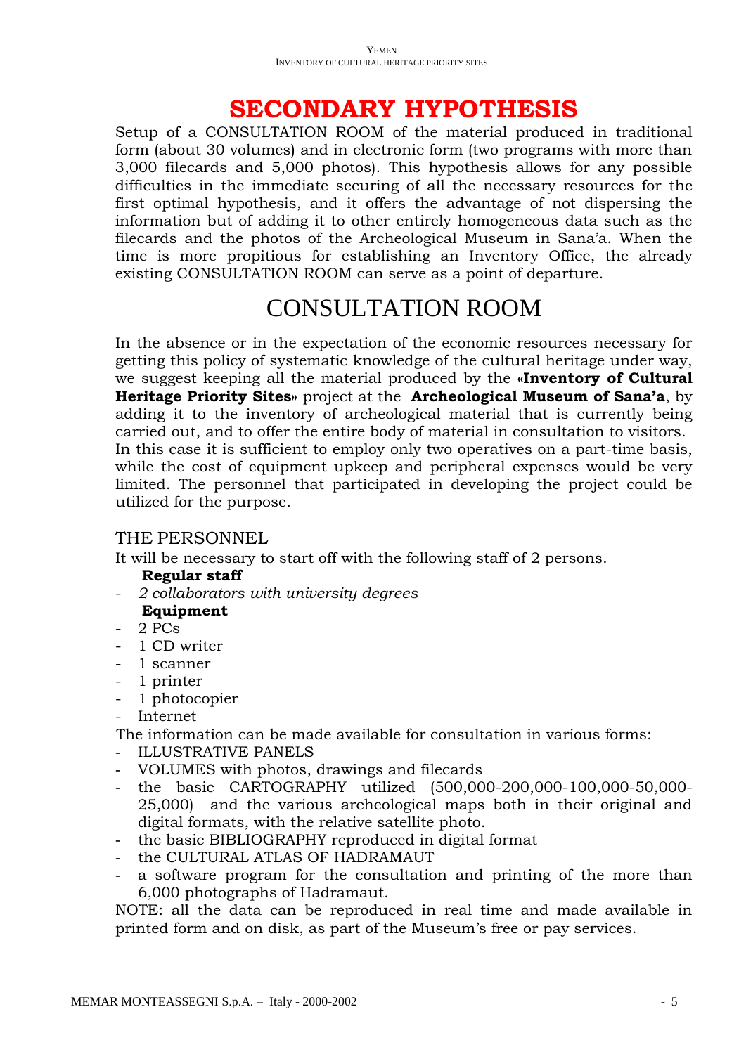# SECONDARY HYPOTHESIS

Setup of a CONSULTATION ROOM of the material produced in traditional form (about 30 volumes) and in electronic form (two programs with more than 3,000 filecards and 5,000 photos). This hypothesis allows for any possible difficulties in the immediate securing of all the necessary resources for the first optimal hypothesis, and it offers the advantage of not dispersing the information but of adding it to other entirely homogeneous data such as the filecards and the photos of the Archeological Museum in Sana'a. When the time is more propitious for establishing an Inventory Office, the already existing CONSULTATION ROOM can serve as a point of departure.

## CONSULTATION ROOM

In the absence or in the expectation of the economic resources necessary for getting this policy of systematic knowledge of the cultural heritage under way, we suggest keeping all the material produced by the **«Inventory of Cultural Heritage Priority Sites»** project at the **Archeological Museum of Sana'a**, by adding it to the inventory of archeological material that is currently being carried out, and to offer the entire body of material in consultation to visitors.
In this case it is sufficient to employ only two operatives on a part-time basis, while the cost of equipment upkeep and peripheral expenses would be very limited. The personnel that participated in developing the project could be utilized for the purpose.

### THE PERSONNEL

It will be necessary to start off with the following staff of 2 persons.

**Regular staff**

- *2 collaborators with university degrees*

**Equipment**

- 2 PCs
- 1 CD writer
- 1 scanner
- 1 printer
- 1 photocopier
- Internet

The information can be made available for consultation in various forms:

- ILLUSTRATIVE PANELS
- VOLUMES with photos, drawings and filecards
- the basic CARTOGRAPHY utilized (500,000-200,000-100,000-50,000-25,000) and the various archeological maps both in their original and digital formats, with the relative satellite photo.
- the basic BIBLIOGRAPHY reproduced in digital format
- the CULTURAL ATLAS OF HADRAMAUT
- a software program for the consultation and printing of the more than 6,000 photographs of Hadramaut.

NOTE: all the data can be reproduced in real time and made available in printed form and on disk, as part of the Museum's free or pay services.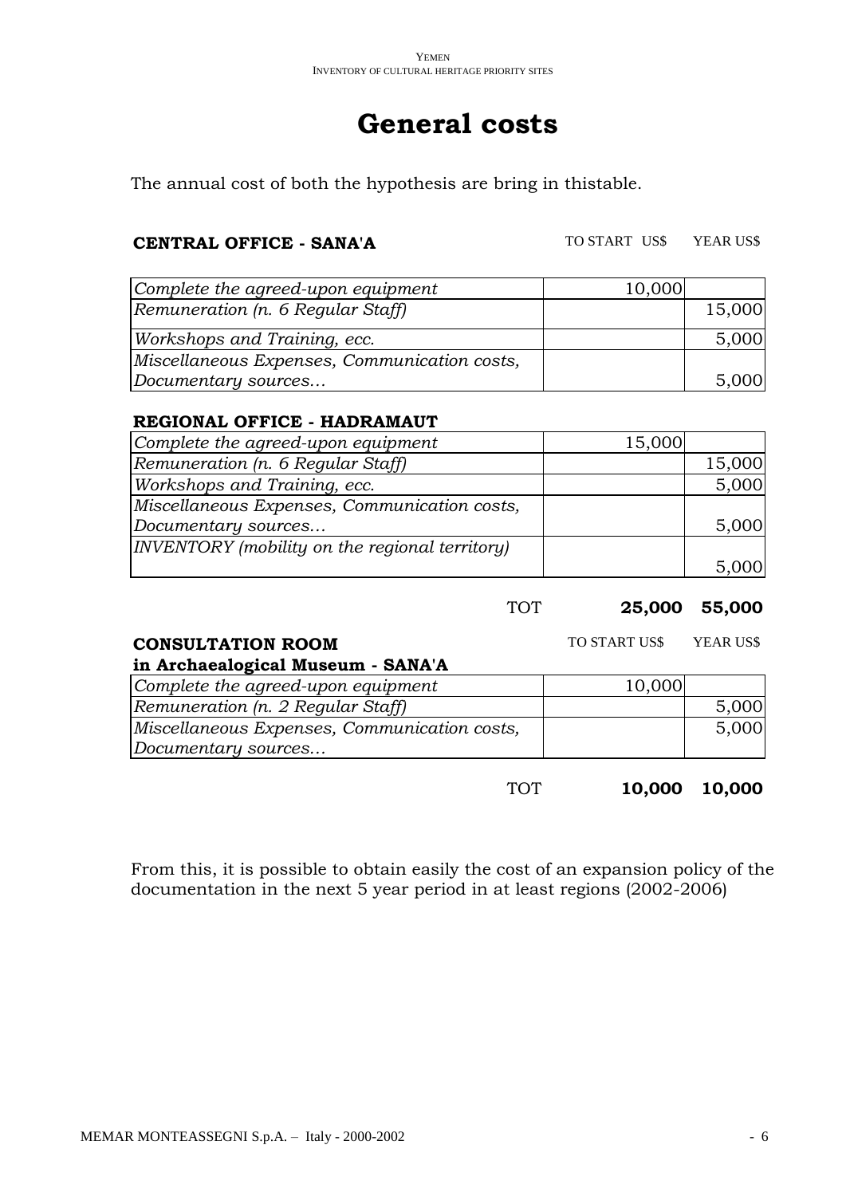# General costs

The annual cost of both the hypothesis are bring in thistable.

| **CENTRAL OFFICE - SANA'A** | TO START US$ | YEAR US$ |
|---|---|---|
| *Complete the agreed-upon equipment* | 10,000 | |
| *Remuneration (n. 6 Regular Staff)* | | 15,000 |
| *Workshops and Training, ecc.* | | 5,000 |
| *Miscellaneous Expenses, Communication costs, Documentary sources…* | | 5,000 |
| **REGIONAL OFFICE - HADRAMAUT** | | |
| *Complete the agreed-upon equipment* | 15,000 | |
| *Remuneration (n. 6 Regular Staff)* | | 15,000 |
| *Workshops and Training, ecc.* | | 5,000 |
| *Miscellaneous Expenses, Communication costs, Documentary sources…* | | 5,000 |
| *INVENTORY (mobility on the regional territory)* | | 5,000 |
| TOT | **25,000** | **55,000** |

| **CONSULTATION ROOM in Archaealogical Museum - SANA'A** | TO START US$ | YEAR US$ |
|---|---|---|
| *Complete the agreed-upon equipment* | 10,000 | |
| *Remuneration (n. 2 Regular Staff)* | | 5,000 |
| *Miscellaneous Expenses, Communication costs, Documentary sources…* | | 5,000 |
| TOT | **10,000** | **10,000** |

From this, it is possible to obtain easily the cost of an expansion policy of the documentation in the next 5 year period in at least regions (2002-2006)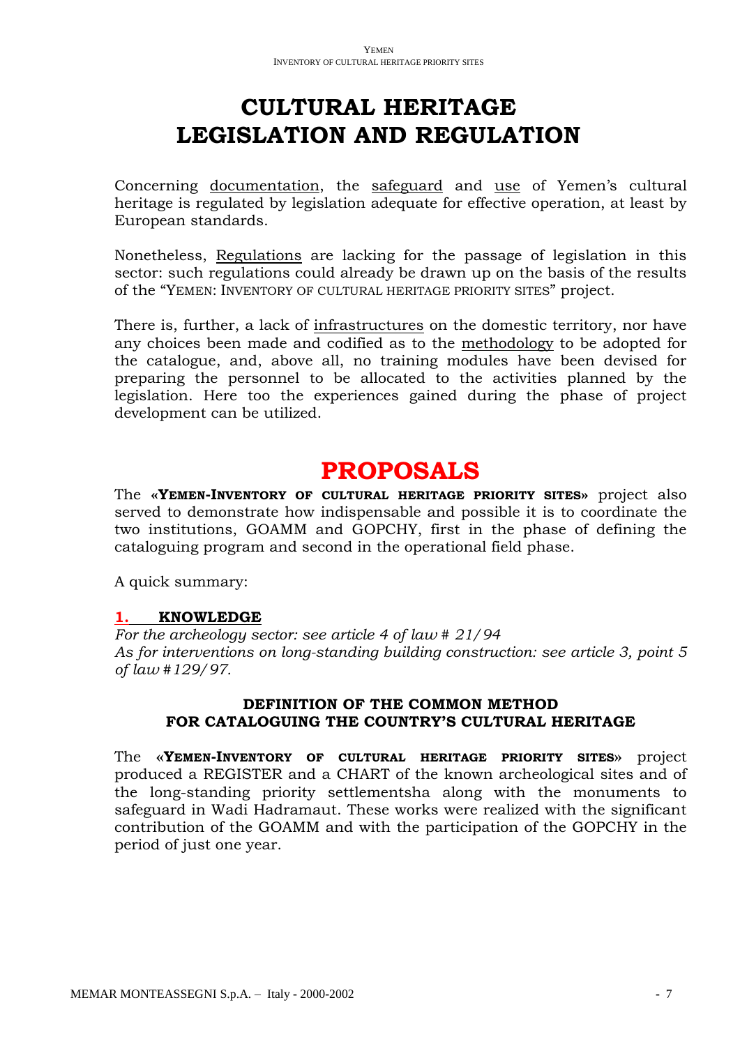# CULTURAL HERITAGE LEGISLATION AND REGULATION

Concerning documentation, the safeguard and use of Yemen's cultural heritage is regulated by legislation adequate for effective operation, at least by European standards.

Nonetheless, Regulations are lacking for the passage of legislation in this sector: such regulations could already be drawn up on the basis of the results of the "YEMEN: INVENTORY OF CULTURAL HERITAGE PRIORITY SITES" project.

There is, further, a lack of infrastructures on the domestic territory, nor have any choices been made and codified as to the methodology to be adopted for the catalogue, and, above all, no training modules have been devised for preparing the personnel to be allocated to the activities planned by the legislation. Here too the experiences gained during the phase of project development can be utilized.

# PROPOSALS

The **«YEMEN-INVENTORY OF CULTURAL HERITAGE PRIORITY SITES»** project also served to demonstrate how indispensable and possible it is to coordinate the two institutions, GOAMM and GOPCHY, first in the phase of defining the cataloguing program and second in the operational field phase.

A quick summary:

## 1. KNOWLEDGE

*For the archeology sector: see article 4 of law # 21/94*
*As for interventions on long-standing building construction: see article 3, point 5 of law #129/97.*

### DEFINITION OF THE COMMON METHOD FOR CATALOGUING THE COUNTRY'S CULTURAL HERITAGE

The **«YEMEN-INVENTORY OF CULTURAL HERITAGE PRIORITY SITES»** project produced a REGISTER and a CHART of the known archeological sites and of the long-standing priority settlementsha along with the monuments to safeguard in Wadi Hadramaut. These works were realized with the significant contribution of the GOAMM and with the participation of the GOPCHY in the period of just one year.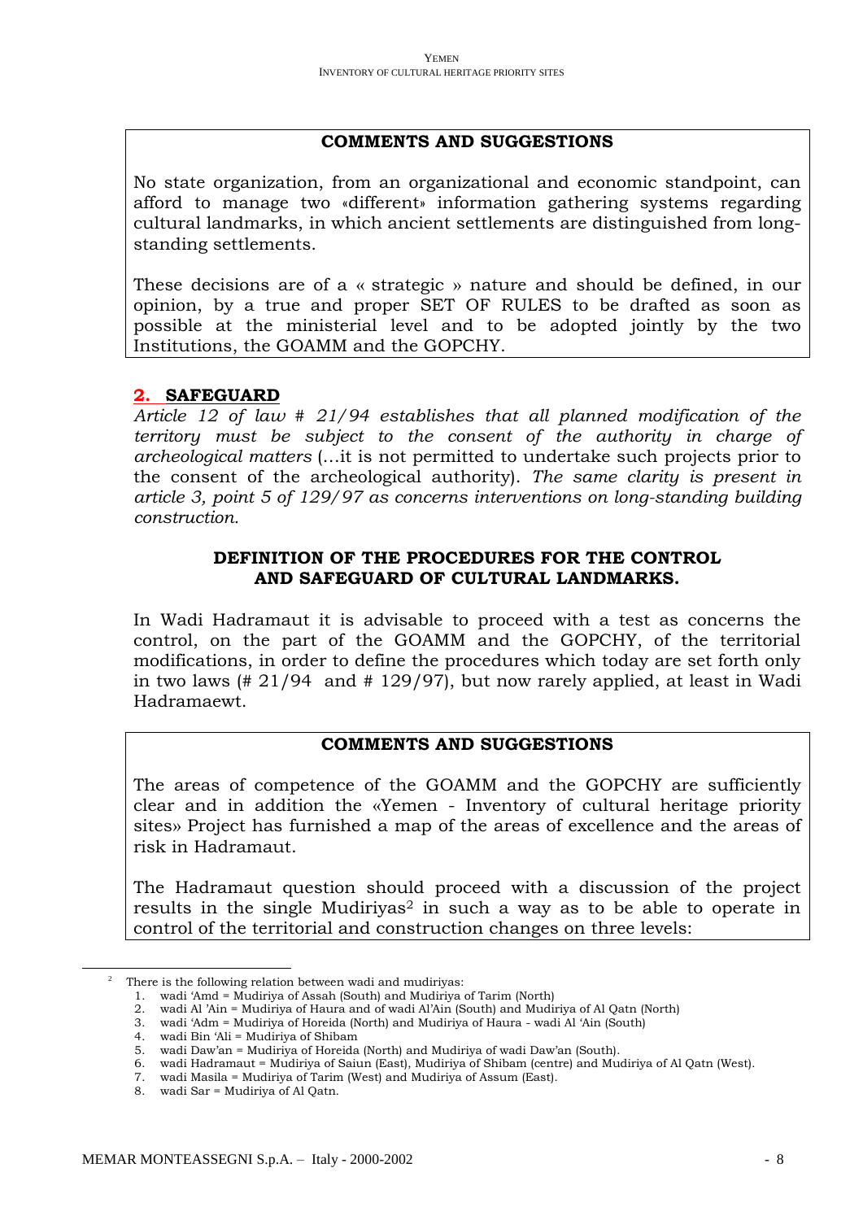### COMMENTS AND SUGGESTIONS

No state organization, from an organizational and economic standpoint, can afford to manage two «different» information gathering systems regarding cultural landmarks, in which ancient settlements are distinguished from long-standing settlements.

These decisions are of a « strategic » nature and should be defined, in our opinion, by a true and proper SET OF RULES to be drafted as soon as possible at the ministerial level and to be adopted jointly by the two Institutions, the GOAMM and the GOPCHY.

## 2. SAFEGUARD

*Article 12 of law # 21/94 establishes that all planned modification of the territory must be subject to the consent of the authority in charge of archeological matters* (…it is not permitted to undertake such projects prior to the consent of the archeological authority). *The same clarity is present in article 3, point 5 of 129/97 as concerns interventions on long-standing building construction.*

### DEFINITION OF THE PROCEDURES FOR THE CONTROL AND SAFEGUARD OF CULTURAL LANDMARKS.

In Wadi Hadramaut it is advisable to proceed with a test as concerns the control, on the part of the GOAMM and the GOPCHY, of the territorial modifications, in order to define the procedures which today are set forth only in two laws (# 21/94 and # 129/97), but now rarely applied, at least in Wadi Hadramaewt.

### COMMENTS AND SUGGESTIONS

The areas of competence of the GOAMM and the GOPCHY are sufficiently clear and in addition the «Yemen - Inventory of cultural heritage priority sites» Project has furnished a map of the areas of excellence and the areas of risk in Hadramaut.

The Hadramaut question should proceed with a discussion of the project results in the single Mudiriyas[2] in such a way as to be able to operate in control of the territorial and construction changes on three levels:

---

[2] There is the following relation between wadi and mudiriyas:

1. wadi 'Amd = Mudiriya of Assah (South) and Mudiriya of Tarim (North)
2. wadi Al 'Ain = Mudiriya of Haura and of wadi Al'Ain (South) and Mudiriya of Al Qatn (North)
3. wadi 'Adm = Mudiriya of Horeida (North) and Mudiriya of Haura - wadi Al 'Ain (South)
4. wadi Bin 'Ali = Mudiriya of Shibam
5. wadi Daw'an = Mudiriya of Horeida (North) and Mudiriya of wadi Daw'an (South).
6. wadi Hadramaut = Mudiriya of Saiun (East), Mudiriya of Shibam (centre) and Mudiriya of Al Qatn (West).
7. wadi Masila = Mudiriya of Tarim (West) and Mudiriya of Assum (East).
8. wadi Sar = Mudiriya of Al Qatn.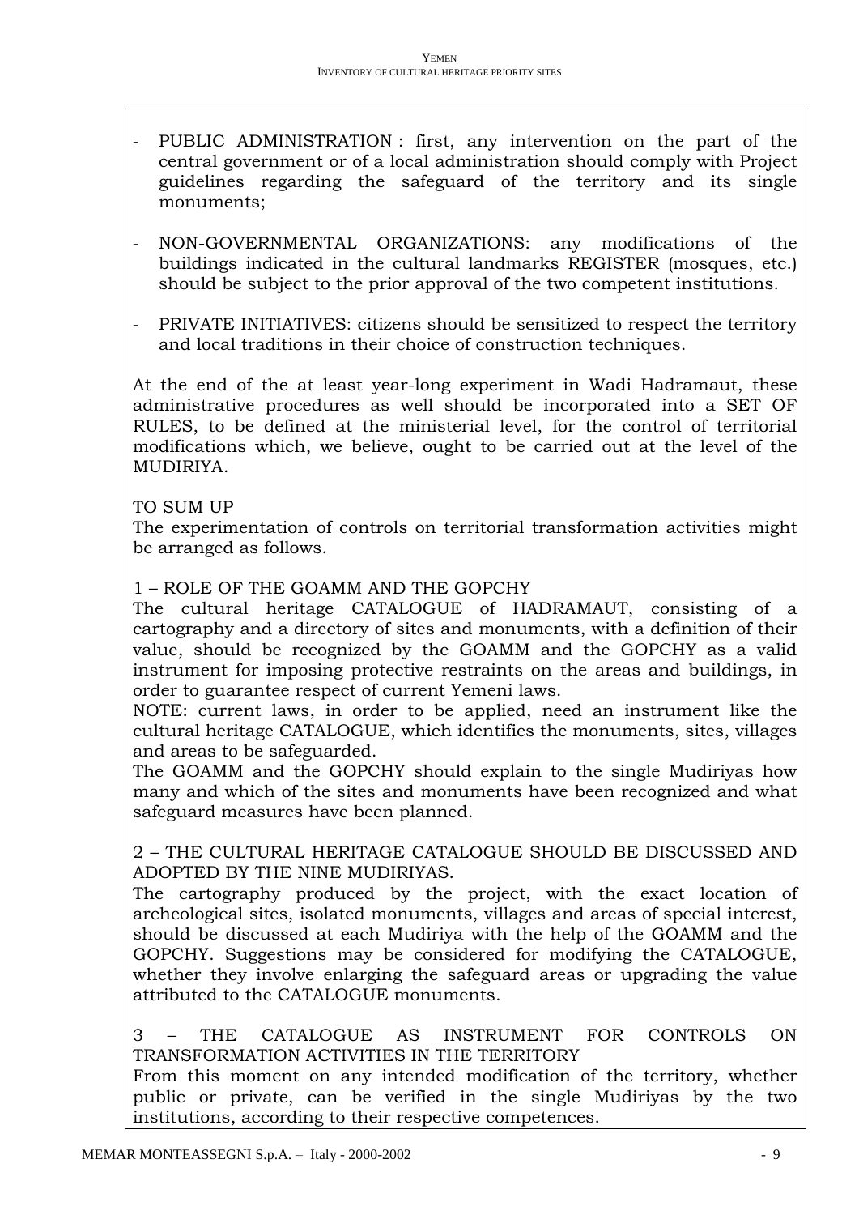- PUBLIC ADMINISTRATION : first, any intervention on the part of the central government or of a local administration should comply with Project guidelines regarding the safeguard of the territory and its single monuments;

- NON-GOVERNMENTAL ORGANIZATIONS: any modifications of the buildings indicated in the cultural landmarks REGISTER (mosques, etc.) should be subject to the prior approval of the two competent institutions.

- PRIVATE INITIATIVES: citizens should be sensitized to respect the territory and local traditions in their choice of construction techniques.

At the end of the at least year-long experiment in Wadi Hadramaut, these administrative procedures as well should be incorporated into a SET OF RULES, to be defined at the ministerial level, for the control of territorial modifications which, we believe, ought to be carried out at the level of the MUDIRIYA.

TO SUM UP

The experimentation of controls on territorial transformation activities might be arranged as follows.

1 – ROLE OF THE GOAMM AND THE GOPCHY

The cultural heritage CATALOGUE of HADRAMAUT, consisting of a cartography and a directory of sites and monuments, with a definition of their value, should be recognized by the GOAMM and the GOPCHY as a valid instrument for imposing protective restraints on the areas and buildings, in order to guarantee respect of current Yemeni laws.

NOTE: current laws, in order to be applied, need an instrument like the cultural heritage CATALOGUE, which identifies the monuments, sites, villages and areas to be safeguarded.

The GOAMM and the GOPCHY should explain to the single Mudiriyas how many and which of the sites and monuments have been recognized and what safeguard measures have been planned.

2 – THE CULTURAL HERITAGE CATALOGUE SHOULD BE DISCUSSED AND ADOPTED BY THE NINE MUDIRIYAS.

The cartography produced by the project, with the exact location of archeological sites, isolated monuments, villages and areas of special interest, should be discussed at each Mudiriya with the help of the GOAMM and the GOPCHY. Suggestions may be considered for modifying the CATALOGUE, whether they involve enlarging the safeguard areas or upgrading the value attributed to the CATALOGUE monuments.

3 – THE CATALOGUE AS INSTRUMENT FOR CONTROLS ON TRANSFORMATION ACTIVITIES IN THE TERRITORY

From this moment on any intended modification of the territory, whether public or private, can be verified in the single Mudiriyas by the two institutions, according to their respective competences.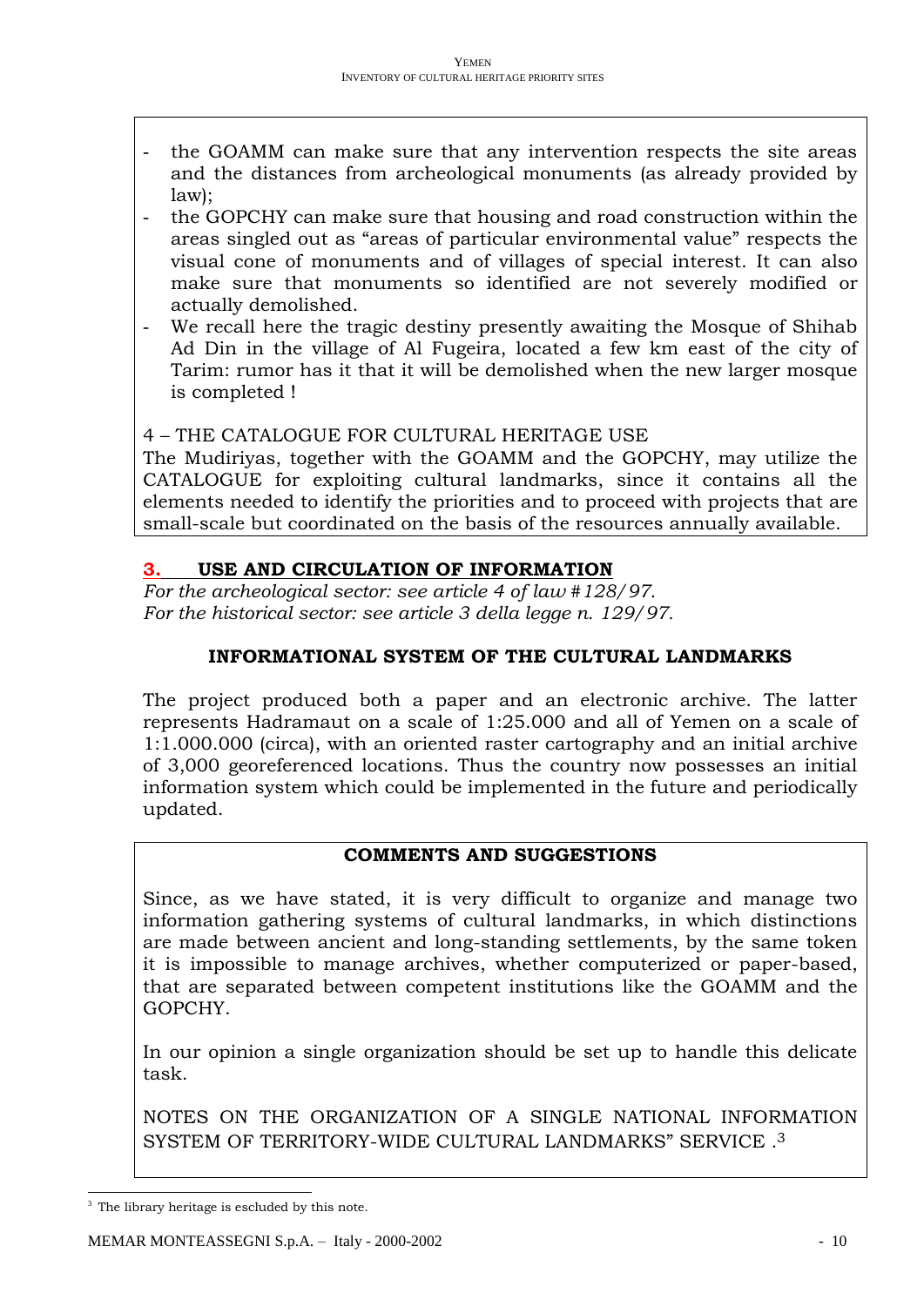- the GOAMM can make sure that any intervention respects the site areas and the distances from archeological monuments (as already provided by law);
- the GOPCHY can make sure that housing and road construction within the areas singled out as "areas of particular environmental value" respects the visual cone of monuments and of villages of special interest. It can also make sure that monuments so identified are not severely modified or actually demolished.
- We recall here the tragic destiny presently awaiting the Mosque of Shihab Ad Din in the village of Al Fugeira, located a few km east of the city of Tarim: rumor has it that it will be demolished when the new larger mosque is completed !

4 – THE CATALOGUE FOR CULTURAL HERITAGE USE

The Mudiriyas, together with the GOAMM and the GOPCHY, may utilize the CATALOGUE for exploiting cultural landmarks, since it contains all the elements needed to identify the priorities and to proceed with projects that are small-scale but coordinated on the basis of the resources annually available.

## 3. USE AND CIRCULATION OF INFORMATION

*For the archeological sector: see article 4 of law #128/97.*
*For the historical sector: see article 3 della legge n. 129/97.*

### INFORMATIONAL SYSTEM OF THE CULTURAL LANDMARKS

The project produced both a paper and an electronic archive. The latter represents Hadramaut on a scale of 1:25.000 and all of Yemen on a scale of 1:1.000.000 (circa), with an oriented raster cartography and an initial archive of 3,000 georeferenced locations. Thus the country now possesses an initial information system which could be implemented in the future and periodically updated.

### COMMENTS AND SUGGESTIONS

Since, as we have stated, it is very difficult to organize and manage two information gathering systems of cultural landmarks, in which distinctions are made between ancient and long-standing settlements, by the same token it is impossible to manage archives, whether computerized or paper-based, that are separated between competent institutions like the GOAMM and the GOPCHY.

In our opinion a single organization should be set up to handle this delicate task.

NOTES ON THE ORGANIZATION OF A SINGLE NATIONAL INFORMATION SYSTEM OF TERRITORY-WIDE CULTURAL LANDMARKS" SERVICE .[3]

[3] The library heritage is escluded by this note.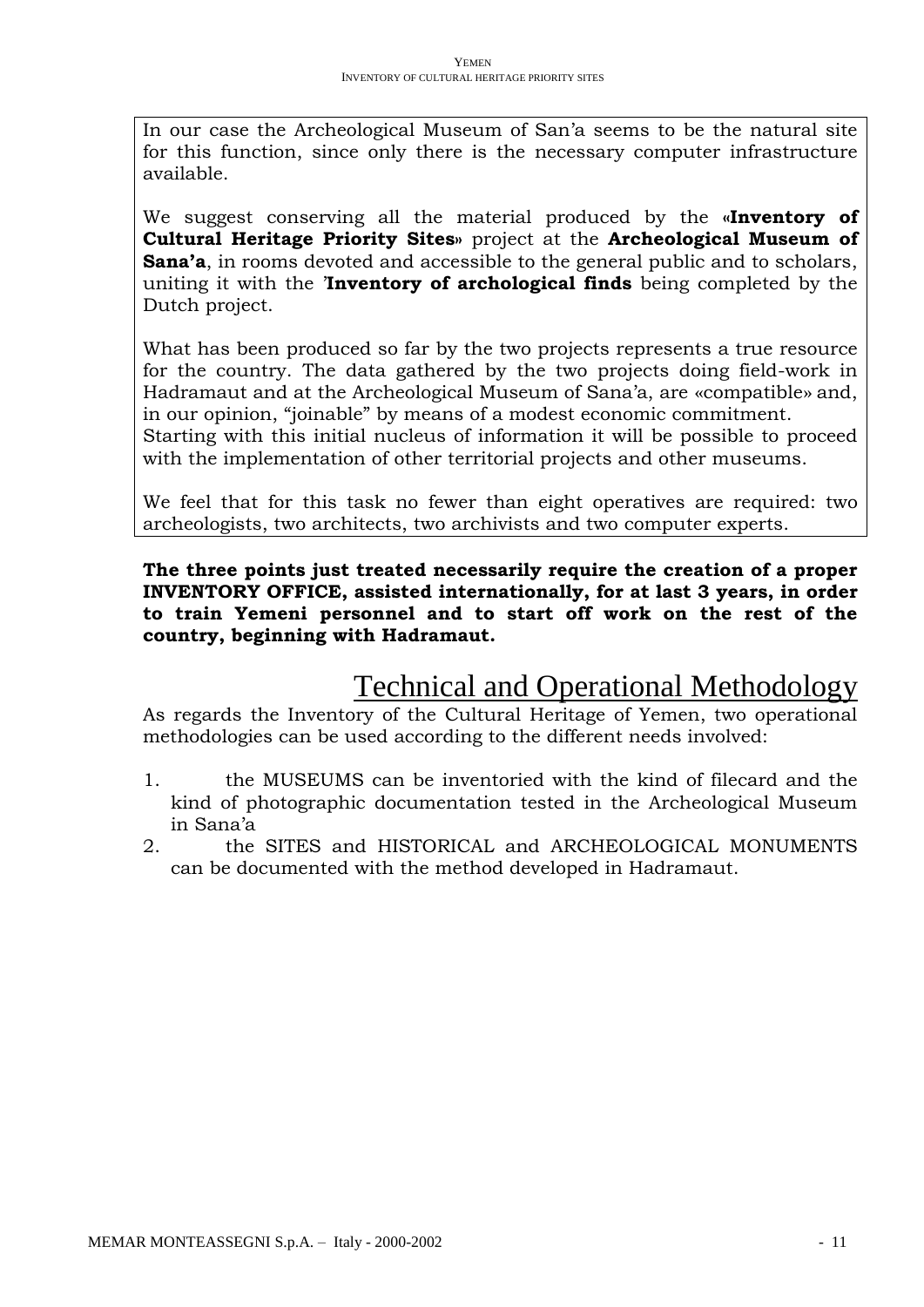In our case the Archeological Museum of San'a seems to be the natural site for this function, since only there is the necessary computer infrastructure available.

We suggest conserving all the material produced by the **«Inventory of Cultural Heritage Priority Sites»** project at the **Archeological Museum of Sana'a**, in rooms devoted and accessible to the general public and to scholars, uniting it with the '**Inventory of archological finds** being completed by the Dutch project.

What has been produced so far by the two projects represents a true resource for the country. The data gathered by the two projects doing field-work in Hadramaut and at the Archeological Museum of Sana'a, are «compatible» and, in our opinion, "joinable" by means of a modest economic commitment.
Starting with this initial nucleus of information it will be possible to proceed with the implementation of other territorial projects and other museums.

We feel that for this task no fewer than eight operatives are required: two archeologists, two architects, two archivists and two computer experts.

**The three points just treated necessarily require the creation of a proper INVENTORY OFFICE, assisted internationally, for at last 3 years, in order to train Yemeni personnel and to start off work on the rest of the country, beginning with Hadramaut.**

# Technical and Operational Methodology

As regards the Inventory of the Cultural Heritage of Yemen, two operational methodologies can be used according to the different needs involved:

1. the MUSEUMS can be inventoried with the kind of filecard and the kind of photographic documentation tested in the Archeological Museum in Sana'a
2. the SITES and HISTORICAL and ARCHEOLOGICAL MONUMENTS can be documented with the method developed in Hadramaut.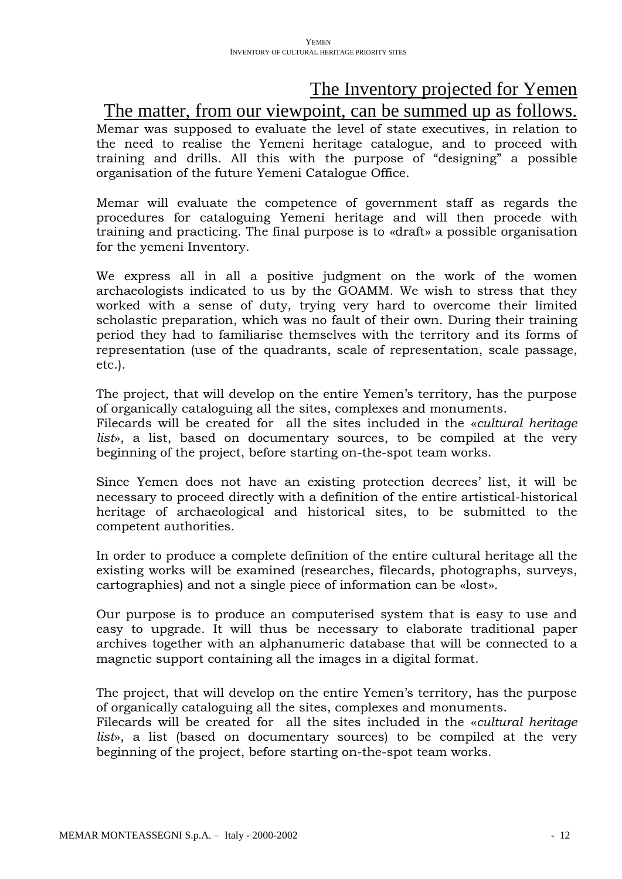# The Inventory projected for Yemen

## The matter, from our viewpoint, can be summed up as follows.

Memar was supposed to evaluate the level of state executives, in relation to the need to realise the Yemeni heritage catalogue, and to proceed with training and drills. All this with the purpose of "designing" a possible organisation of the future Yemeni Catalogue Office.

Memar will evaluate the competence of government staff as regards the procedures for cataloguing Yemeni heritage and will then procede with training and practicing. The final purpose is to «draft» a possible organisation for the yemeni Inventory.

We express all in all a positive judgment on the work of the women archaeologists indicated to us by the GOAMM. We wish to stress that they worked with a sense of duty, trying very hard to overcome their limited scholastic preparation, which was no fault of their own. During their training period they had to familiarise themselves with the territory and its forms of representation (use of the quadrants, scale of representation, scale passage, etc.).

The project, that will develop on the entire Yemen's territory, has the purpose of organically cataloguing all the sites, complexes and monuments.
Filecards will be created for all the sites included in the «*cultural heritage list*», a list, based on documentary sources, to be compiled at the very beginning of the project, before starting on-the-spot team works.

Since Yemen does not have an existing protection decrees' list, it will be necessary to proceed directly with a definition of the entire artistical-historical heritage of archaeological and historical sites, to be submitted to the competent authorities.

In order to produce a complete definition of the entire cultural heritage all the existing works will be examined (researches, filecards, photographs, surveys, cartographies) and not a single piece of information can be «lost».

Our purpose is to produce an computerised system that is easy to use and easy to upgrade. It will thus be necessary to elaborate traditional paper archives together with an alphanumeric database that will be connected to a magnetic support containing all the images in a digital format.

The project, that will develop on the entire Yemen's territory, has the purpose of organically cataloguing all the sites, complexes and monuments.
Filecards will be created for all the sites included in the «*cultural heritage list*», a list (based on documentary sources) to be compiled at the very beginning of the project, before starting on-the-spot team works.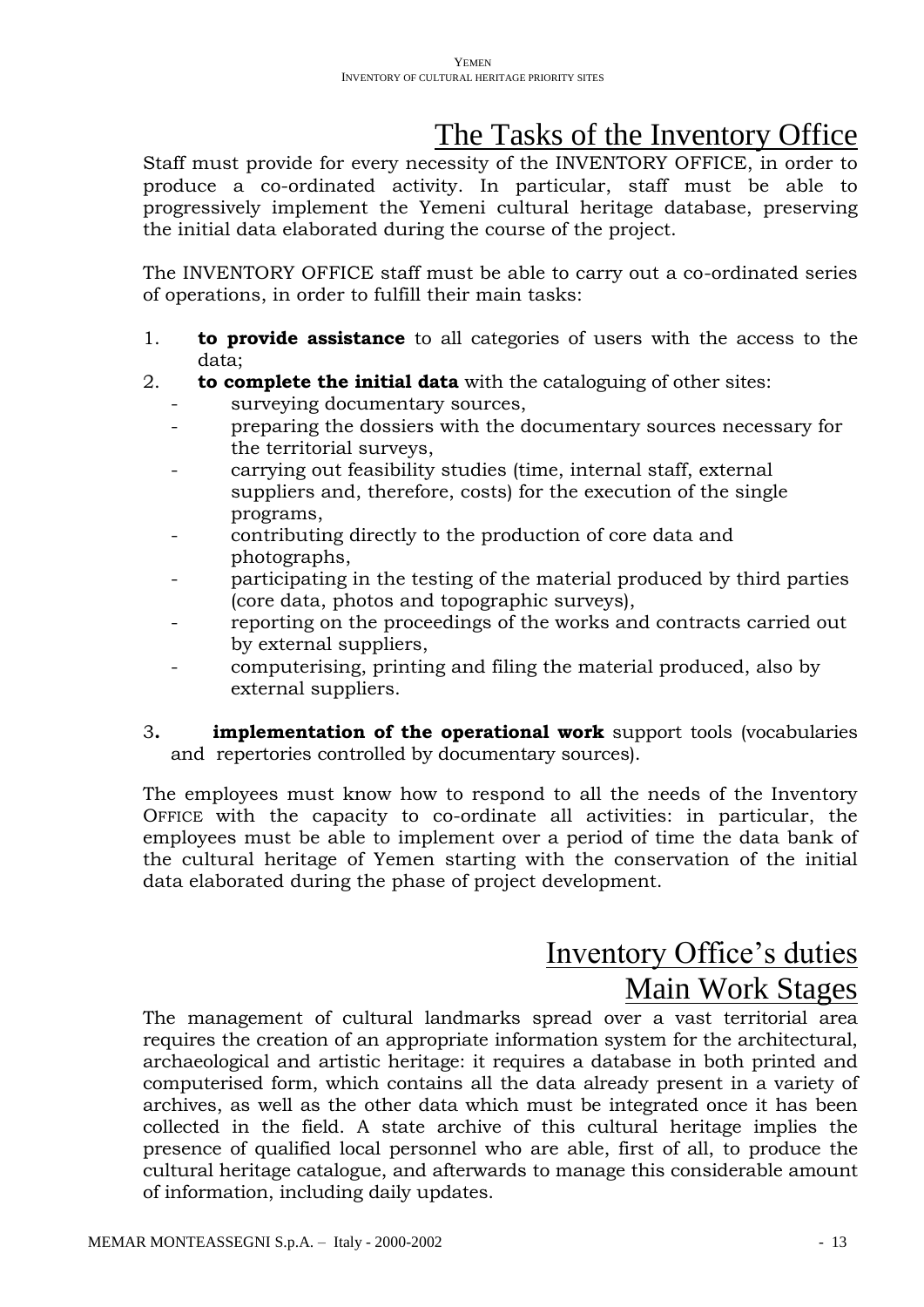# The Tasks of the Inventory Office

Staff must provide for every necessity of the INVENTORY OFFICE, in order to produce a co-ordinated activity. In particular, staff must be able to progressively implement the Yemeni cultural heritage database, preserving the initial data elaborated during the course of the project.

The INVENTORY OFFICE staff must be able to carry out a co-ordinated series of operations, in order to fulfill their main tasks:

1. **to provide assistance** to all categories of users with the access to the data;
2. **to complete the initial data** with the cataloguing of other sites:
   - surveying documentary sources,
   - preparing the dossiers with the documentary sources necessary for the territorial surveys,
   - carrying out feasibility studies (time, internal staff, external suppliers and, therefore, costs) for the execution of the single programs,
   - contributing directly to the production of core data and photographs,
   - participating in the testing of the material produced by third parties (core data, photos and topographic surveys),
   - reporting on the proceedings of the works and contracts carried out by external suppliers,
   - computerising, printing and filing the material produced, also by external suppliers.
3. **implementation of the operational work** support tools (vocabularies and repertories controlled by documentary sources).

The employees must know how to respond to all the needs of the Inventory OFFICE with the capacity to co-ordinate all activities: in particular, the employees must be able to implement over a period of time the data bank of the cultural heritage of Yemen starting with the conservation of the initial data elaborated during the phase of project development.

# Inventory Office's duties
## Main Work Stages

The management of cultural landmarks spread over a vast territorial area requires the creation of an appropriate information system for the architectural, archaeological and artistic heritage: it requires a database in both printed and computerised form, which contains all the data already present in a variety of archives, as well as the other data which must be integrated once it has been collected in the field. A state archive of this cultural heritage implies the presence of qualified local personnel who are able, first of all, to produce the cultural heritage catalogue, and afterwards to manage this considerable amount of information, including daily updates.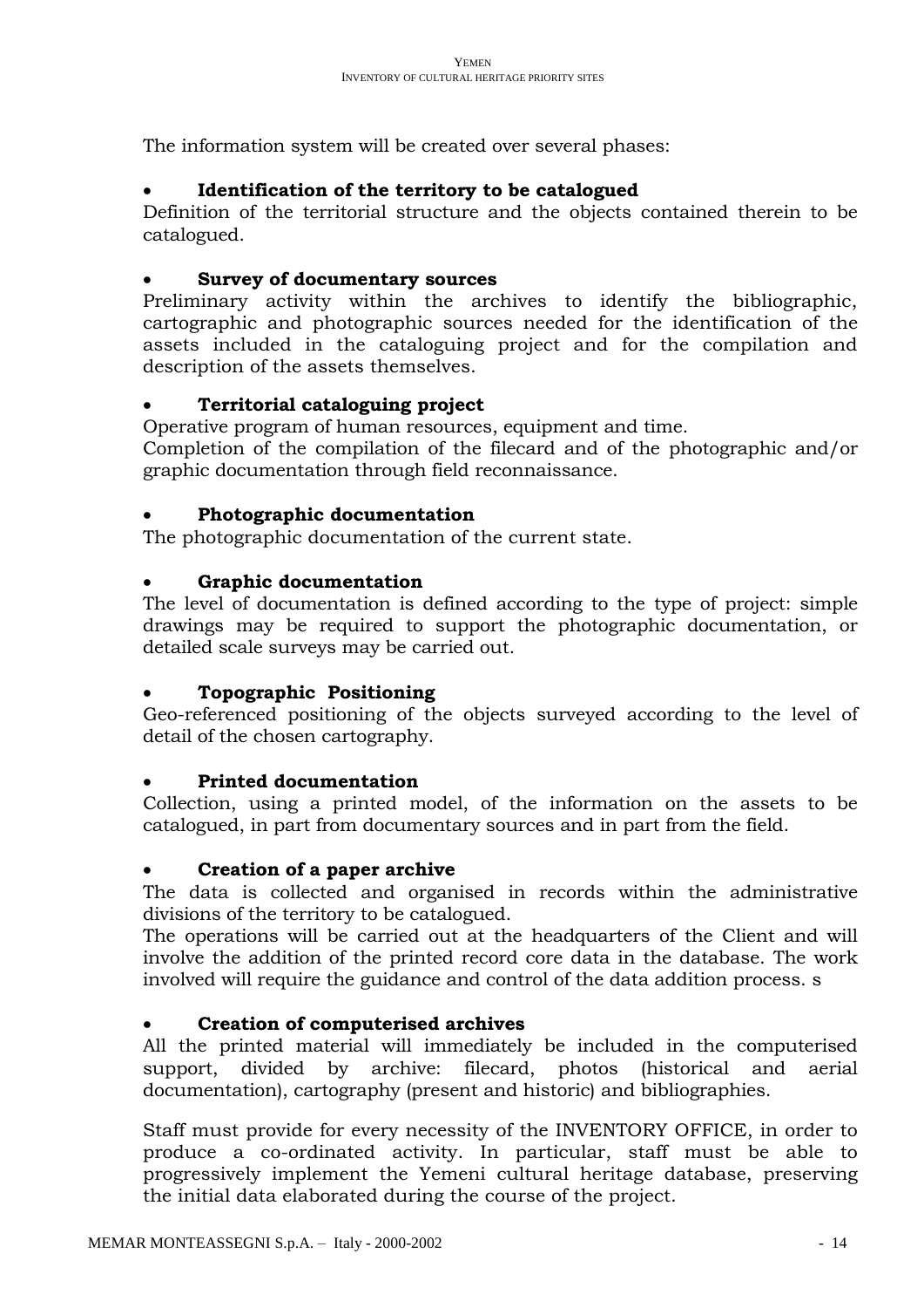The information system will be created over several phases:

- **Identification of the territory to be catalogued**

Definition of the territorial structure and the objects contained therein to be catalogued.

- **Survey of documentary sources**

Preliminary activity within the archives to identify the bibliographic, cartographic and photographic sources needed for the identification of the assets included in the cataloguing project and for the compilation and description of the assets themselves.

- **Territorial cataloguing project**

Operative program of human resources, equipment and time.
Completion of the compilation of the filecard and of the photographic and/or graphic documentation through field reconnaissance.

- **Photographic documentation**

The photographic documentation of the current state.

- **Graphic documentation**

The level of documentation is defined according to the type of project: simple drawings may be required to support the photographic documentation, or detailed scale surveys may be carried out.

- **Topographic Positioning**

Geo-referenced positioning of the objects surveyed according to the level of detail of the chosen cartography.

- **Printed documentation**

Collection, using a printed model, of the information on the assets to be catalogued, in part from documentary sources and in part from the field.

- **Creation of a paper archive**

The data is collected and organised in records within the administrative divisions of the territory to be catalogued.
The operations will be carried out at the headquarters of the Client and will involve the addition of the printed record core data in the database. The work involved will require the guidance and control of the data addition process. s

- **Creation of computerised archives**

All the printed material will immediately be included in the computerised support, divided by archive: filecard, photos (historical and aerial documentation), cartography (present and historic) and bibliographies.

Staff must provide for every necessity of the INVENTORY OFFICE, in order to produce a co-ordinated activity. In particular, staff must be able to progressively implement the Yemeni cultural heritage database, preserving the initial data elaborated during the course of the project.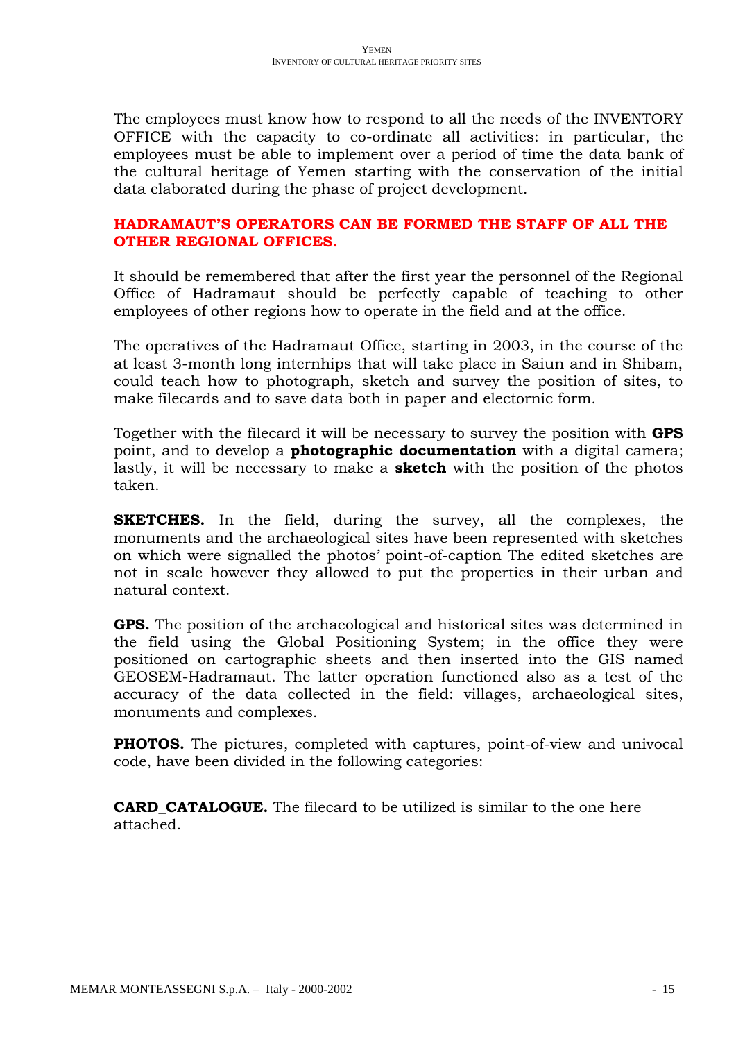The employees must know how to respond to all the needs of the INVENTORY OFFICE with the capacity to co-ordinate all activities: in particular, the employees must be able to implement over a period of time the data bank of the cultural heritage of Yemen starting with the conservation of the initial data elaborated during the phase of project development.

**HADRAMAUT'S OPERATORS CAN BE FORMED THE STAFF OF ALL THE OTHER REGIONAL OFFICES.**

It should be remembered that after the first year the personnel of the Regional Office of Hadramaut should be perfectly capable of teaching to other employees of other regions how to operate in the field and at the office.

The operatives of the Hadramaut Office, starting in 2003, in the course of the at least 3-month long internhips that will take place in Saiun and in Shibam, could teach how to photograph, sketch and survey the position of sites, to make filecards and to save data both in paper and electornic form.

Together with the filecard it will be necessary to survey the position with **GPS** point, and to develop a **photographic documentation** with a digital camera; lastly, it will be necessary to make a **sketch** with the position of the photos taken.

**SKETCHES.** In the field, during the survey, all the complexes, the monuments and the archaeological sites have been represented with sketches on which were signalled the photos' point-of-caption The edited sketches are not in scale however they allowed to put the properties in their urban and natural context.

**GPS.** The position of the archaeological and historical sites was determined in the field using the Global Positioning System; in the office they were positioned on cartographic sheets and then inserted into the GIS named GEOSEM-Hadramaut. The latter operation functioned also as a test of the accuracy of the data collected in the field: villages, archaeological sites, monuments and complexes.

**PHOTOS.** The pictures, completed with captures, point-of-view and univocal code, have been divided in the following categories:

**CARD_CATALOGUE.** The filecard to be utilized is similar to the one here attached.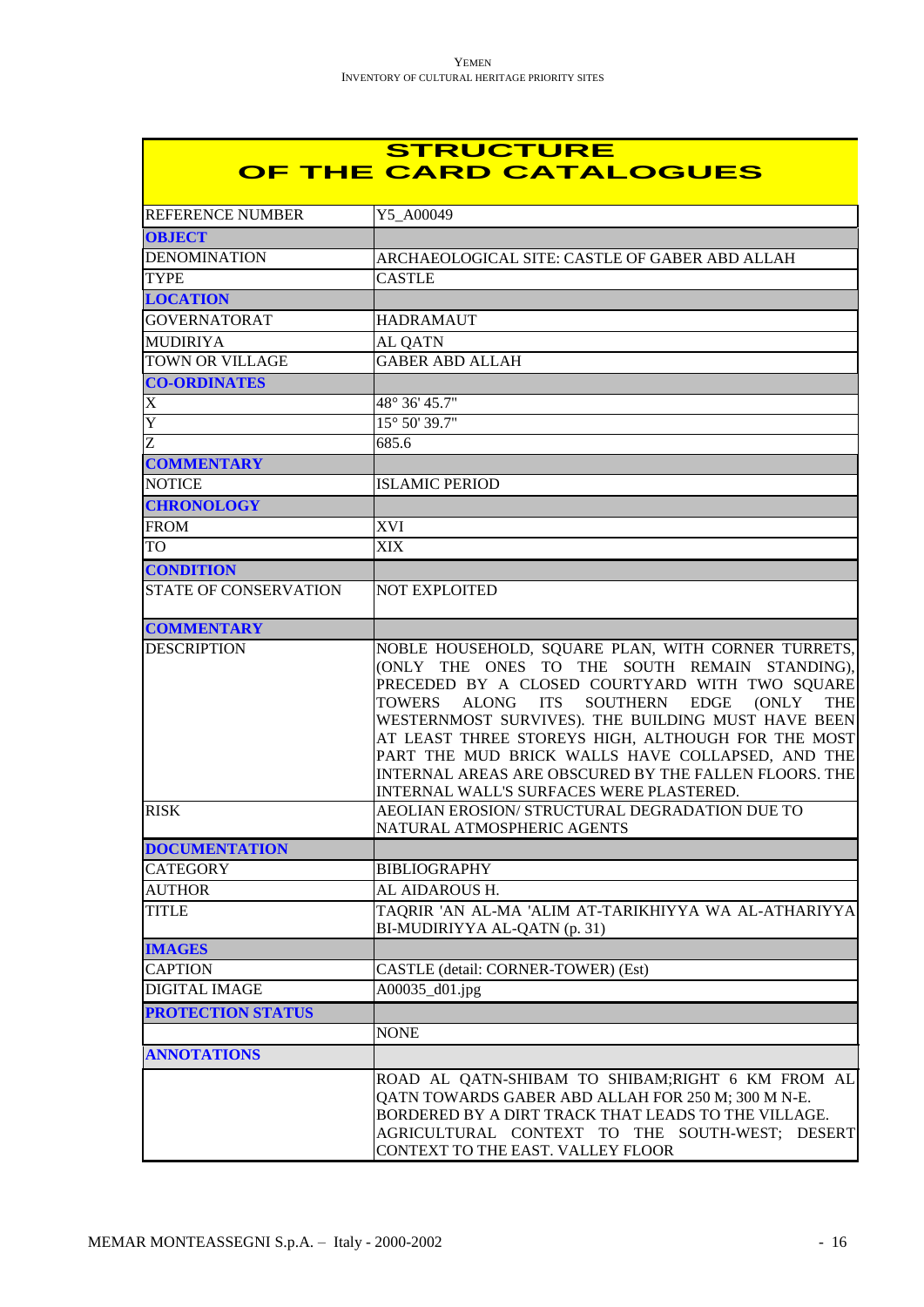# STRUCTURE OF THE CARD CATALOGUES

| | |
|---|---|
| REFERENCE NUMBER | Y5_A00049 |
| **OBJECT** | |
| DENOMINATION | ARCHAEOLOGICAL SITE: CASTLE OF GABER ABD ALLAH |
| TYPE | CASTLE |
| **LOCATION** | |
| GOVERNATORAT | HADRAMAUT |
| MUDIRIYA | AL QATN |
| TOWN OR VILLAGE | GABER ABD ALLAH |
| **CO-ORDINATES** | |
| X | 48° 36' 45.7" |
| Y | 15° 50' 39.7" |
| Z | 685.6 |
| **COMMENTARY** | |
| NOTICE | ISLAMIC PERIOD |
| **CHRONOLOGY** | |
| FROM | XVI |
| TO | XIX |
| **CONDITION** | |
| STATE OF CONSERVATION | NOT EXPLOITED |
| **COMMENTARY** | |
| DESCRIPTION | NOBLE HOUSEHOLD, SQUARE PLAN, WITH CORNER TURRETS, (ONLY THE ONES TO THE SOUTH REMAIN STANDING), PRECEDED BY A CLOSED COURTYARD WITH TWO SQUARE TOWERS ALONG ITS SOUTHERN EDGE (ONLY THE WESTERNMOST SURVIVES). THE BUILDING MUST HAVE BEEN AT LEAST THREE STOREYS HIGH, ALTHOUGH FOR THE MOST PART THE MUD BRICK WALLS HAVE COLLAPSED, AND THE INTERNAL AREAS ARE OBSCURED BY THE FALLEN FLOORS. THE INTERNAL WALL'S SURFACES WERE PLASTERED. |
| RISK | AEOLIAN EROSION/ STRUCTURAL DEGRADATION DUE TO NATURAL ATMOSPHERIC AGENTS |
| **DOCUMENTATION** | |
| CATEGORY | BIBLIOGRAPHY |
| AUTHOR | AL AIDAROUS H. |
| TITLE | TAQRIR 'AN AL-MA 'ALIM AT-TARIKHIYYA WA AL-ATHARIYYA BI-MUDIRIYYA AL-QATN (p. 31) |
| **IMAGES** | |
| CAPTION | CASTLE (detail: CORNER-TOWER) (Est) |
| DIGITAL IMAGE | A00035_d01.jpg |
| **PROTECTION STATUS** | |
| | NONE |
| **ANNOTATIONS** | |
| | ROAD AL QATN-SHIBAM TO SHIBAM;RIGHT 6 KM FROM AL QATN TOWARDS GABER ABD ALLAH FOR 250 M; 300 M N-E. BORDERED BY A DIRT TRACK THAT LEADS TO THE VILLAGE. AGRICULTURAL CONTEXT TO THE SOUTH-WEST; DESERT CONTEXT TO THE EAST. VALLEY FLOOR |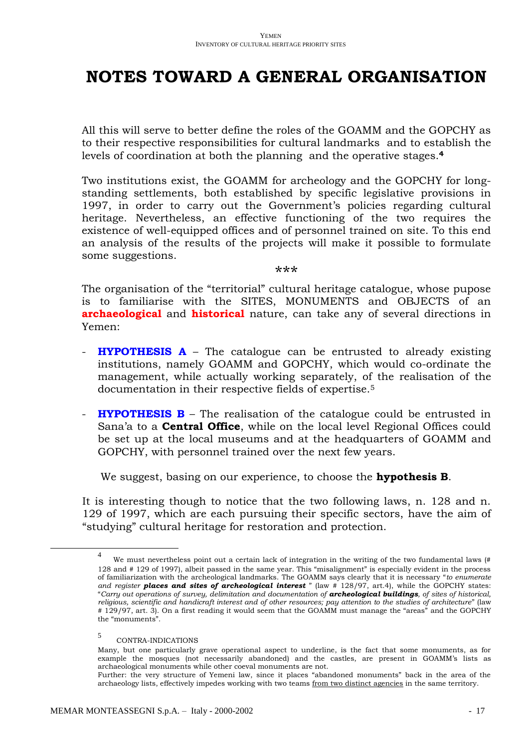# NOTES TOWARD A GENERAL ORGANISATION

All this will serve to better define the roles of the GOAMM and the GOPCHY as to their respective responsibilities for cultural landmarks and to establish the levels of coordination at both the planning and the operative stages.[4]

Two institutions exist, the GOAMM for archeology and the GOPCHY for long-standing settlements, both established by specific legislative provisions in 1997, in order to carry out the Government's policies regarding cultural heritage. Nevertheless, an effective functioning of the two requires the existence of well-equipped offices and of personnel trained on site. To this end an analysis of the results of the projects will make it possible to formulate some suggestions.

***

The organisation of the "territorial" cultural heritage catalogue, whose pupose is to familiarise with the SITES, MONUMENTS and OBJECTS of an **archaeological** and **historical** nature, can take any of several directions in Yemen:

- **HYPOTHESIS A** – The catalogue can be entrusted to already existing institutions, namely GOAMM and GOPCHY, which would co-ordinate the management, while actually working separately, of the realisation of the documentation in their respective fields of expertise.[5]

- **HYPOTHESIS B** – The realisation of the catalogue could be entrusted in Sana'a to a **Central Office**, while on the local level Regional Offices could be set up at the local museums and at the headquarters of GOAMM and GOPCHY, with personnel trained over the next few years.

We suggest, basing on our experience, to choose the **hypothesis B**.

It is interesting though to notice that the two following laws, n. 128 and n. 129 of 1997, which are each pursuing their specific sectors, have the aim of "studying" cultural heritage for restoration and protection.

---

[4] We must nevertheless point out a certain lack of integration in the writing of the two fundamental laws (# 128 and # 129 of 1997), albeit passed in the same year. This "misalignment" is especially evident in the process of familiarization with the archeological landmarks. The GOAMM says clearly that it is necessary "*to enumerate and register* ***places and sites of archeological interest*** " (law # 128/97, art.4), while the GOPCHY states: "*Carry out operations of survey, delimitation and documentation of* ***archeological buildings****, of sites of historical, religious, scientific and handicraft interest and of other resources; pay attention to the studies of architecture*" (law # 129/97, art. 3). On a first reading it would seem that the GOAMM must manage the "areas" and the GOPCHY the "monuments".

[5] CONTRA-INDICATIONS

Many, but one particularly grave operational aspect to underline, is the fact that some monuments, as for example the mosques (not necessarily abandoned) and the castles, are present in GOAMM's lists as archaeological monuments while other coeval monuments are not.

Further: the very structure of Yemeni law, since it places "abandoned monuments" back in the area of the archaeology lists, effectively impedes working with two teams from two distinct agencies in the same territory.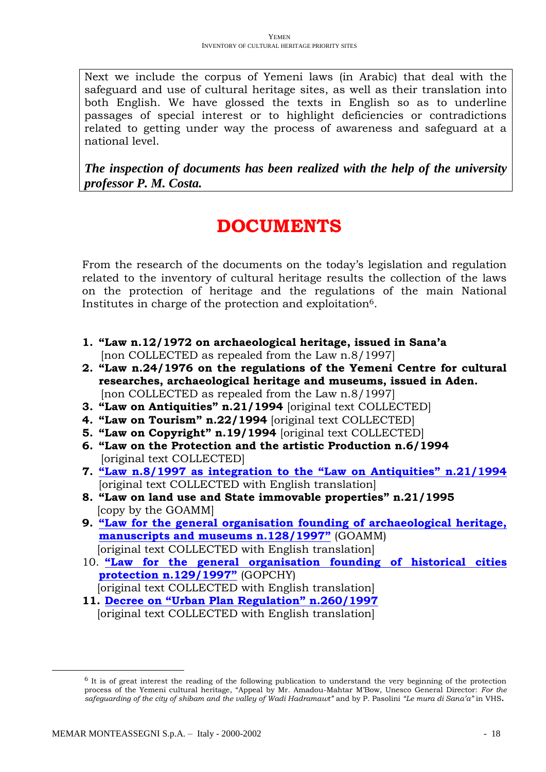Next we include the corpus of Yemeni laws (in Arabic) that deal with the safeguard and use of cultural heritage sites, as well as their translation into both English. We have glossed the texts in English so as to underline passages of special interest or to highlight deficiencies or contradictions related to getting under way the process of awareness and safeguard at a national level.

***The inspection of documents has been realized with the help of the university professor P. M. Costa.***

# DOCUMENTS

From the research of the documents on the today's legislation and regulation related to the inventory of cultural heritage results the collection of the laws on the protection of heritage and the regulations of the main National Institutes in charge of the protection and exploitation[6].

1. **"Law n.12/1972 on archaeological heritage, issued in Sana'a**
   [non COLLECTED as repealed from the Law n.8/1997]
2. **"Law n.24/1976 on the regulations of the Yemeni Centre for cultural researches, archaeological heritage and museums, issued in Aden.**
   [non COLLECTED as repealed from the Law n.8/1997]
3. **"Law on Antiquities" n.21/1994** [original text COLLECTED]
4. **"Law on Tourism" n.22/1994** [original text COLLECTED]
5. **"Law on Copyright" n.19/1994** [original text COLLECTED]
6. **"Law on the Protection and the artistic Production n.6/1994**
   [original text COLLECTED]
7. **"Law n.8/1997 as integration to the "Law on Antiquities" n.21/1994**
   [original text COLLECTED with English translation]
8. **"Law on land use and State immovable properties" n.21/1995**
   [copy by the GOAMM]
9. **"Law for the general organisation founding of archaeological heritage, manuscripts and museums n.128/1997"** (GOAMM)
   [original text COLLECTED with English translation]
10. **"Law for the general organisation founding of historical cities protection n.129/1997"** (GOPCHY)
    [original text COLLECTED with English translation]
11. **Decree on "Urban Plan Regulation" n.260/1997**
    [original text COLLECTED with English translation]

---

[6] It is of great interest the reading of the following publication to understand the very beginning of the protection process of the Yemeni cultural heritage, "Appeal by Mr. Amadou-Mahtar M'Bow, Unesco General Director: *For the safeguarding of the city of shibam and the valley of Wadi Hadramawt"* and by P. Pasolini *"Le mura di Sana'a"* in VHS.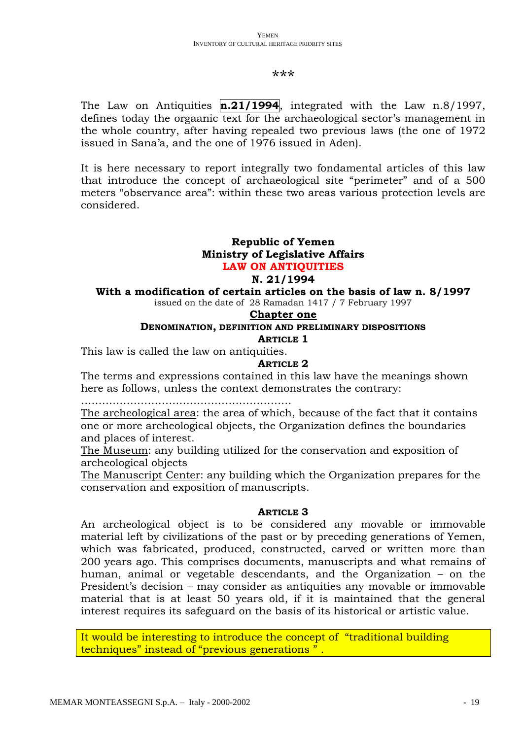\*\*\*

The Law on Antiquities **n.21/1994**, integrated with the Law n.8/1997, defines today the orgaanic text for the archaeological sector's management in the whole country, after having repealed two previous laws (the one of 1972 issued in Sana'a, and the one of 1976 issued in Aden).

It is here necessary to report integrally two fondamental articles of this law that introduce the concept of archaeological site "perimeter" and of a 500 meters "observance area": within these two areas various protection levels are considered.

**Republic of Yemen**
**Ministry of Legislative Affairs**
**LAW ON ANTIQUITIES**
**N. 21/1994**
**With a modification of certain articles on the basis of law n. 8/1997**
issued on the date of 28 Ramadan 1417 / 7 February 1997

## Chapter one

### DENOMINATION, DEFINITION AND PRELIMINARY DISPOSITIONS

#### ARTICLE 1

This law is called the law on antiquities.

#### ARTICLE 2

The terms and expressions contained in this law have the meanings shown here as follows, unless the context demonstrates the contrary:

…………………………………………………

The archeological area: the area of which, because of the fact that it contains one or more archeological objects, the Organization defines the boundaries and places of interest.

The Museum: any building utilized for the conservation and exposition of archeological objects

The Manuscript Center: any building which the Organization prepares for the conservation and exposition of manuscripts.

#### ARTICLE 3

An archeological object is to be considered any movable or immovable material left by civilizations of the past or by preceding generations of Yemen, which was fabricated, produced, constructed, carved or written more than 200 years ago. This comprises documents, manuscripts and what remains of human, animal or vegetable descendants, and the Organization – on the President's decision – may consider as antiquities any movable or immovable material that is at least 50 years old, if it is maintained that the general interest requires its safeguard on the basis of its historical or artistic value.

It would be interesting to introduce the concept of "traditional building techniques" instead of "previous generations ".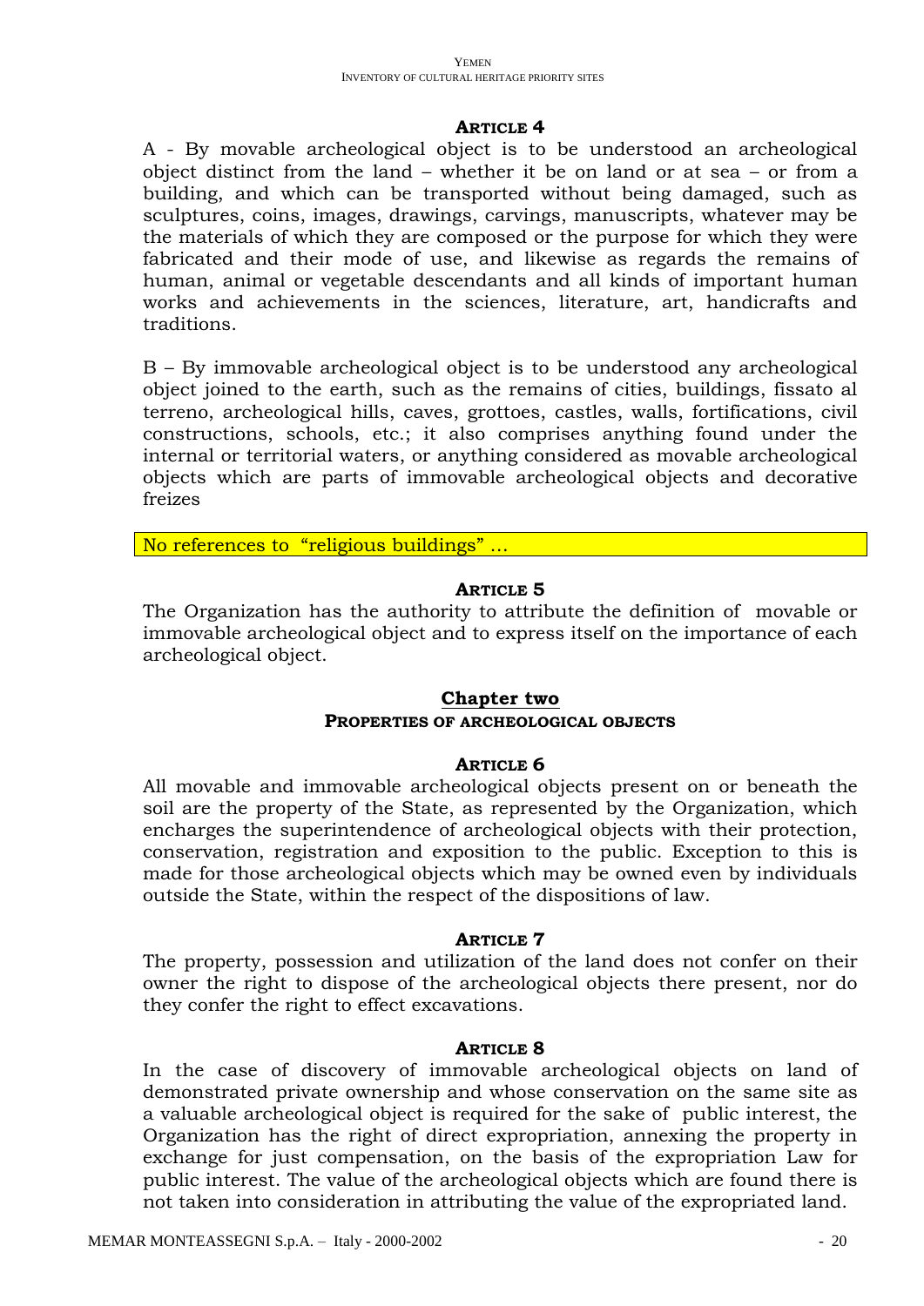### ARTICLE 4

A - By movable archeological object is to be understood an archeological object distinct from the land – whether it be on land or at sea – or from a building, and which can be transported without being damaged, such as sculptures, coins, images, drawings, carvings, manuscripts, whatever may be the materials of which they are composed or the purpose for which they were fabricated and their mode of use, and likewise as regards the remains of human, animal or vegetable descendants and all kinds of important human works and achievements in the sciences, literature, art, handicrafts and traditions.

B – By immovable archeological object is to be understood any archeological object joined to the earth, such as the remains of cities, buildings, fissato al terreno, archeological hills, caves, grottoes, castles, walls, fortifications, civil constructions, schools, etc.; it also comprises anything found under the internal or territorial waters, or anything considered as movable archeological objects which are parts of immovable archeological objects and decorative freizes

No references to "religious buildings" …

### ARTICLE 5

The Organization has the authority to attribute the definition of movable or immovable archeological object and to express itself on the importance of each archeological object.

## Chapter two

### PROPERTIES OF ARCHEOLOGICAL OBJECTS

### ARTICLE 6

All movable and immovable archeological objects present on or beneath the soil are the property of the State, as represented by the Organization, which encharges the superintendence of archeological objects with their protection, conservation, registration and exposition to the public. Exception to this is made for those archeological objects which may be owned even by individuals outside the State, within the respect of the dispositions of law.

### ARTICLE 7

The property, possession and utilization of the land does not confer on their owner the right to dispose of the archeological objects there present, nor do they confer the right to effect excavations.

### ARTICLE 8

In the case of discovery of immovable archeological objects on land of demonstrated private ownership and whose conservation on the same site as a valuable archeological object is required for the sake of public interest, the Organization has the right of direct expropriation, annexing the property in exchange for just compensation, on the basis of the expropriation Law for public interest. The value of the archeological objects which are found there is not taken into consideration in attributing the value of the expropriated land.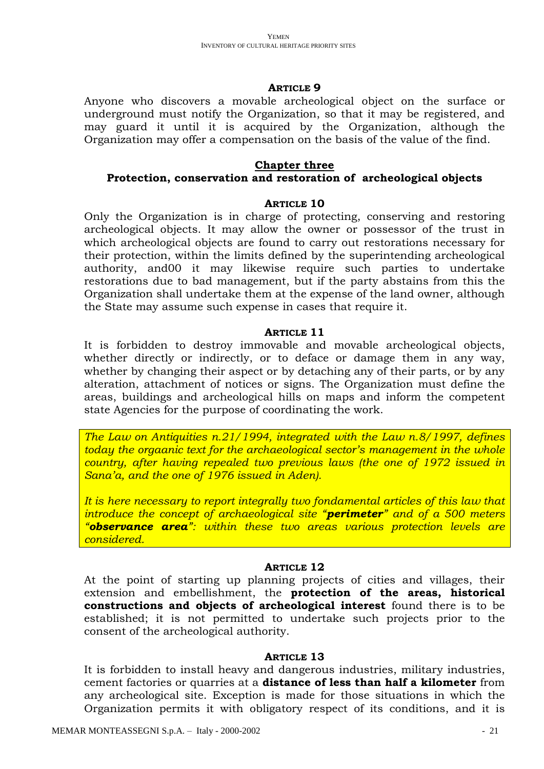### ARTICLE 9

Anyone who discovers a movable archeological object on the surface or underground must notify the Organization, so that it may be registered, and may guard it until it is acquired by the Organization, although the Organization may offer a compensation on the basis of the value of the find.

## Chapter three

## Protection, conservation and restoration of archeological objects

### ARTICLE 10

Only the Organization is in charge of protecting, conserving and restoring archeological objects. It may allow the owner or possessor of the trust in which archeological objects are found to carry out restorations necessary for their protection, within the limits defined by the superintending archeological authority, and00 it may likewise require such parties to undertake restorations due to bad management, but if the party abstains from this the Organization shall undertake them at the expense of the land owner, although the State may assume such expense in cases that require it.

### ARTICLE 11

It is forbidden to destroy immovable and movable archeological objects, whether directly or indirectly, or to deface or damage them in any way, whether by changing their aspect or by detaching any of their parts, or by any alteration, attachment of notices or signs. The Organization must define the areas, buildings and archeological hills on maps and inform the competent state Agencies for the purpose of coordinating the work.

*The Law on Antiquities n.21/1994, integrated with the Law n.8/1997, defines today the orgaanic text for the archaeological sector's management in the whole country, after having repealed two previous laws (the one of 1972 issued in Sana'a, and the one of 1976 issued in Aden).*

*It is here necessary to report integrally two fondamental articles of this law that introduce the concept of archaeological site "**perimeter**" and of a 500 meters "**observance area**": within these two areas various protection levels are considered.*

### ARTICLE 12

At the point of starting up planning projects of cities and villages, their extension and embellishment, the **protection of the areas, historical constructions and objects of archeological interest** found there is to be established; it is not permitted to undertake such projects prior to the consent of the archeological authority.

### ARTICLE 13

It is forbidden to install heavy and dangerous industries, military industries, cement factories or quarries at a **distance of less than half a kilometer** from any archeological site. Exception is made for those situations in which the Organization permits it with obligatory respect of its conditions, and it is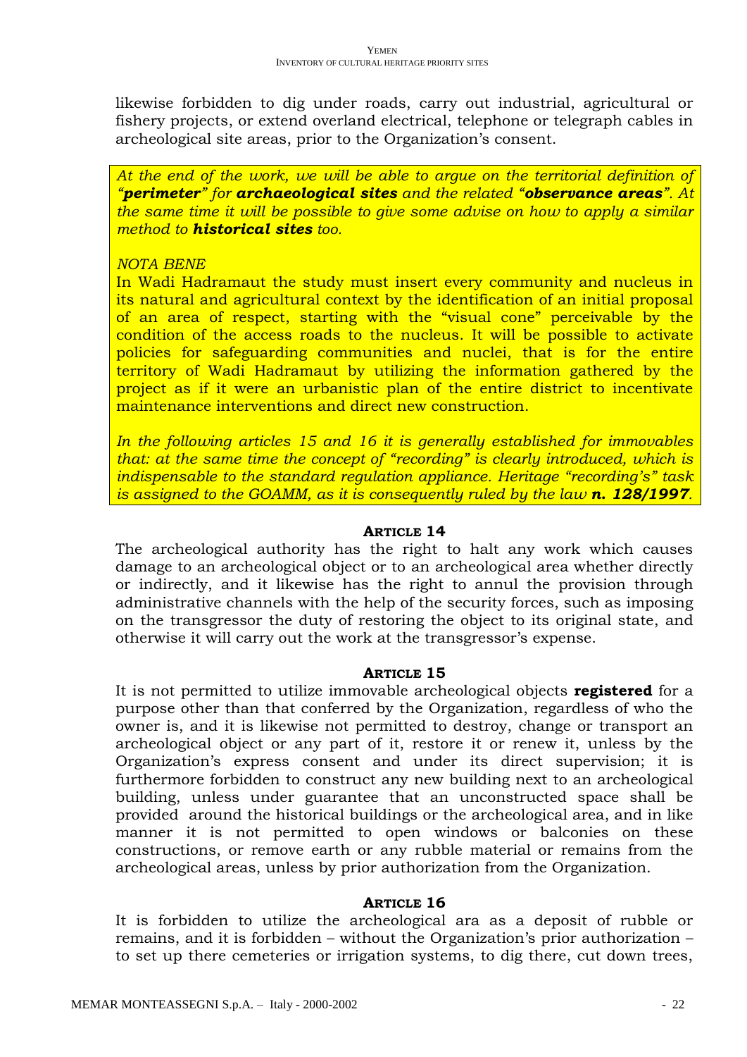likewise forbidden to dig under roads, carry out industrial, agricultural or fishery projects, or extend overland electrical, telephone or telegraph cables in archeological site areas, prior to the Organization's consent.

*At the end of the work, we will be able to argue on the territorial definition of "**perimeter**" for **archaeological sites** and the related "**observance areas**". At the same time it will be possible to give some advise on how to apply a similar method to **historical sites** too.*

*NOTA BENE*

In Wadi Hadramaut the study must insert every community and nucleus in its natural and agricultural context by the identification of an initial proposal of an area of respect, starting with the "visual cone" perceivable by the condition of the access roads to the nucleus. It will be possible to activate policies for safeguarding communities and nuclei, that is for the entire territory of Wadi Hadramaut by utilizing the information gathered by the project as if it were an urbanistic plan of the entire district to incentivate maintenance interventions and direct new construction.

*In the following articles 15 and 16 it is generally established for immovables that: at the same time the concept of "recording" is clearly introduced, which is indispensable to the standard regulation appliance. Heritage "recording's" task is assigned to the GOAMM, as it is consequently ruled by the law **n. 128/1997**.*

### ARTICLE 14

The archeological authority has the right to halt any work which causes damage to an archeological object or to an archeological area whether directly or indirectly, and it likewise has the right to annul the provision through administrative channels with the help of the security forces, such as imposing on the transgressor the duty of restoring the object to its original state, and otherwise it will carry out the work at the transgressor's expense.

### ARTICLE 15

It is not permitted to utilize immovable archeological objects **registered** for a purpose other than that conferred by the Organization, regardless of who the owner is, and it is likewise not permitted to destroy, change or transport an archeological object or any part of it, restore it or renew it, unless by the Organization's express consent and under its direct supervision; it is furthermore forbidden to construct any new building next to an archeological building, unless under guarantee that an unconstructed space shall be provided around the historical buildings or the archeological area, and in like manner it is not permitted to open windows or balconies on these constructions, or remove earth or any rubble material or remains from the archeological areas, unless by prior authorization from the Organization.

### ARTICLE 16

It is forbidden to utilize the archeological ara as a deposit of rubble or remains, and it is forbidden – without the Organization's prior authorization – to set up there cemeteries or irrigation systems, to dig there, cut down trees,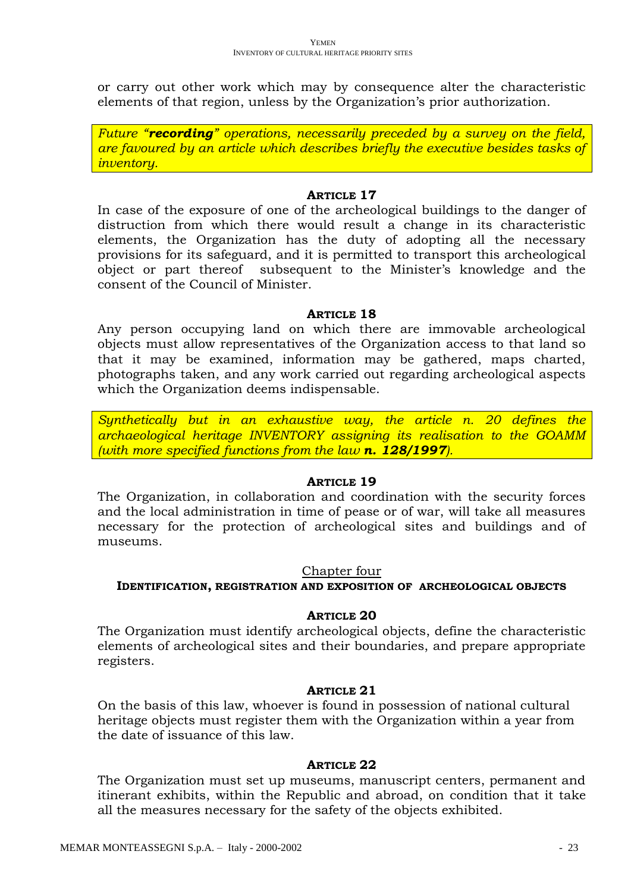or carry out other work which may by consequence alter the characteristic elements of that region, unless by the Organization's prior authorization.

*Future "**recording**" operations, necessarily preceded by a survey on the field, are favoured by an article which describes briefly the executive besides tasks of inventory.*

### ARTICLE 17

In case of the exposure of one of the archeological buildings to the danger of distruction from which there would result a change in its characteristic elements, the Organization has the duty of adopting all the necessary provisions for its safeguard, and it is permitted to transport this archeological object or part thereof subsequent to the Minister's knowledge and the consent of the Council of Minister.

### ARTICLE 18

Any person occupying land on which there are immovable archeological objects must allow representatives of the Organization access to that land so that it may be examined, information may be gathered, maps charted, photographs taken, and any work carried out regarding archeological aspects which the Organization deems indispensable.

*Synthetically but in an exhaustive way, the article n. 20 defines the archaeological heritage INVENTORY assigning its realisation to the GOAMM (with more specified functions from the law **n. 128/1997**).*

### ARTICLE 19

The Organization, in collaboration and coordination with the security forces and the local administration in time of pease or of war, will take all measures necessary for the protection of archeological sites and buildings and of museums.

## Chapter four

## IDENTIFICATION, REGISTRATION AND EXPOSITION OF ARCHEOLOGICAL OBJECTS

### ARTICLE 20

The Organization must identify archeological objects, define the characteristic elements of archeological sites and their boundaries, and prepare appropriate registers.

### ARTICLE 21

On the basis of this law, whoever is found in possession of national cultural heritage objects must register them with the Organization within a year from the date of issuance of this law.

### ARTICLE 22

The Organization must set up museums, manuscript centers, permanent and itinerant exhibits, within the Republic and abroad, on condition that it take all the measures necessary for the safety of the objects exhibited.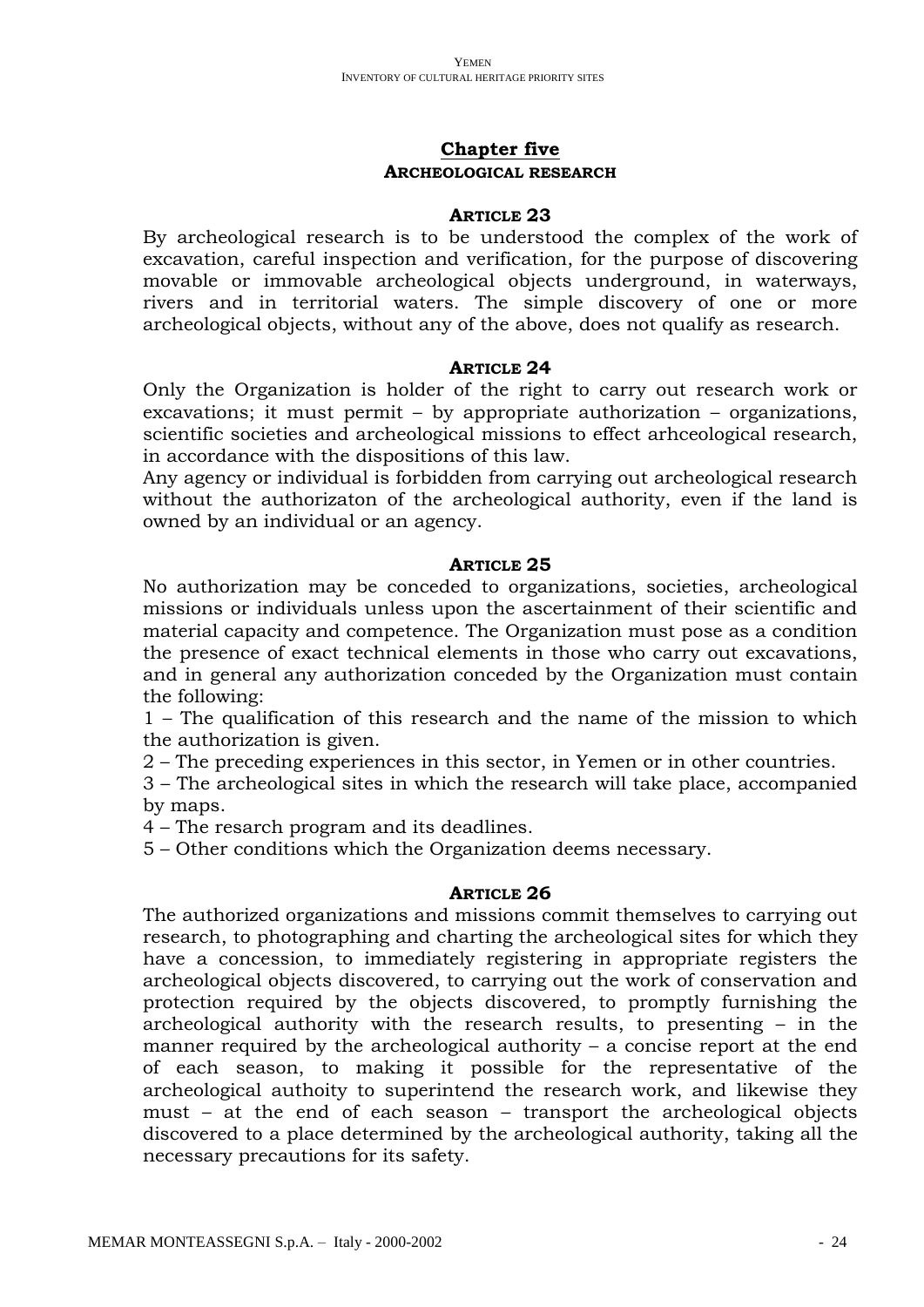## Chapter five

### ARCHEOLOGICAL RESEARCH

#### ARTICLE 23

By archeological research is to be understood the complex of the work of excavation, careful inspection and verification, for the purpose of discovering movable or immovable archeological objects underground, in waterways, rivers and in territorial waters. The simple discovery of one or more archeological objects, without any of the above, does not qualify as research.

#### ARTICLE 24

Only the Organization is holder of the right to carry out research work or excavations; it must permit – by appropriate authorization – organizations, scientific societies and archeological missions to effect arhceological research, in accordance with the dispositions of this law.

Any agency or individual is forbidden from carrying out archeological research without the authorizaton of the archeological authority, even if the land is owned by an individual or an agency.

#### ARTICLE 25

No authorization may be conceded to organizations, societies, archeological missions or individuals unless upon the ascertainment of their scientific and material capacity and competence. The Organization must pose as a condition the presence of exact technical elements in those who carry out excavations, and in general any authorization conceded by the Organization must contain the following:

1 – The qualification of this research and the name of the mission to which the authorization is given.

2 – The preceding experiences in this sector, in Yemen or in other countries.

3 – The archeological sites in which the research will take place, accompanied by maps.

4 – The resarch program and its deadlines.

5 – Other conditions which the Organization deems necessary.

#### ARTICLE 26

The authorized organizations and missions commit themselves to carrying out research, to photographing and charting the archeological sites for which they have a concession, to immediately registering in appropriate registers the archeological objects discovered, to carrying out the work of conservation and protection required by the objects discovered, to promptly furnishing the archeological authority with the research results, to presenting – in the manner required by the archeological authority – a concise report at the end of each season, to making it possible for the representative of the archeological authoity to superintend the research work, and likewise they must – at the end of each season – transport the archeological objects discovered to a place determined by the archeological authority, taking all the necessary precautions for its safety.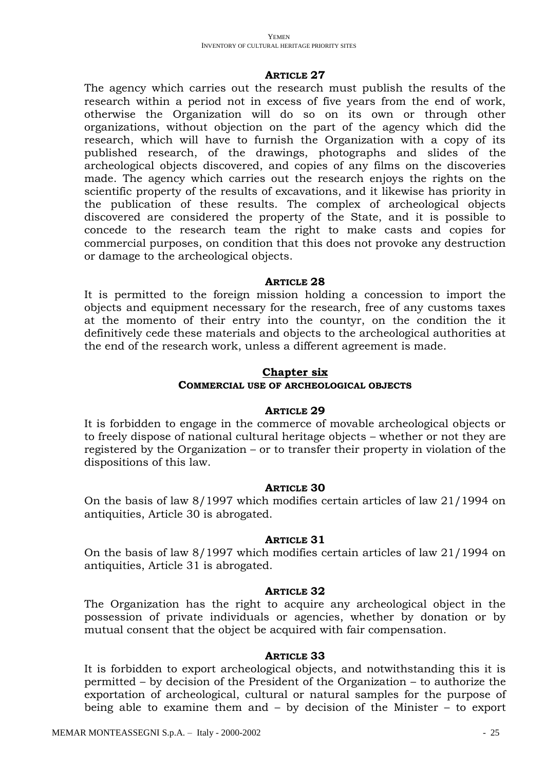#### ARTICLE 27

The agency which carries out the research must publish the results of the research within a period not in excess of five years from the end of work, otherwise the Organization will do so on its own or through other organizations, without objection on the part of the agency which did the research, which will have to furnish the Organization with a copy of its published research, of the drawings, photographs and slides of the archeological objects discovered, and copies of any films on the discoveries made. The agency which carries out the research enjoys the rights on the scientific property of the results of excavations, and it likewise has priority in the publication of these results. The complex of archeological objects discovered are considered the property of the State, and it is possible to concede to the research team the right to make casts and copies for commercial purposes, on condition that this does not provoke any destruction or damage to the archeological objects.

#### ARTICLE 28

It is permitted to the foreign mission holding a concession to import the objects and equipment necessary for the research, free of any customs taxes at the momento of their entry into the countyr, on the condition the it definitively cede these materials and objects to the archeological authorities at the end of the research work, unless a different agreement is made.

## Chapter six

### COMMERCIAL USE OF ARCHEOLOGICAL OBJECTS

#### ARTICLE 29

It is forbidden to engage in the commerce of movable archeological objects or to freely dispose of national cultural heritage objects – whether or not they are registered by the Organization – or to transfer their property in violation of the dispositions of this law.

#### ARTICLE 30

On the basis of law 8/1997 which modifies certain articles of law 21/1994 on antiquities, Article 30 is abrogated.

#### ARTICLE 31

On the basis of law 8/1997 which modifies certain articles of law 21/1994 on antiquities, Article 31 is abrogated.

#### ARTICLE 32

The Organization has the right to acquire any archeological object in the possession of private individuals or agencies, whether by donation or by mutual consent that the object be acquired with fair compensation.

#### ARTICLE 33

It is forbidden to export archeological objects, and notwithstanding this it is permitted – by decision of the President of the Organization – to authorize the exportation of archeological, cultural or natural samples for the purpose of being able to examine them and – by decision of the Minister – to export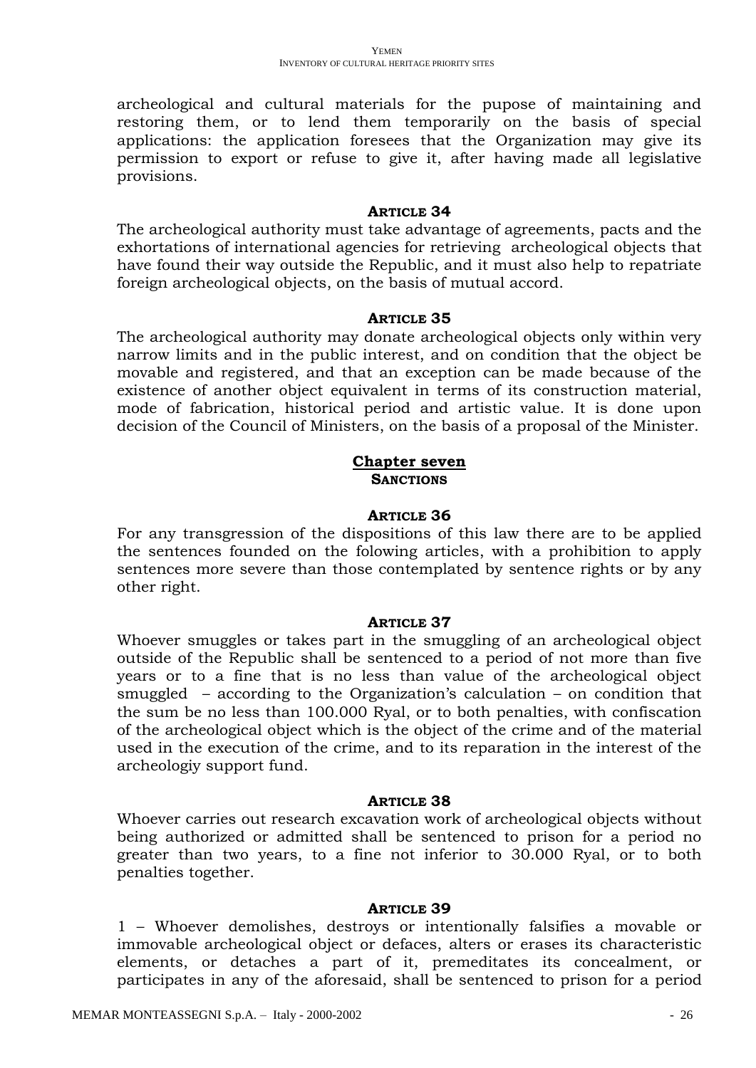archeological and cultural materials for the pupose of maintaining and restoring them, or to lend them temporarily on the basis of special applications: the application foresees that the Organization may give its permission to export or refuse to give it, after having made all legislative provisions.

**ARTICLE 34**

The archeological authority must take advantage of agreements, pacts and the exhortations of international agencies for retrieving archeological objects that have found their way outside the Republic, and it must also help to repatriate foreign archeological objects, on the basis of mutual accord.

**ARTICLE 35**

The archeological authority may donate archeological objects only within very narrow limits and in the public interest, and on condition that the object be movable and registered, and that an exception can be made because of the existence of another object equivalent in terms of its construction material, mode of fabrication, historical period and artistic value. It is done upon decision of the Council of Ministers, on the basis of a proposal of the Minister.

## Chapter seven
## SANCTIONS

**ARTICLE 36**

For any transgression of the dispositions of this law there are to be applied the sentences founded on the folowing articles, with a prohibition to apply sentences more severe than those contemplated by sentence rights or by any other right.

**ARTICLE 37**

Whoever smuggles or takes part in the smuggling of an archeological object outside of the Republic shall be sentenced to a period of not more than five years or to a fine that is no less than value of the archeological object smuggled – according to the Organization's calculation – on condition that the sum be no less than 100.000 Ryal, or to both penalties, with confiscation of the archeological object which is the object of the crime and of the material used in the execution of the crime, and to its reparation in the interest of the archeologiy support fund.

**ARTICLE 38**

Whoever carries out research excavation work of archeological objects without being authorized or admitted shall be sentenced to prison for a period no greater than two years, to a fine not inferior to 30.000 Ryal, or to both penalties together.

**ARTICLE 39**

1 – Whoever demolishes, destroys or intentionally falsifies a movable or immovable archeological object or defaces, alters or erases its characteristic elements, or detaches a part of it, premeditates its concealment, or participates in any of the aforesaid, shall be sentenced to prison for a period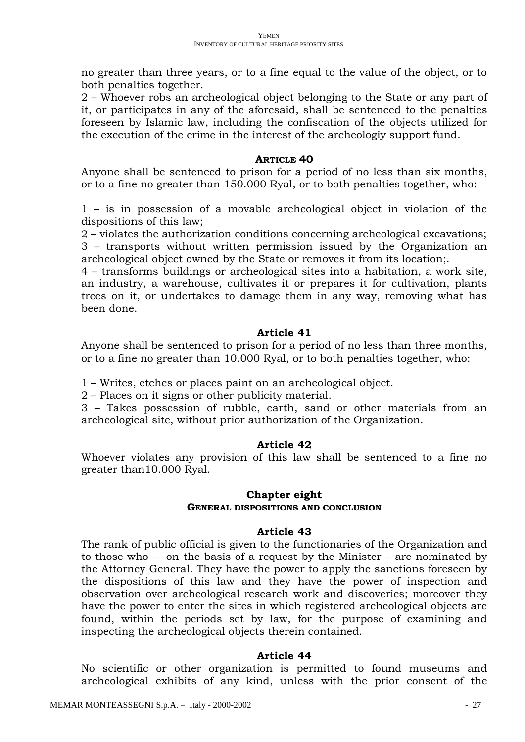no greater than three years, or to a fine equal to the value of the object, or to both penalties together.

2 – Whoever robs an archeological object belonging to the State or any part of it, or participates in any of the aforesaid, shall be sentenced to the penalties foreseen by Islamic law, including the confiscation of the objects utilized for the execution of the crime in the interest of the archeologiy support fund.

### Article 40

Anyone shall be sentenced to prison for a period of no less than six months, or to a fine no greater than 150.000 Ryal, or to both penalties together, who:

1 – is in possession of a movable archeological object in violation of the dispositions of this law;

2 – violates the authorization conditions concerning archeological excavations;

3 – transports without written permission issued by the Organization an archeological object owned by the State or removes it from its location;.

4 – transforms buildings or archeological sites into a habitation, a work site, an industry, a warehouse, cultivates it or prepares it for cultivation, plants trees on it, or undertakes to damage them in any way, removing what has been done.

### Article 41

Anyone shall be sentenced to prison for a period of no less than three months, or to a fine no greater than 10.000 Ryal, or to both penalties together, who:

1 – Writes, etches or places paint on an archeological object.

2 – Places on it signs or other publicity material.

3 – Takes possession of rubble, earth, sand or other materials from an archeological site, without prior authorization of the Organization.

### Article 42

Whoever violates any provision of this law shall be sentenced to a fine no greater than10.000 Ryal.

## Chapter eight

### GENERAL DISPOSITIONS AND CONCLUSION

### Article 43

The rank of public official is given to the functionaries of the Organization and to those who – on the basis of a request by the Minister – are nominated by the Attorney General. They have the power to apply the sanctions foreseen by the dispositions of this law and they have the power of inspection and observation over archeological research work and discoveries; moreover they have the power to enter the sites in which registered archeological objects are found, within the periods set by law, for the purpose of examining and inspecting the archeological objects therein contained.

### Article 44

No scientific or other organization is permitted to found museums and archeological exhibits of any kind, unless with the prior consent of the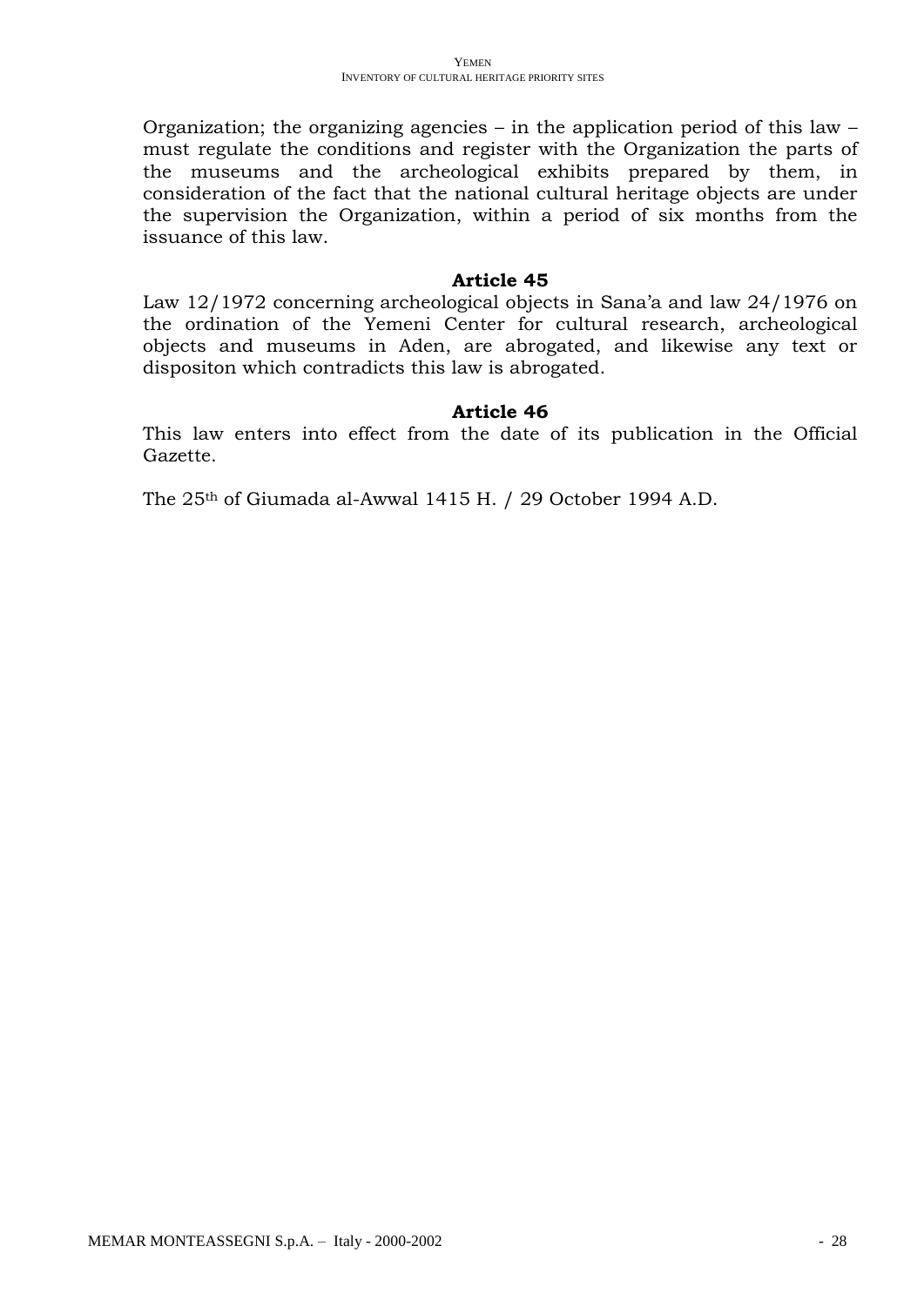Organization; the organizing agencies – in the application period of this law – must regulate the conditions and register with the Organization the parts of the museums and the archeological exhibits prepared by them, in consideration of the fact that the national cultural heritage objects are under the supervision the Organization, within a period of six months from the issuance of this law.

**Article 45**

Law 12/1972 concerning archeological objects in Sana'a and law 24/1976 on the ordination of the Yemeni Center for cultural research, archeological objects and museums in Aden, are abrogated, and likewise any text or dispositon which contradicts this law is abrogated.

**Article 46**

This law enters into effect from the date of its publication in the Official Gazette.

The 25th of Giumada al-Awwal 1415 H. / 29 October 1994 A.D.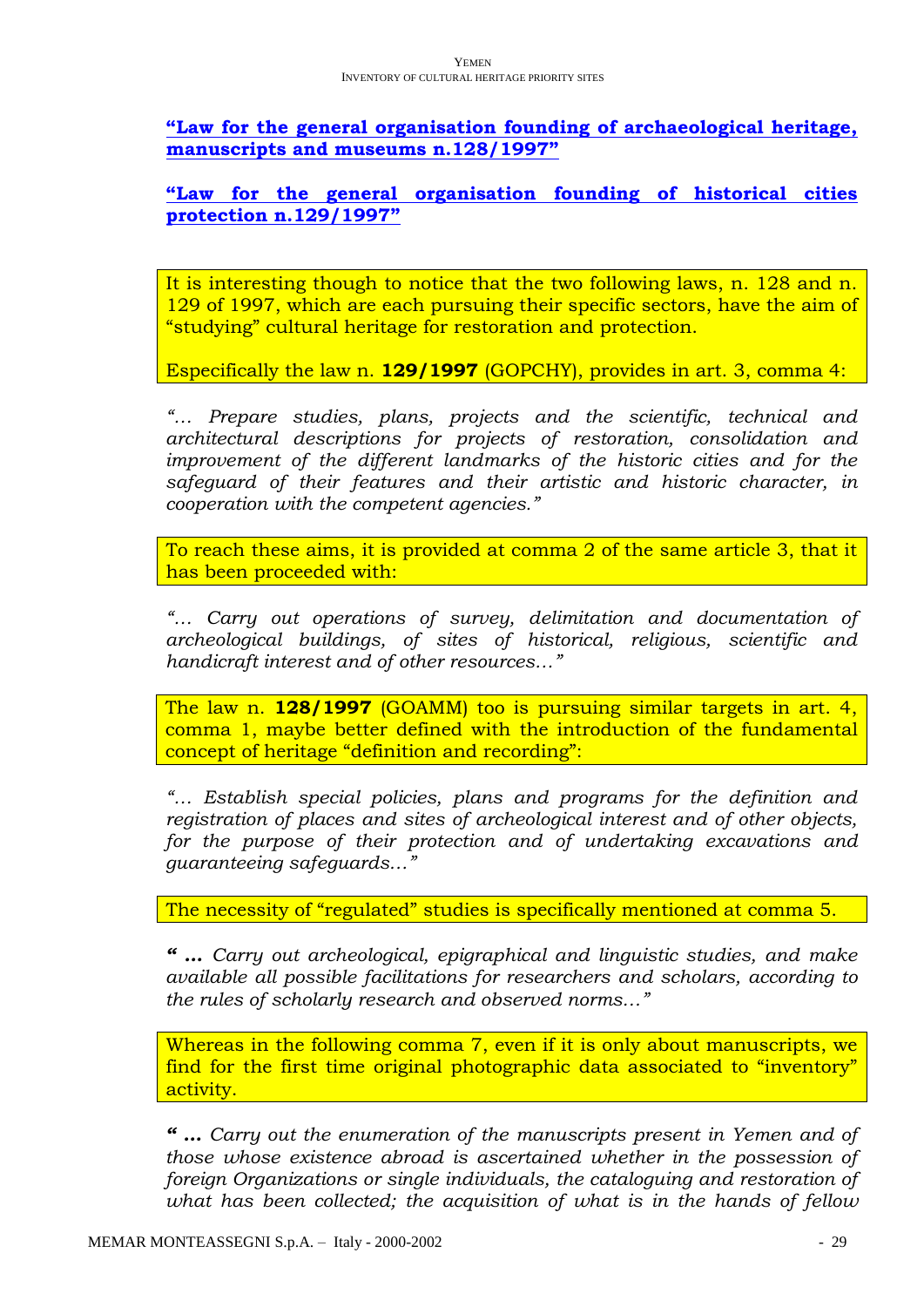**“Law for the general organisation founding of archaeological heritage, manuscripts and museums n.128/1997”**

**“Law for the general organisation founding of historical cities protection n.129/1997”**

It is interesting though to notice that the two following laws, n. 128 and n. 129 of 1997, which are each pursuing their specific sectors, have the aim of “studying” cultural heritage for restoration and protection.

Especifically the law n. **129/1997** (GOPCHY), provides in art. 3, comma 4:

*“… Prepare studies, plans, projects and the scientific, technical and architectural descriptions for projects of restoration, consolidation and improvement of the different landmarks of the historic cities and for the safeguard of their features and their artistic and historic character, in cooperation with the competent agencies.”*

To reach these aims, it is provided at comma 2 of the same article 3, that it has been proceeded with:

*“… Carry out operations of survey, delimitation and documentation of archeological buildings, of sites of historical, religious, scientific and handicraft interest and of other resources…”*

The law n. **128/1997** (GOAMM) too is pursuing similar targets in art. 4, comma 1, maybe better defined with the introduction of the fundamental concept of heritage “definition and recording”:

*“… Establish special policies, plans and programs for the definition and registration of places and sites of archeological interest and of other objects, for the purpose of their protection and of undertaking excavations and guaranteeing safeguards…”*

The necessity of “regulated” studies is specifically mentioned at comma 5.

***“ …*** *Carry out archeological, epigraphical and linguistic studies, and make available all possible facilitations for researchers and scholars, according to the rules of scholarly research and observed norms…”*

Whereas in the following comma 7, even if it is only about manuscripts, we find for the first time original photographic data associated to “inventory” activity.

***“ …*** *Carry out the enumeration of the manuscripts present in Yemen and of those whose existence abroad is ascertained whether in the possession of foreign Organizations or single individuals, the cataloguing and restoration of what has been collected; the acquisition of what is in the hands of fellow*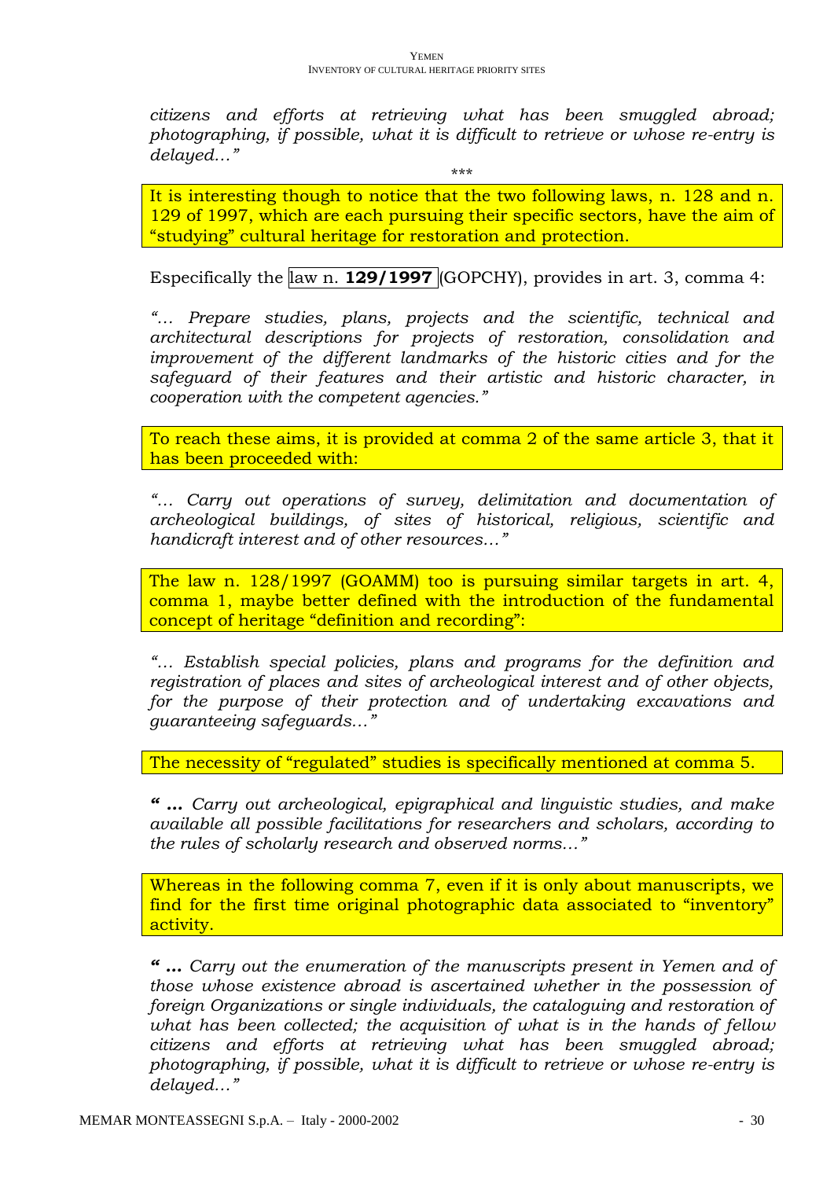*citizens and efforts at retrieving what has been smuggled abroad; photographing, if possible, what it is difficult to retrieve or whose re-entry is delayed…"*

\*\*\*

It is interesting though to notice that the two following laws, n. 128 and n. 129 of 1997, which are each pursuing their specific sectors, have the aim of "studying" cultural heritage for restoration and protection.

Especially the law n. **129/1997** (GOPCHY), provides in art. 3, comma 4:

*"… Prepare studies, plans, projects and the scientific, technical and architectural descriptions for projects of restoration, consolidation and improvement of the different landmarks of the historic cities and for the safeguard of their features and their artistic and historic character, in cooperation with the competent agencies."*

To reach these aims, it is provided at comma 2 of the same article 3, that it has been proceeded with:

*"… Carry out operations of survey, delimitation and documentation of archeological buildings, of sites of historical, religious, scientific and handicraft interest and of other resources…"*

The law n. 128/1997 (GOAMM) too is pursuing similar targets in art. 4, comma 1, maybe better defined with the introduction of the fundamental concept of heritage "definition and recording":

*"… Establish special policies, plans and programs for the definition and registration of places and sites of archeological interest and of other objects, for the purpose of their protection and of undertaking excavations and guaranteeing safeguards…"*

The necessity of "regulated" studies is specifically mentioned at comma 5.

***" …*** *Carry out archeological, epigraphical and linguistic studies, and make available all possible facilitations for researchers and scholars, according to the rules of scholarly research and observed norms…"*

Whereas in the following comma 7, even if it is only about manuscripts, we find for the first time original photographic data associated to "inventory" activity.

***" …*** *Carry out the enumeration of the manuscripts present in Yemen and of those whose existence abroad is ascertained whether in the possession of foreign Organizations or single individuals, the cataloguing and restoration of what has been collected; the acquisition of what is in the hands of fellow citizens and efforts at retrieving what has been smuggled abroad; photographing, if possible, what it is difficult to retrieve or whose re-entry is delayed…"*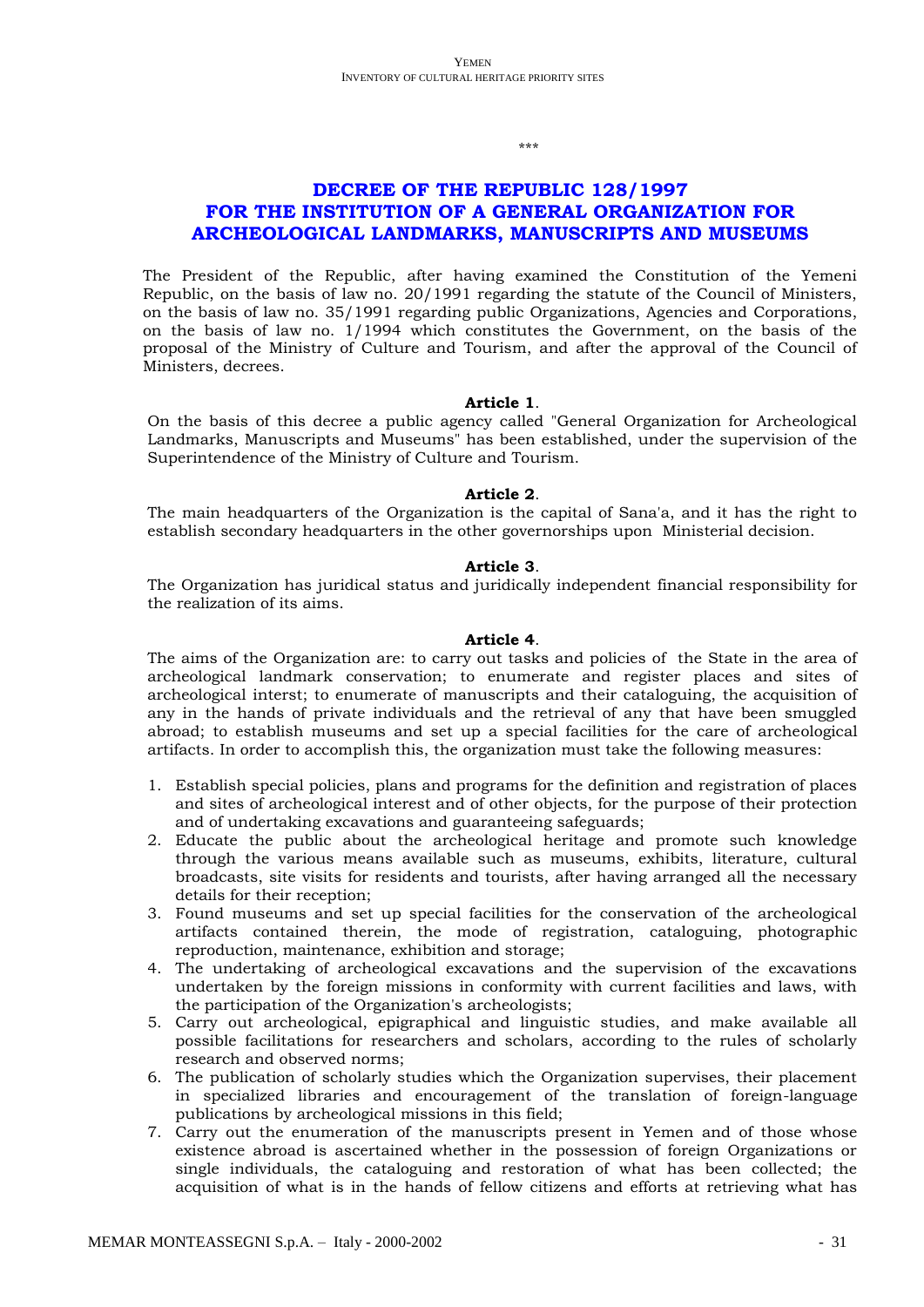\*\*\*

# DECREE OF THE REPUBLIC 128/1997 FOR THE INSTITUTION OF A GENERAL ORGANIZATION FOR ARCHEOLOGICAL LANDMARKS, MANUSCRIPTS AND MUSEUMS

The President of the Republic, after having examined the Constitution of the Yemeni Republic, on the basis of law no. 20/1991 regarding the statute of the Council of Ministers, on the basis of law no. 35/1991 regarding public Organizations, Agencies and Corporations, on the basis of law no. 1/1994 which constitutes the Government, on the basis of the proposal of the Ministry of Culture and Tourism, and after the approval of the Council of Ministers, decrees.

**Article 1**.

On the basis of this decree a public agency called "General Organization for Archeological Landmarks, Manuscripts and Museums" has been established, under the supervision of the Superintendence of the Ministry of Culture and Tourism.

**Article 2**.

The main headquarters of the Organization is the capital of Sana'a, and it has the right to establish secondary headquarters in the other governorships upon Ministerial decision.

**Article 3**.

The Organization has juridical status and juridically independent financial responsibility for the realization of its aims.

**Article 4**.

The aims of the Organization are: to carry out tasks and policies of the State in the area of archeological landmark conservation; to enumerate and register places and sites of archeological interst; to enumerate of manuscripts and their cataloguing, the acquisition of any in the hands of private individuals and the retrieval of any that have been smuggled abroad; to establish museums and set up a special facilities for the care of archeological artifacts. In order to accomplish this, the organization must take the following measures:

1. Establish special policies, plans and programs for the definition and registration of places and sites of archeological interest and of other objects, for the purpose of their protection and of undertaking excavations and guaranteeing safeguards;
2. Educate the public about the archeological heritage and promote such knowledge through the various means available such as museums, exhibits, literature, cultural broadcasts, site visits for residents and tourists, after having arranged all the necessary details for their reception;
3. Found museums and set up special facilities for the conservation of the archeological artifacts contained therein, the mode of registration, cataloguing, photographic reproduction, maintenance, exhibition and storage;
4. The undertaking of archeological excavations and the supervision of the excavations undertaken by the foreign missions in conformity with current facilities and laws, with the participation of the Organization's archeologists;
5. Carry out archeological, epigraphical and linguistic studies, and make available all possible facilitations for researchers and scholars, according to the rules of scholarly research and observed norms;
6. The publication of scholarly studies which the Organization supervises, their placement in specialized libraries and encouragement of the translation of foreign-language publications by archeological missions in this field;
7. Carry out the enumeration of the manuscripts present in Yemen and of those whose existence abroad is ascertained whether in the possession of foreign Organizations or single individuals, the cataloguing and restoration of what has been collected; the acquisition of what is in the hands of fellow citizens and efforts at retrieving what has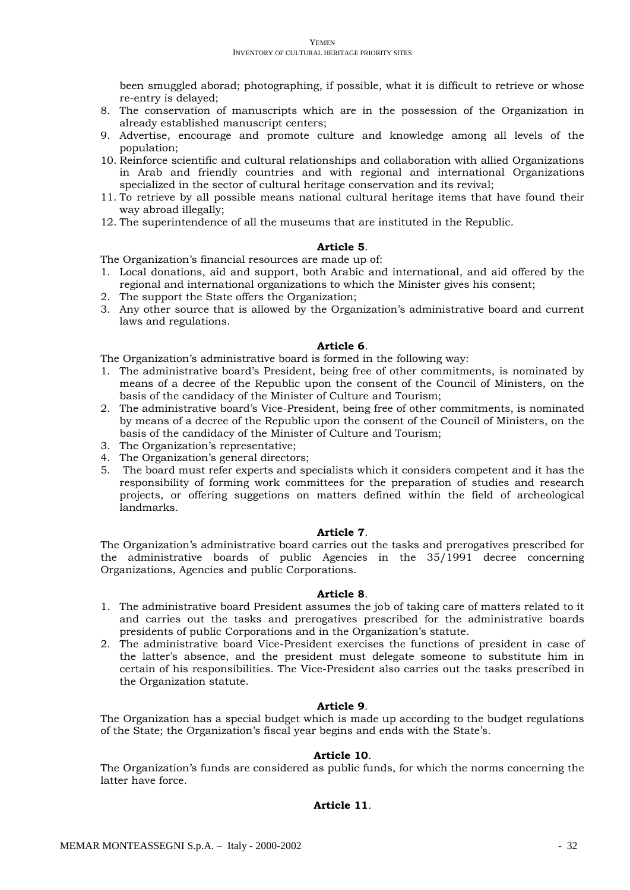been smuggled aborad; photographing, if possible, what it is difficult to retrieve or whose re-entry is delayed;

8. The conservation of manuscripts which are in the possession of the Organization in already established manuscript centers;
9. Advertise, encourage and promote culture and knowledge among all levels of the population;
10. Reinforce scientific and cultural relationships and collaboration with allied Organizations in Arab and friendly countries and with regional and international Organizations specialized in the sector of cultural heritage conservation and its revival;
11. To retrieve by all possible means national cultural heritage items that have found their way abroad illegally;
12. The superintendence of all the museums that are instituted in the Republic.

**Article 5**.

The Organization's financial resources are made up of:

1. Local donations, aid and support, both Arabic and international, and aid offered by the regional and international organizations to which the Minister gives his consent;
2. The support the State offers the Organization;
3. Any other source that is allowed by the Organization's administrative board and current laws and regulations.

**Article 6**.

The Organization's administrative board is formed in the following way:

1. The administrative board's President, being free of other commitments, is nominated by means of a decree of the Republic upon the consent of the Council of Ministers, on the basis of the candidacy of the Minister of Culture and Tourism;
2. The administrative board's Vice-President, being free of other commitments, is nominated by means of a decree of the Republic upon the consent of the Council of Ministers, on the basis of the candidacy of the Minister of Culture and Tourism;
3. The Organization's representative;
4. The Organization's general directors;
5. The board must refer experts and specialists which it considers competent and it has the responsibility of forming work committees for the preparation of studies and research projects, or offering suggetions on matters defined within the field of archeological landmarks.

**Article 7**.

The Organization's administrative board carries out the tasks and prerogatives prescribed for the administrative boards of public Agencies in the 35/1991 decree concerning Organizations, Agencies and public Corporations.

**Article 8**.

1. The administrative board President assumes the job of taking care of matters related to it and carries out the tasks and prerogatives prescribed for the administrative boards presidents of public Corporations and in the Organization's statute.
2. The administrative board Vice-President exercises the functions of president in case of the latter's absence, and the president must delegate someone to substitute him in certain of his responsibilities. The Vice-President also carries out the tasks prescribed in the Organization statute.

**Article 9**.

The Organization has a special budget which is made up according to the budget regulations of the State; the Organization's fiscal year begins and ends with the State's.

**Article 10**.

The Organization's funds are considered as public funds, for which the norms concerning the latter have force.

**Article 11**.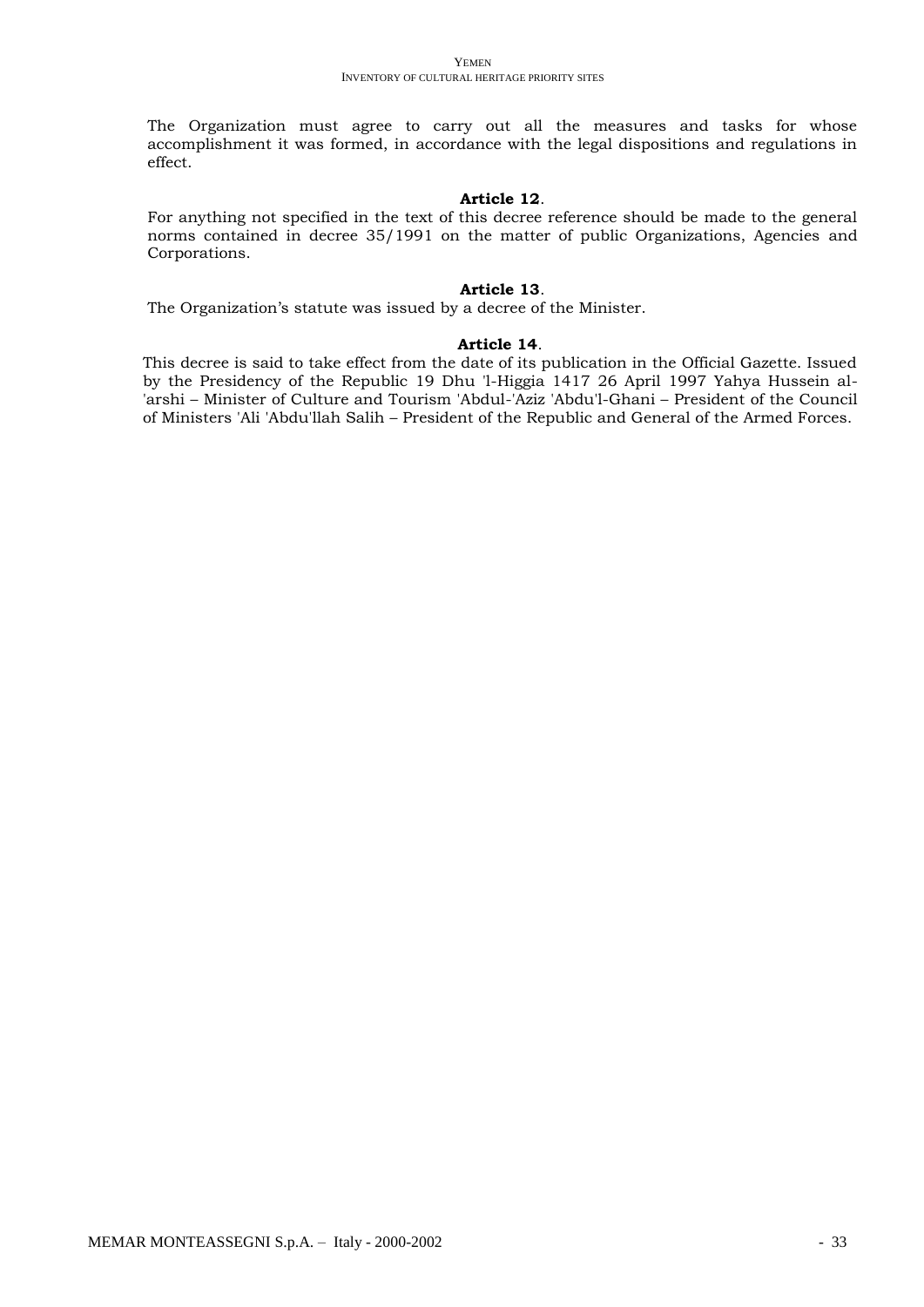The Organization must agree to carry out all the measures and tasks for whose accomplishment it was formed, in accordance with the legal dispositions and regulations in effect.

**Article 12**.

For anything not specified in the text of this decree reference should be made to the general norms contained in decree 35/1991 on the matter of public Organizations, Agencies and Corporations.

**Article 13**.

The Organization's statute was issued by a decree of the Minister.

**Article 14**.

This decree is said to take effect from the date of its publication in the Official Gazette. Issued by the Presidency of the Republic 19 Dhu 'l-Higgia 1417 26 April 1997 Yahya Hussein al-'arshi – Minister of Culture and Tourism 'Abdul-'Aziz 'Abdu'l-Ghani – President of the Council of Ministers 'Ali 'Abdu'llah Salih – President of the Republic and General of the Armed Forces.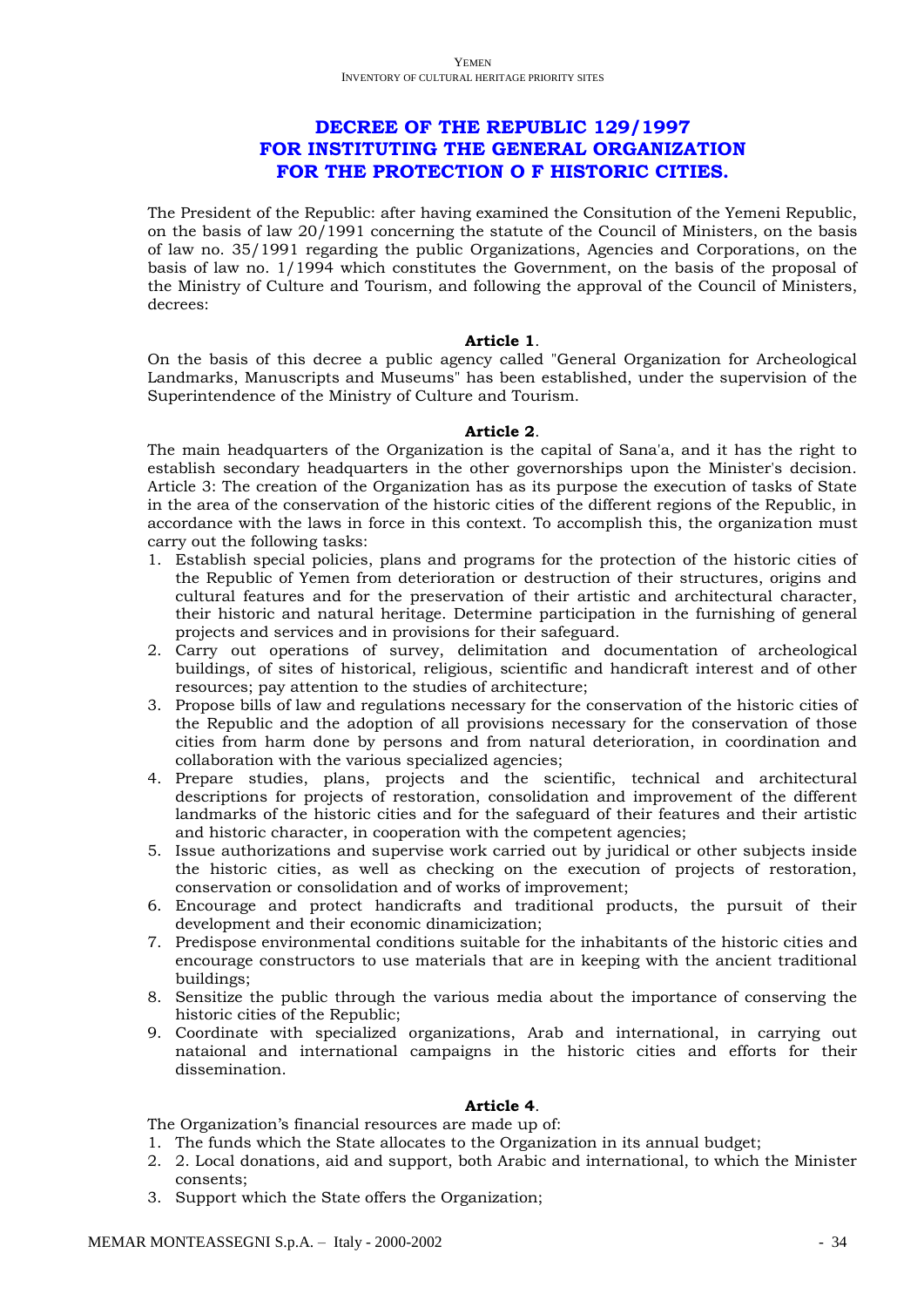# DECREE OF THE REPUBLIC 129/1997 FOR INSTITUTING THE GENERAL ORGANIZATION FOR THE PROTECTION O F HISTORIC CITIES.

The President of the Republic: after having examined the Consitution of the Yemeni Republic, on the basis of law 20/1991 concerning the statute of the Council of Ministers, on the basis of law no. 35/1991 regarding the public Organizations, Agencies and Corporations, on the basis of law no. 1/1994 which constitutes the Government, on the basis of the proposal of the Ministry of Culture and Tourism, and following the approval of the Council of Ministers, decrees:

**Article 1**.

On the basis of this decree a public agency called "General Organization for Archeological Landmarks, Manuscripts and Museums" has been established, under the supervision of the Superintendence of the Ministry of Culture and Tourism.

**Article 2**.

The main headquarters of the Organization is the capital of Sana'a, and it has the right to establish secondary headquarters in the other governorships upon the Minister's decision. Article 3: The creation of the Organization has as its purpose the execution of tasks of State in the area of the conservation of the historic cities of the different regions of the Republic, in accordance with the laws in force in this context. To accomplish this, the organization must carry out the following tasks:

1. Establish special policies, plans and programs for the protection of the historic cities of the Republic of Yemen from deterioration or destruction of their structures, origins and cultural features and for the preservation of their artistic and architectural character, their historic and natural heritage. Determine participation in the furnishing of general projects and services and in provisions for their safeguard.
2. Carry out operations of survey, delimitation and documentation of archeological buildings, of sites of historical, religious, scientific and handicraft interest and of other resources; pay attention to the studies of architecture;
3. Propose bills of law and regulations necessary for the conservation of the historic cities of the Republic and the adoption of all provisions necessary for the conservation of those cities from harm done by persons and from natural deterioration, in coordination and collaboration with the various specialized agencies;
4. Prepare studies, plans, projects and the scientific, technical and architectural descriptions for projects of restoration, consolidation and improvement of the different landmarks of the historic cities and for the safeguard of their features and their artistic and historic character, in cooperation with the competent agencies;
5. Issue authorizations and supervise work carried out by juridical or other subjects inside the historic cities, as well as checking on the execution of projects of restoration, conservation or consolidation and of works of improvement;
6. Encourage and protect handicrafts and traditional products, the pursuit of their development and their economic dinamicization;
7. Predispose environmental conditions suitable for the inhabitants of the historic cities and encourage constructors to use materials that are in keeping with the ancient traditional buildings;
8. Sensitize the public through the various media about the importance of conserving the historic cities of the Republic;
9. Coordinate with specialized organizations, Arab and international, in carrying out nataional and international campaigns in the historic cities and efforts for their dissemination.

**Article 4**.

The Organization’s financial resources are made up of:

1. The funds which the State allocates to the Organization in its annual budget;
2. 2. Local donations, aid and support, both Arabic and international, to which the Minister consents;
3. Support which the State offers the Organization;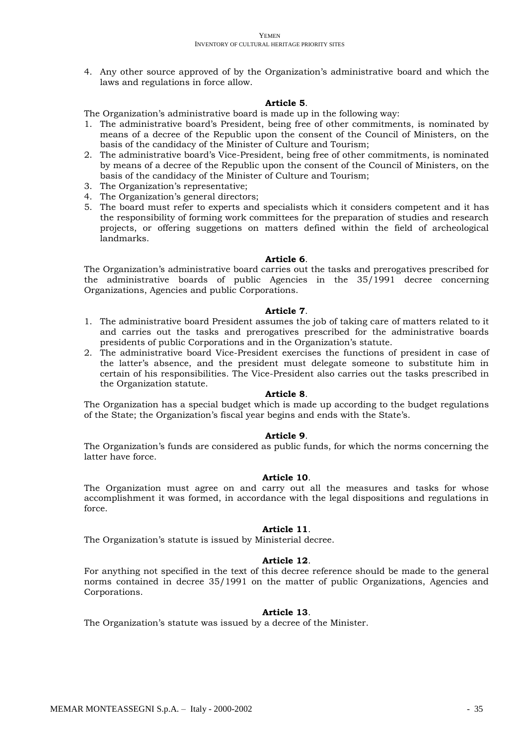4. Any other source approved of by the Organization's administrative board and which the laws and regulations in force allow.

**Article 5**.

The Organization's administrative board is made up in the following way:

1. The administrative board's President, being free of other commitments, is nominated by means of a decree of the Republic upon the consent of the Council of Ministers, on the basis of the candidacy of the Minister of Culture and Tourism;
2. The administrative board's Vice-President, being free of other commitments, is nominated by means of a decree of the Republic upon the consent of the Council of Ministers, on the basis of the candidacy of the Minister of Culture and Tourism;
3. The Organization's representative;
4. The Organization's general directors;
5. The board must refer to experts and specialists which it considers competent and it has the responsibility of forming work committees for the preparation of studies and research projects, or offering suggetions on matters defined within the field of archeological landmarks.

**Article 6**.

The Organization's administrative board carries out the tasks and prerogatives prescribed for the administrative boards of public Agencies in the 35/1991 decree concerning Organizations, Agencies and public Corporations.

**Article 7**.

1. The administrative board President assumes the job of taking care of matters related to it and carries out the tasks and prerogatives prescribed for the administrative boards presidents of public Corporations and in the Organization's statute.
2. The administrative board Vice-President exercises the functions of president in case of the latter's absence, and the president must delegate someone to substitute him in certain of his responsibilities. The Vice-President also carries out the tasks prescribed in the Organization statute.

**Article 8**.

The Organization has a special budget which is made up according to the budget regulations of the State; the Organization's fiscal year begins and ends with the State's.

**Article 9**.

The Organization's funds are considered as public funds, for which the norms concerning the latter have force.

**Article 10**.

The Organization must agree on and carry out all the measures and tasks for whose accomplishment it was formed, in accordance with the legal dispositions and regulations in force.

**Article 11**.

The Organization's statute is issued by Ministerial decree.

**Article 12**.

For anything not specified in the text of this decree reference should be made to the general norms contained in decree 35/1991 on the matter of public Organizations, Agencies and Corporations.

**Article 13**.

The Organization's statute was issued by a decree of the Minister.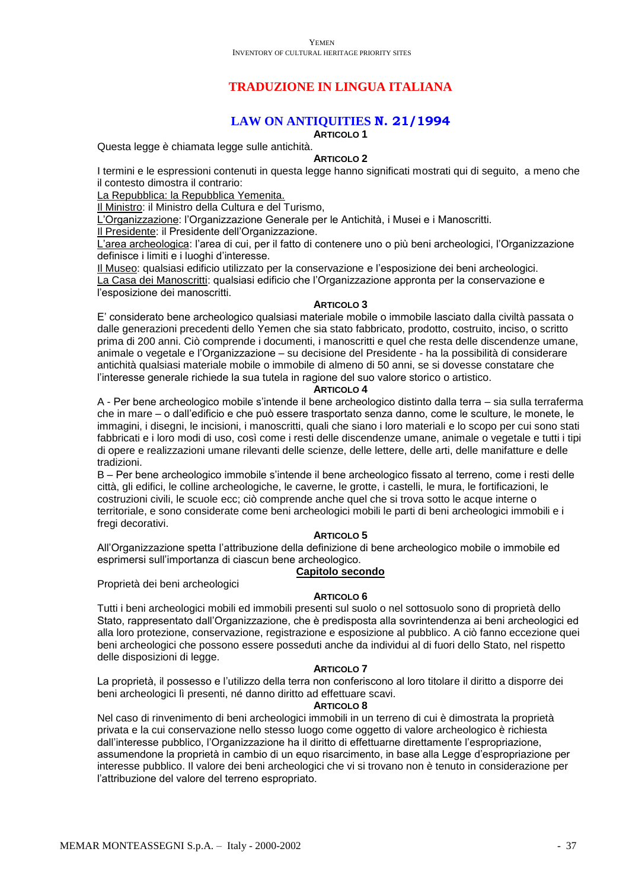## TRADUZIONE IN LINGUA ITALIANA

## LAW ON ANTIQUITIES N. 21/1994

**ARTICOLO 1**

Questa legge è chiamata legge sulle antichità.

**ARTICOLO 2**

I termini e le espressioni contenuti in questa legge hanno significati mostrati qui di seguito, a meno che il contesto dimostra il contrario:

La Repubblica: la Repubblica Yemenita.

Il Ministro: il Ministro della Cultura e del Turismo,

L'Organizzazione: l'Organizzazione Generale per le Antichità, i Musei e i Manoscritti.

Il Presidente: il Presidente dell'Organizzazione.

L'area archeologica: l'area di cui, per il fatto di contenere uno o più beni archeologici, l'Organizzazione definisce i limiti e i luoghi d'interesse.

Il Museo: qualsiasi edificio utilizzato per la conservazione e l'esposizione dei beni archeologici.

La Casa dei Manoscritti: qualsiasi edificio che l'Organizzazione appronta per la conservazione e l'esposizione dei manoscritti.

**ARTICOLO 3**

E' considerato bene archeologico qualsiasi materiale mobile o immobile lasciato dalla civiltà passata o dalle generazioni precedenti dello Yemen che sia stato fabbricato, prodotto, costruito, inciso, o scritto prima di 200 anni. Ciò comprende i documenti, i manoscritti e quel che resta delle discendenze umane, animale o vegetale e l'Organizzazione – su decisione del Presidente - ha la possibilità di considerare antichità qualsiasi materiale mobile o immobile di almeno di 50 anni, se si dovesse constatare che l'interesse generale richiede la sua tutela in ragione del suo valore storico o artistico.

**ARTICOLO 4**

A - Per bene archeologico mobile s'intende il bene archeologico distinto dalla terra – sia sulla terraferma che in mare – o dall'edificio e che può essere trasportato senza danno, come le sculture, le monete, le immagini, i disegni, le incisioni, i manoscritti, quali che siano i loro materiali e lo scopo per cui sono stati fabbricati e i loro modi di uso, così come i resti delle discendenze umane, animale o vegetale e tutti i tipi di opere e realizzazioni umane rilevanti delle scienze, delle lettere, delle arti, delle manifatture e delle tradizioni.

B – Per bene archeologico immobile s'intende il bene archeologico fissato al terreno, come i resti delle città, gli edifici, le colline archeologiche, le caverne, le grotte, i castelli, le mura, le fortificazioni, le costruzioni civili, le scuole ecc; ciò comprende anche quel che si trova sotto le acque interne o territoriale, e sono considerate come beni archeologici mobili le parti di beni archeologici immobili e i fregi decorativi.

**ARTICOLO 5**

All'Organizzazione spetta l'attribuzione della definizione di bene archeologico mobile o immobile ed esprimersi sull'importanza di ciascun bene archeologico.

### Capitolo secondo

Proprietà dei beni archeologici

**ARTICOLO 6**

Tutti i beni archeologici mobili ed immobili presenti sul suolo o nel sottosuolo sono di proprietà dello Stato, rappresentato dall'Organizzazione, che è predisposta alla sovrintendenza ai beni archeologici ed alla loro protezione, conservazione, registrazione e esposizione al pubblico. A ciò fanno eccezione quei beni archeologici che possono essere posseduti anche da individui al di fuori dello Stato, nel rispetto delle disposizioni di legge.

**ARTICOLO 7**

La proprietà, il possesso e l'utilizzo della terra non conferiscono al loro titolare il diritto a disporre dei beni archeologici lì presenti, né danno diritto ad effettuare scavi.

**ARTICOLO 8**

Nel caso di rinvenimento di beni archeologici immobili in un terreno di cui è dimostrata la proprietà privata e la cui conservazione nello stesso luogo come oggetto di valore archeologico è richiesta dall'interesse pubblico, l'Organizzazione ha il diritto di effettuarne direttamente l'espropriazione, assumendone la proprietà in cambio di un equo risarcimento, in base alla Legge d'espropriazione per interesse pubblico. Il valore dei beni archeologici che vi si trovano non è tenuto in considerazione per l'attribuzione del valore del terreno espropriato.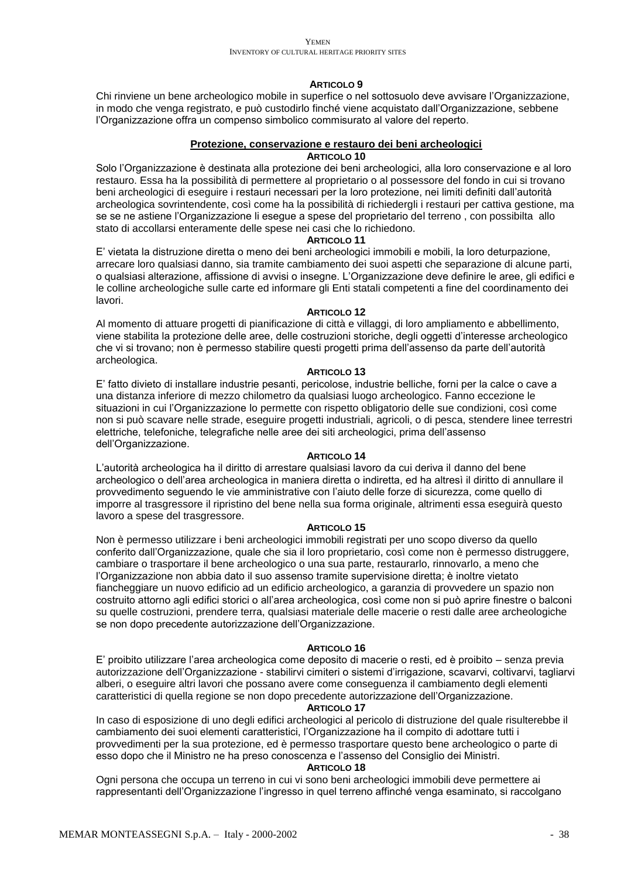**ARTICOLO 9**

Chi rinviene un bene archeologico mobile in superfice o nel sottosuolo deve avvisare l'Organizzazione, in modo che venga registrato, e può custodirlo finché viene acquistato dall'Organizzazione, sebbene l'Organizzazione offra un compenso simbolico commisurato al valore del reperto.

## Protezione, conservazione e restauro dei beni archeologici

**ARTICOLO 10**

Solo l'Organizzazione è destinata alla protezione dei beni archeologici, alla loro conservazione e al loro restauro. Essa ha la possibilità di permettere al proprietario o al possessore del fondo in cui si trovano beni archeologici di eseguire i restauri necessari per la loro protezione, nei limiti definiti dall'autorità archeologica sovrintendente, così come ha la possibilità di richiedergli i restauri per cattiva gestione, ma se se ne astiene l'Organizzazione li esegue a spese del proprietario del terreno , con possibilta allo stato di accollarsi enteramente delle spese nei casi che lo richiedono.

**ARTICOLO 11**

E' vietata la distruzione diretta o meno dei beni archeologici immobili e mobili, la loro deturpazione, arrecare loro qualsiasi danno, sia tramite cambiamento dei suoi aspetti che separazione di alcune parti, o qualsiasi alterazione, affissione di avvisi o insegne. L'Organizzazione deve definire le aree, gli edifici e le colline archeologiche sulle carte ed informare gli Enti statali competenti a fine del coordinamento dei lavori.

**ARTICOLO 12**

Al momento di attuare progetti di pianificazione di città e villaggi, di loro ampliamento e abbellimento, viene stabilita la protezione delle aree, delle costruzioni storiche, degli oggetti d'interesse archeologico che vi si trovano; non è permesso stabilire questi progetti prima dell'assenso da parte dell'autorità archeologica.

**ARTICOLO 13**

E' fatto divieto di installare industrie pesanti, pericolose, industrie belliche, forni per la calce o cave a una distanza inferiore di mezzo chilometro da qualsiasi luogo archeologico. Fanno eccezione le situazioni in cui l'Organizzazione lo permette con rispetto obbligatorio delle sue condizioni, così come non si può scavare nelle strade, eseguire progetti industriali, agricoli, o di pesca, stendere linee terrestri elettriche, telefoniche, telegrafiche nelle aree dei siti archeologici, prima dell'assenso dell'Organizzazione.

**ARTICOLO 14**

L'autorità archeologica ha il diritto di arrestare qualsiasi lavoro da cui deriva il danno del bene archeologico o dell'area archeologica in maniera diretta o indiretta, ed ha altresì il diritto di annullare il provvedimento seguendo le vie amministrative con l'aiuto delle forze di sicurezza, come quello di imporre al trasgressore il ripristino del bene nella sua forma originale, altrimenti essa eseguirà questo lavoro a spese del trasgressore.

**ARTICOLO 15**

Non è permesso utilizzare i beni archeologici immobili registrati per uno scopo diverso da quello conferito dall'Organizzazione, quale che sia il loro proprietario, così come non è permesso distruggere, cambiare o trasportare il bene archeologico o una sua parte, restaurarlo, rinnovarlo, a meno che l'Organizzazione non abbia dato il suo assenso tramite supervisione diretta; è inoltre vietato fiancheggiare un nuovo edificio ad un edificio archeologico, a garanzia di provvedere un spazio non costruito attorno agli edifici storici o all'area archeologica, così come non si può aprire finestre o balconi su quelle costruzioni, prendere terra, qualsiasi materiale delle macerie o resti dalle aree archeologiche se non dopo precedente autorizzazione dell'Organizzazione.

**ARTICOLO 16**

E' proibito utilizzare l'area archeologica come deposito di macerie o resti, ed è proibito – senza previa autorizzazione dell'Organizzazione - stabilirvi cimiteri o sistemi d'irrigazione, scavarvi, coltivarvi, tagliarvi alberi, o eseguire altri lavori che possano avere come conseguenza il cambiamento degli elementi caratteristici di quella regione se non dopo precedente autorizzazione dell'Organizzazione.

**ARTICOLO 17**

In caso di esposizione di uno degli edifici archeologici al pericolo di distruzione del quale risulterebbe il cambiamento dei suoi elementi caratteristici, l'Organizzazione ha il compito di adottare tutti i provvedimenti per la sua protezione, ed è permesso trasportare questo bene archeologico o parte di esso dopo che il Ministro ne ha preso conoscenza e l'assenso del Consiglio dei Ministri.

**ARTICOLO 18**

Ogni persona che occupa un terreno in cui vi sono beni archeologici immobili deve permettere ai rappresentanti dell'Organizzazione l'ingresso in quel terreno affinché venga esaminato, si raccolgano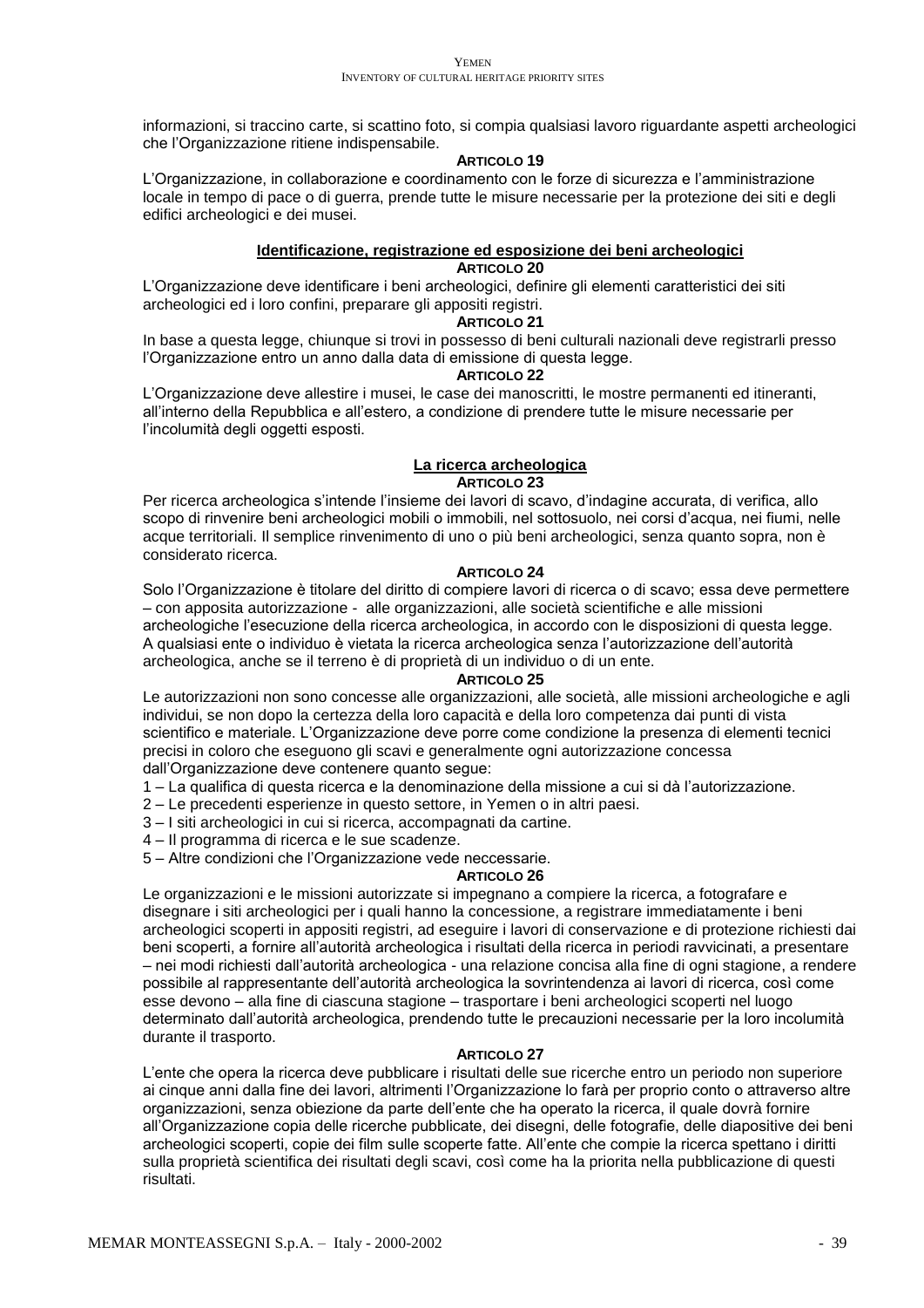informazioni, si traccino carte, si scattino foto, si compia qualsiasi lavoro riguardante aspetti archeologici che l'Organizzazione ritiene indispensabile.

**ARTICOLO 19**

L'Organizzazione, in collaborazione e coordinamento con le forze di sicurezza e l'amministrazione locale in tempo di pace o di guerra, prende tutte le misure necessarie per la protezione dei siti e degli edifici archeologici e dei musei.

## Identificazione, registrazione ed esposizione dei beni archeologici

**ARTICOLO 20**

L'Organizzazione deve identificare i beni archeologici, definire gli elementi caratteristici dei siti archeologici ed i loro confini, preparare gli appositi registri.

**ARTICOLO 21**

In base a questa legge, chiunque si trovi in possesso di beni culturali nazionali deve registrarli presso l'Organizzazione entro un anno dalla data di emissione di questa legge.

**ARTICOLO 22**

L'Organizzazione deve allestire i musei, le case dei manoscritti, le mostre permanenti ed itineranti, all'interno della Repubblica e all'estero, a condizione di prendere tutte le misure necessarie per l'incolumità degli oggetti esposti.

## La ricerca archeologica

**ARTICOLO 23**

Per ricerca archeologica s'intende l'insieme dei lavori di scavo, d'indagine accurata, di verifica, allo scopo di rinvenire beni archeologici mobili o immobili, nel sottosuolo, nei corsi d'acqua, nei fiumi, nelle acque territoriali. Il semplice rinvenimento di uno o più beni archeologici, senza quanto sopra, non è considerato ricerca.

**ARTICOLO 24**

Solo l'Organizzazione è titolare del diritto di compiere lavori di ricerca o di scavo; essa deve permettere – con apposita autorizzazione - alle organizzazioni, alle società scientifiche e alle missioni archeologiche l'esecuzione della ricerca archeologica, in accordo con le disposizioni di questa legge. A qualsiasi ente o individuo è vietata la ricerca archeologica senza l'autorizzazione dell'autorità archeologica, anche se il terreno è di proprietà di un individuo o di un ente.

**ARTICOLO 25**

Le autorizzazioni non sono concesse alle organizzazioni, alle società, alle missioni archeologiche e agli individui, se non dopo la certezza della loro capacità e della loro competenza dai punti di vista scientifico e materiale. L'Organizzazione deve porre come condizione la presenza di elementi tecnici precisi in coloro che eseguono gli scavi e generalmente ogni autorizzazione concessa dall'Organizzazione deve contenere quanto segue:

1 – La qualifica di questa ricerca e la denominazione della missione a cui si dà l'autorizzazione.
2 – Le precedenti esperienze in questo settore, in Yemen o in altri paesi.
3 – I siti archeologici in cui si ricerca, accompagnati da cartine.
4 – Il programma di ricerca e le sue scadenze.
5 – Altre condizioni che l'Organizzazione vede neccessarie.

**ARTICOLO 26**

Le organizzazioni e le missioni autorizzate si impegnano a compiere la ricerca, a fotografare e disegnare i siti archeologici per i quali hanno la concessione, a registrare immediatamente i beni archeologici scoperti in appositi registri, ad eseguire i lavori di conservazione e di protezione richiesti dai beni scoperti, a fornire all'autorità archeologica i risultati della ricerca in periodi ravvicinati, a presentare – nei modi richiesti dall'autorità archeologica - una relazione concisa alla fine di ogni stagione, a rendere possibile al rappresentante dell'autorità archeologica la sovrintendenza ai lavori di ricerca, così come esse devono – alla fine di ciascuna stagione – trasportare i beni archeologici scoperti nel luogo determinato dall'autorità archeologica, prendendo tutte le precauzioni necessarie per la loro incolumità durante il trasporto.

**ARTICOLO 27**

L'ente che opera la ricerca deve pubblicare i risultati delle sue ricerche entro un periodo non superiore ai cinque anni dalla fine dei lavori, altrimenti l'Organizzazione lo farà per proprio conto o attraverso altre organizzazioni, senza obiezione da parte dell'ente che ha operato la ricerca, il quale dovrà fornire all'Organizzazione copia delle ricerche pubblicate, dei disegni, delle fotografie, delle diapositive dei beni archeologici scoperti, copie dei film sulle scoperte fatte. All'ente che compie la ricerca spettano i diritti sulla proprietà scientifica dei risultati degli scavi, così come ha la priorita nella pubblicazione di questi risultati.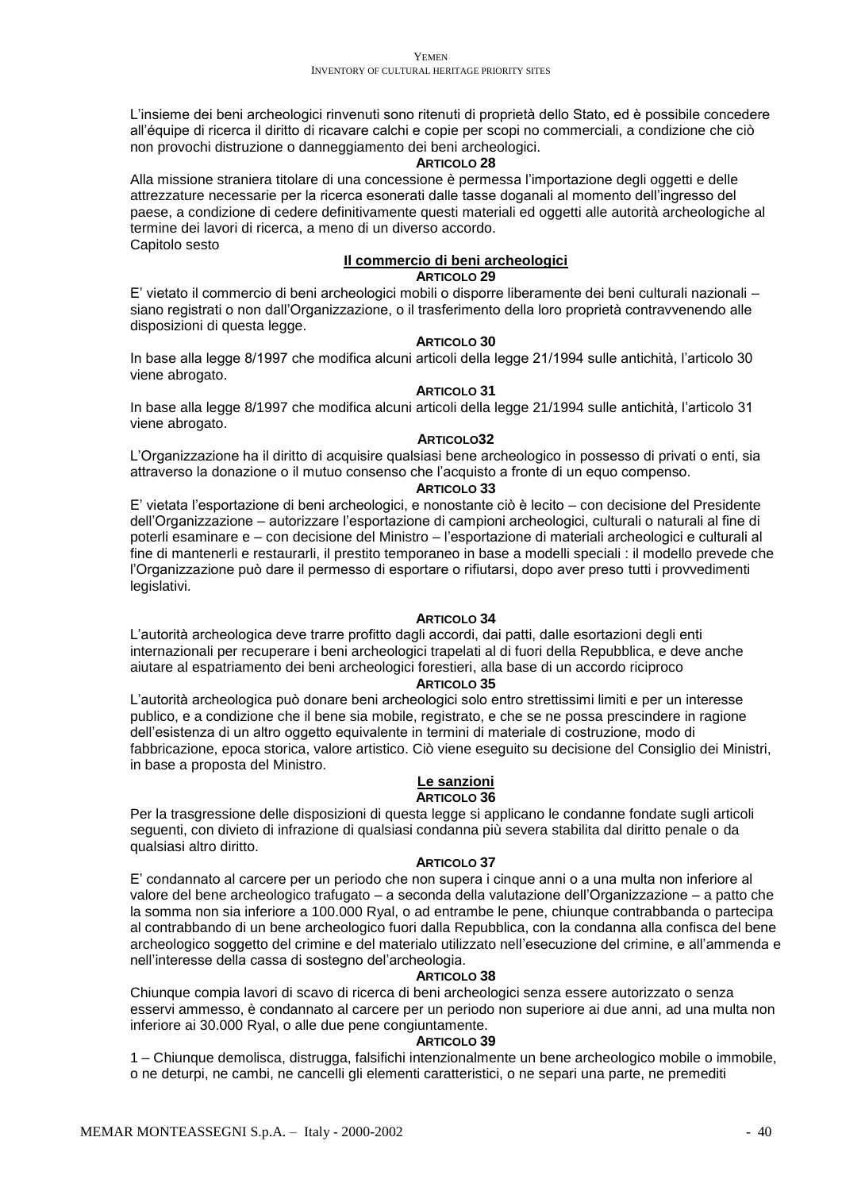L'insieme dei beni archeologici rinvenuti sono ritenuti di proprietà dello Stato, ed è possibile concedere all'équipe di ricerca il diritto di ricavare calchi e copie per scopi no commerciali, a condizione che ciò non provochi distruzione o danneggiamento dei beni archeologici.

**ARTICOLO 28**

Alla missione straniera titolare di una concessione è permessa l'importazione degli oggetti e delle attrezzature necessarie per la ricerca esonerati dalle tasse doganali al momento dell'ingresso del paese, a condizione di cedere definitivamente questi materiali ed oggetti alle autorità archeologiche al termine dei lavori di ricerca, a meno di un diverso accordo.

Capitolo sesto

## Il commercio di beni archeologici

**ARTICOLO 29**

E' vietato il commercio di beni archeologici mobili o disporre liberamente dei beni culturali nazionali – siano registrati o non dall'Organizzazione, o il trasferimento della loro proprietà contravvenendo alle disposizioni di questa legge.

**ARTICOLO 30**

In base alla legge 8/1997 che modifica alcuni articoli della legge 21/1994 sulle antichità, l'articolo 30 viene abrogato.

**ARTICOLO 31**

In base alla legge 8/1997 che modifica alcuni articoli della legge 21/1994 sulle antichità, l'articolo 31 viene abrogato.

**ARTICOLO32**

L'Organizzazione ha il diritto di acquisire qualsiasi bene archeologico in possesso di privati o enti, sia attraverso la donazione o il mutuo consenso che l'acquisto a fronte di un equo compenso.

**ARTICOLO 33**

E' vietata l'esportazione di beni archeologici, e nonostante ciò è lecito – con decisione del Presidente dell'Organizzazione – autorizzare l'esportazione di campioni archeologici, culturali o naturali al fine di poterli esaminare e – con decisione del Ministro – l'esportazione di materiali archeologici e culturali al fine di mantenerli e restaurarli, il prestito temporaneo in base a modelli speciali : il modello prevede che l'Organizzazione può dare il permesso di esportare o rifiutarsi, dopo aver preso tutti i provvedimenti legislativi.

**ARTICOLO 34**

L'autorità archeologica deve trarre profitto dagli accordi, dai patti, dalle esortazioni degli enti internazionali per recuperare i beni archeologici trapelati al di fuori della Repubblica, e deve anche aiutare al espatriamento dei beni archeologici forestieri, alla base di un accordo riciproco

**ARTICOLO 35**

L'autorità archeologica può donare beni archeologici solo entro strettissimi limiti e per un interesse publico, e a condizione che il bene sia mobile, registrato, e che se ne possa prescindere in ragione dell'esistenza di un altro oggetto equivalente in termini di materiale di costruzione, modo di fabbricazione, epoca storica, valore artistico. Ciò viene eseguito su decisione del Consiglio dei Ministri, in base a proposta del Ministro.

## Le sanzioni

**ARTICOLO 36**

Per la trasgressione delle disposizioni di questa legge si applicano le condanne fondate sugli articoli seguenti, con divieto di infrazione di qualsiasi condanna più severa stabilita dal diritto penale o da qualsiasi altro diritto.

**ARTICOLO 37**

E' condannato al carcere per un periodo che non supera i cinque anni o a una multa non inferiore al valore del bene archeologico trafugato – a seconda della valutazione dell'Organizzazione – a patto che la somma non sia inferiore a 100.000 Ryal, o ad entrambe le pene, chiunque contrabbanda o partecipa al contrabbando di un bene archeologico fuori dalla Repubblica, con la condanna alla confisca del bene archeologico soggetto del crimine e del materialo utilizzato nell'esecuzione del crimine, e all'ammenda e nell'interesse della cassa di sostegno del'archeologia.

**ARTICOLO 38**

Chiunque compia lavori di scavo di ricerca di beni archeologici senza essere autorizzato o senza esservi ammesso, è condannato al carcere per un periodo non superiore ai due anni, ad una multa non inferiore ai 30.000 Ryal, o alle due pene congiuntamente.

**ARTICOLO 39**

1 – Chiunque demolisca, distrugga, falsifichi intenzionalmente un bene archeologico mobile o immobile, o ne deturpi, ne cambi, ne cancelli gli elementi caratteristici, o ne separi una parte, ne premediti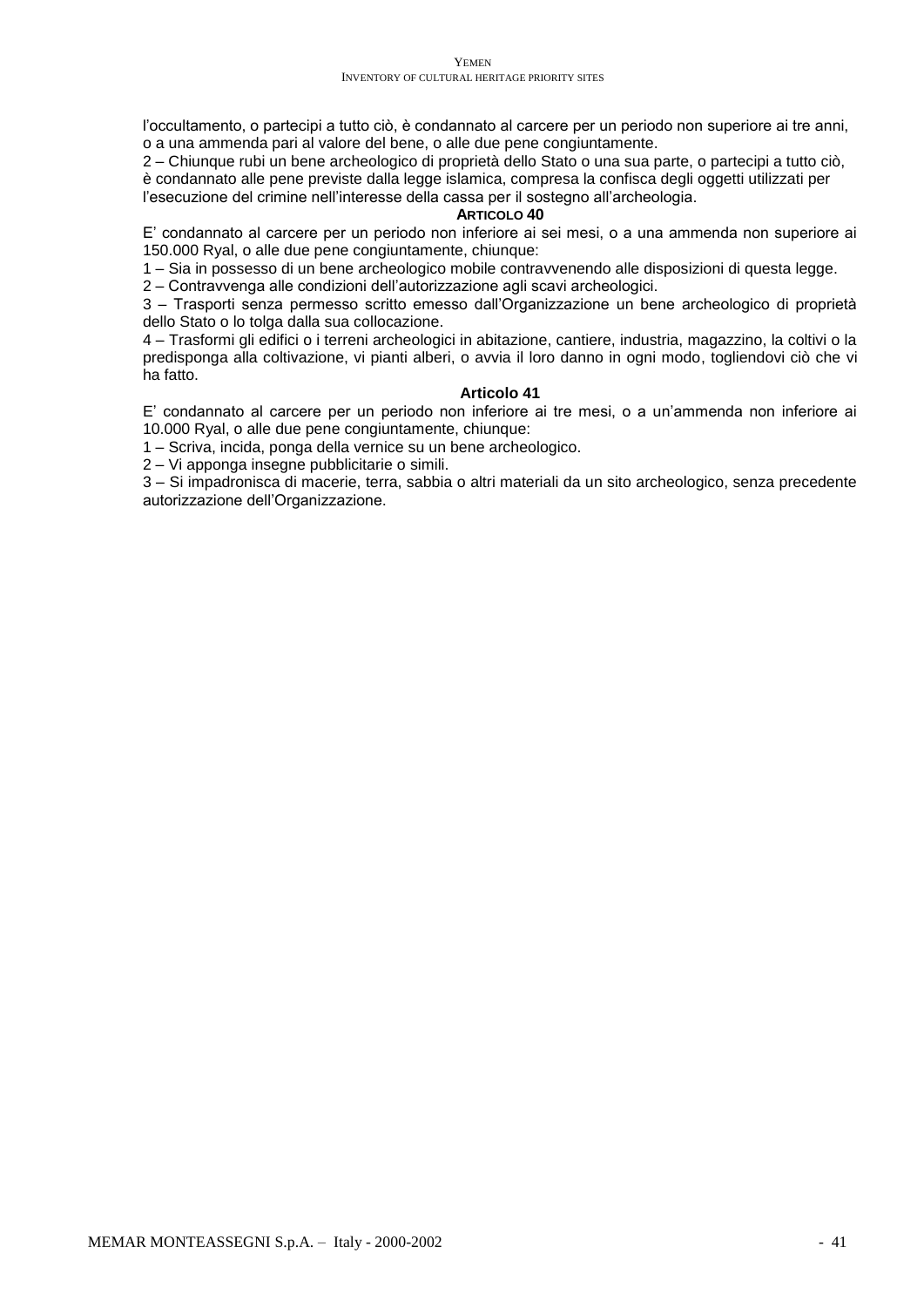l'occultamento, o partecipi a tutto ciò, è condannato al carcere per un periodo non superiore ai tre anni, o a una ammenda pari al valore del bene, o alle due pene congiuntamente.

2 – Chiunque rubi un bene archeologico di proprietà dello Stato o una sua parte, o partecipi a tutto ciò, è condannato alle pene previste dalla legge islamica, compresa la confisca degli oggetti utilizzati per l'esecuzione del crimine nell'interesse della cassa per il sostegno all'archeologia.

**ARTICOLO 40**

E' condannato al carcere per un periodo non inferiore ai sei mesi, o a una ammenda non superiore ai 150.000 Ryal, o alle due pene congiuntamente, chiunque:

1 – Sia in possesso di un bene archeologico mobile contravvenendo alle disposizioni di questa legge.

2 – Contravvenga alle condizioni dell'autorizzazione agli scavi archeologici.

3 – Trasporti senza permesso scritto emesso dall'Organizzazione un bene archeologico di proprietà dello Stato o lo tolga dalla sua collocazione.

4 – Trasformi gli edifici o i terreni archeologici in abitazione, cantiere, industria, magazzino, la coltivi o la predisponga alla coltivazione, vi pianti alberi, o avvia il loro danno in ogni modo, togliendovi ciò che vi ha fatto.

**Articolo 41**

E' condannato al carcere per un periodo non inferiore ai tre mesi, o a un'ammenda non inferiore ai 10.000 Ryal, o alle due pene congiuntamente, chiunque:

1 – Scriva, incida, ponga della vernice su un bene archeologico.

2 – Vi apponga insegne pubblicitarie o simili.

3 – Si impadronisca di macerie, terra, sabbia o altri materiali da un sito archeologico, senza precedente autorizzazione dell'Organizzazione.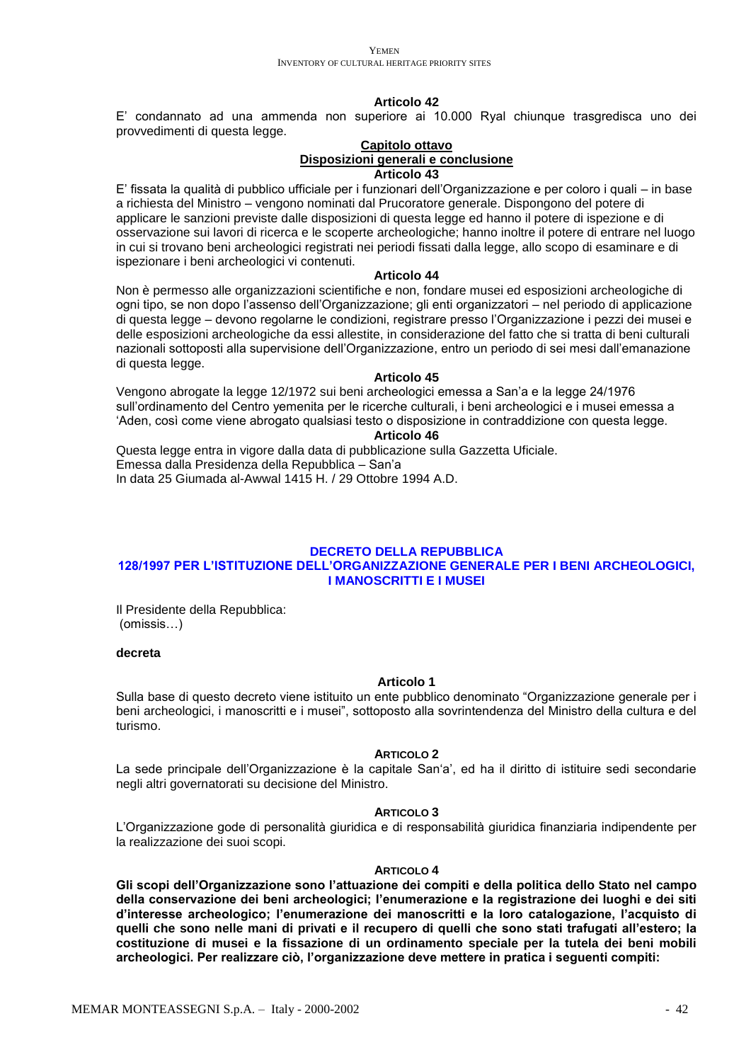**Articolo 42**

E' condannato ad una ammenda non superiore ai 10.000 Ryal chiunque trasgredisca uno dei provvedimenti di questa legge.

## Capitolo ottavo
## Disposizioni generali e conclusione

**Articolo 43**

E' fissata la qualità di pubblico ufficiale per i funzionari dell'Organizzazione e per coloro i quali – in base a richiesta del Ministro – vengono nominati dal Prucoratore generale. Dispongono del potere di applicare le sanzioni previste dalle disposizioni di questa legge ed hanno il potere di ispezione e di osservazione sui lavori di ricerca e le scoperte archeologiche; hanno inoltre il potere di entrare nel luogo in cui si trovano beni archeologici registrati nei periodi fissati dalla legge, allo scopo di esaminare e di ispezionare i beni archeologici vi contenuti.

**Articolo 44**

Non è permesso alle organizzazioni scientifiche e non, fondare musei ed esposizioni archeologiche di ogni tipo, se non dopo l'assenso dell'Organizzazione; gli enti organizzatori – nel periodo di applicazione di questa legge – devono regolarne le condizioni, registrare presso l'Organizzazione i pezzi dei musei e delle esposizioni archeologiche da essi allestite, in considerazione del fatto che si tratta di beni culturali nazionali sottoposti alla supervisione dell'Organizzazione, entro un periodo di sei mesi dall'emanazione di questa legge.

**Articolo 45**

Vengono abrogate la legge 12/1972 sui beni archeologici emessa a San'a e la legge 24/1976 sull'ordinamento del Centro yemenita per le ricerche culturali, i beni archeologici e i musei emessa a 'Aden, così come viene abrogato qualsiasi testo o disposizione in contraddizione con questa legge.

**Articolo 46**

Questa legge entra in vigore dalla data di pubblicazione sulla Gazzetta Uficiale.
Emessa dalla Presidenza della Repubblica – San'a
In data 25 Giumada al-Awwal 1415 H. / 29 Ottobre 1994 A.D.

## DECRETO DELLA REPUBBLICA 128/1997 PER L'ISTITUZIONE DELL'ORGANIZZAZIONE GENERALE PER I BENI ARCHEOLOGICI, I MANOSCRITTI E I MUSEI

Il Presidente della Repubblica:
(omissis…)

**decreta**

**Articolo 1**

Sulla base di questo decreto viene istituito un ente pubblico denominato "Organizzazione generale per i beni archeologici, i manoscritti e i musei", sottoposto alla sovrintendenza del Ministro della cultura e del turismo.

**ARTICOLO 2**

La sede principale dell'Organizzazione è la capitale San'a', ed ha il diritto di istituire sedi secondarie negli altri governatorati su decisione del Ministro.

**ARTICOLO 3**

L'Organizzazione gode di personalità giuridica e di responsabilità giuridica finanziaria indipendente per la realizzazione dei suoi scopi.

**ARTICOLO 4**

**Gli scopi dell'Organizzazione sono l'attuazione dei compiti e della politica dello Stato nel campo della conservazione dei beni archeologici; l'enumerazione e la registrazione dei luoghi e dei siti d'interesse archeologico; l'enumerazione dei manoscritti e la loro catalogazione, l'acquisto di quelli che sono nelle mani di privati e il recupero di quelli che sono stati trafugati all'estero; la costituzione di musei e la fissazione di un ordinamento speciale per la tutela dei beni mobili archeologici. Per realizzare ciò, l'organizzazione deve mettere in pratica i seguenti compiti:**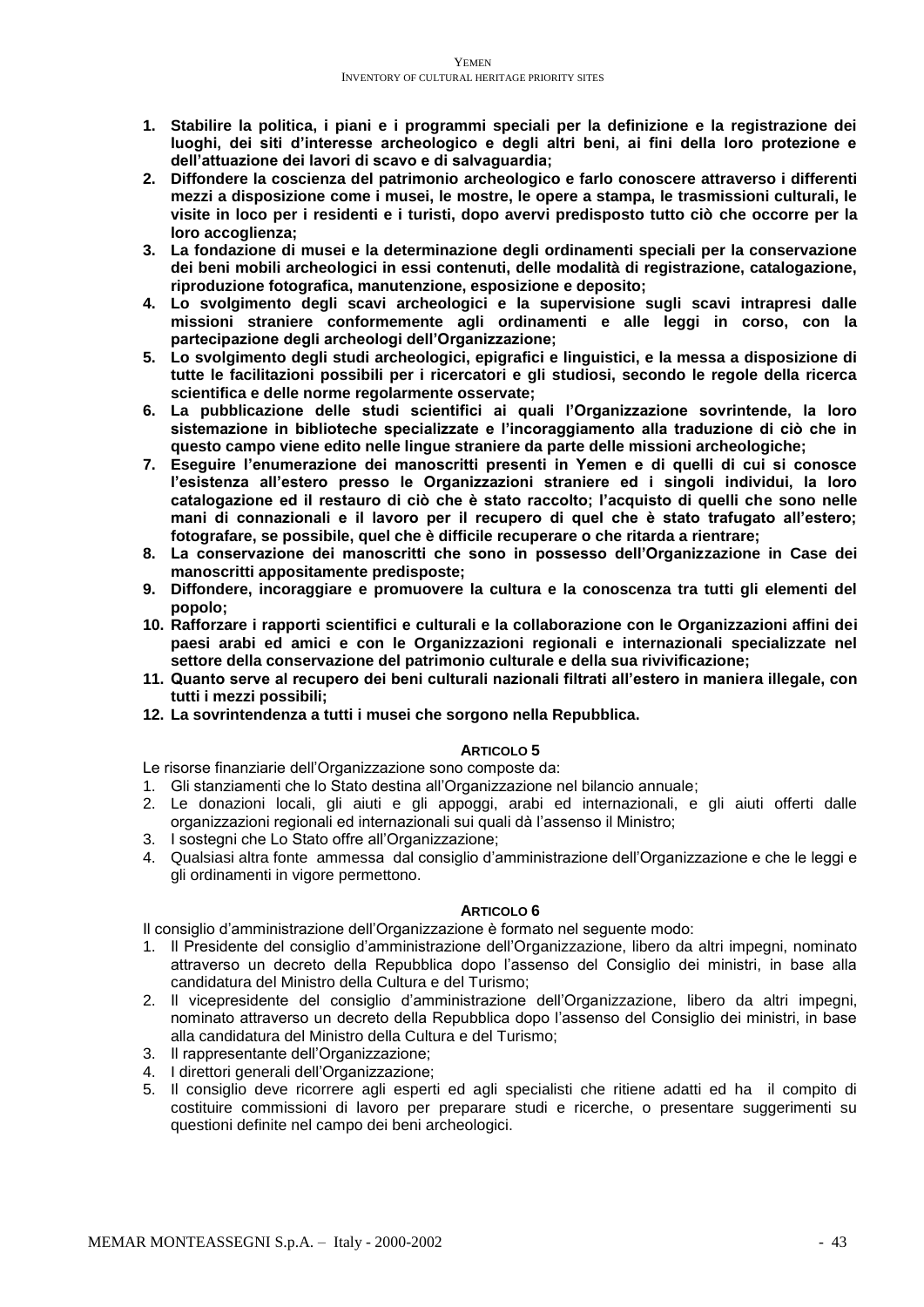1. **Stabilire la politica, i piani e i programmi speciali per la definizione e la registrazione dei luoghi, dei siti d'interesse archeologico e degli altri beni, ai fini della loro protezione e dell'attuazione dei lavori di scavo e di salvaguardia;**
2. **Diffondere la coscienza del patrimonio archeologico e farlo conoscere attraverso i differenti mezzi a disposizione come i musei, le mostre, le opere a stampa, le trasmissioni culturali, le visite in loco per i residenti e i turisti, dopo avervi predisposto tutto ciò che occorre per la loro accoglienza;**
3. **La fondazione di musei e la determinazione degli ordinamenti speciali per la conservazione dei beni mobili archeologici in essi contenuti, delle modalità di registrazione, catalogazione, riproduzione fotografica, manutenzione, esposizione e deposito;**
4. **Lo svolgimento degli scavi archeologici e la supervisione sugli scavi intrapresi dalle missioni straniere conformemente agli ordinamenti e alle leggi in corso, con la partecipazione degli archeologi dell'Organizzazione;**
5. **Lo svolgimento degli studi archeologici, epigrafici e linguistici, e la messa a disposizione di tutte le facilitazioni possibili per i ricercatori e gli studiosi, secondo le regole della ricerca scientifica e delle norme regolarmente osservate;**
6. **La pubblicazione delle studi scientifici ai quali l'Organizzazione sovrintende, la loro sistemazione in biblioteche specializzate e l'incoraggiamento alla traduzione di ciò che in questo campo viene edito nelle lingue straniere da parte delle missioni archeologiche;**
7. **Eseguire l'enumerazione dei manoscritti presenti in Yemen e di quelli di cui si conosce l'esistenza all'estero presso le Organizzazioni straniere ed i singoli individui, la loro catalogazione ed il restauro di ciò che è stato raccolto; l'acquisto di quelli che sono nelle mani di connazionali e il lavoro per il recupero di quel che è stato trafugato all'estero; fotografare, se possibile, quel che è difficile recuperare o che ritarda a rientrare;**
8. **La conservazione dei manoscritti che sono in possesso dell'Organizzazione in Case dei manoscritti appositamente predisposte;**
9. **Diffondere, incoraggiare e promuovere la cultura e la conoscenza tra tutti gli elementi del popolo;**
10. **Rafforzare i rapporti scientifici e culturali e la collaborazione con le Organizzazioni affini dei paesi arabi ed amici e con le Organizzazioni regionali e internazionali specializzate nel settore della conservazione del patrimonio culturale e della sua rivivificazione;**
11. **Quanto serve al recupero dei beni culturali nazionali filtrati all'estero in maniera illegale, con tutti i mezzi possibili;**
12. **La sovrintendenza a tutti i musei che sorgono nella Repubblica.**

#### ARTICOLO 5

Le risorse finanziarie dell'Organizzazione sono composte da:

1. Gli stanziamenti che lo Stato destina all'Organizzazione nel bilancio annuale;
2. Le donazioni locali, gli aiuti e gli appoggi, arabi ed internazionali, e gli aiuti offerti dalle organizzazioni regionali ed internazionali sui quali dà l'assenso il Ministro;
3. I sostegni che Lo Stato offre all'Organizzazione;
4. Qualsiasi altra fonte ammessa dal consiglio d'amministrazione dell'Organizzazione e che le leggi e gli ordinamenti in vigore permettono.

#### ARTICOLO 6

Il consiglio d'amministrazione dell'Organizzazione è formato nel seguente modo:

1. Il Presidente del consiglio d'amministrazione dell'Organizzazione, libero da altri impegni, nominato attraverso un decreto della Repubblica dopo l'assenso del Consiglio dei ministri, in base alla candidatura del Ministro della Cultura e del Turismo;
2. Il vicepresidente del consiglio d'amministrazione dell'Organizzazione, libero da altri impegni, nominato attraverso un decreto della Repubblica dopo l'assenso del Consiglio dei ministri, in base alla candidatura del Ministro della Cultura e del Turismo;
3. Il rappresentante dell'Organizzazione;
4. I direttori generali dell'Organizzazione;
5. Il consiglio deve ricorrere agli esperti ed agli specialisti che ritiene adatti ed ha il compito di costituire commissioni di lavoro per preparare studi e ricerche, o presentare suggerimenti su questioni definite nel campo dei beni archeologici.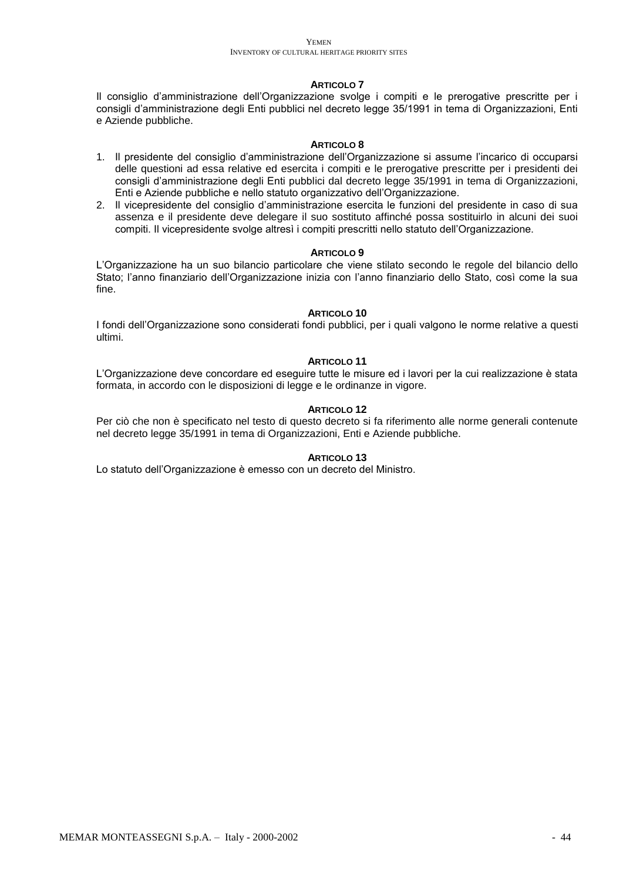### ARTICOLO 7

Il consiglio d'amministrazione dell'Organizzazione svolge i compiti e le prerogative prescritte per i consigli d'amministrazione degli Enti pubblici nel decreto legge 35/1991 in tema di Organizzazioni, Enti e Aziende pubbliche.

### ARTICOLO 8

1. Il presidente del consiglio d'amministrazione dell'Organizzazione si assume l'incarico di occuparsi delle questioni ad essa relative ed esercita i compiti e le prerogative prescritte per i presidenti dei consigli d'amministrazione degli Enti pubblici dal decreto legge 35/1991 in tema di Organizzazioni, Enti e Aziende pubbliche e nello statuto organizzativo dell'Organizzazione.
2. Il vicepresidente del consiglio d'amministrazione esercita le funzioni del presidente in caso di sua assenza e il presidente deve delegare il suo sostituto affinché possa sostituirlo in alcuni dei suoi compiti. Il vicepresidente svolge altresì i compiti prescritti nello statuto dell'Organizzazione.

### ARTICOLO 9

L'Organizzazione ha un suo bilancio particolare che viene stilato secondo le regole del bilancio dello Stato; l'anno finanziario dell'Organizzazione inizia con l'anno finanziario dello Stato, così come la sua fine.

### ARTICOLO 10

I fondi dell'Organizzazione sono considerati fondi pubblici, per i quali valgono le norme relative a questi ultimi.

### ARTICOLO 11

L'Organizzazione deve concordare ed eseguire tutte le misure ed i lavori per la cui realizzazione è stata formata, in accordo con le disposizioni di legge e le ordinanze in vigore.

### ARTICOLO 12

Per ciò che non è specificato nel testo di questo decreto si fa riferimento alle norme generali contenute nel decreto legge 35/1991 in tema di Organizzazioni, Enti e Aziende pubbliche.

### ARTICOLO 13

Lo statuto dell'Organizzazione è emesso con un decreto del Ministro.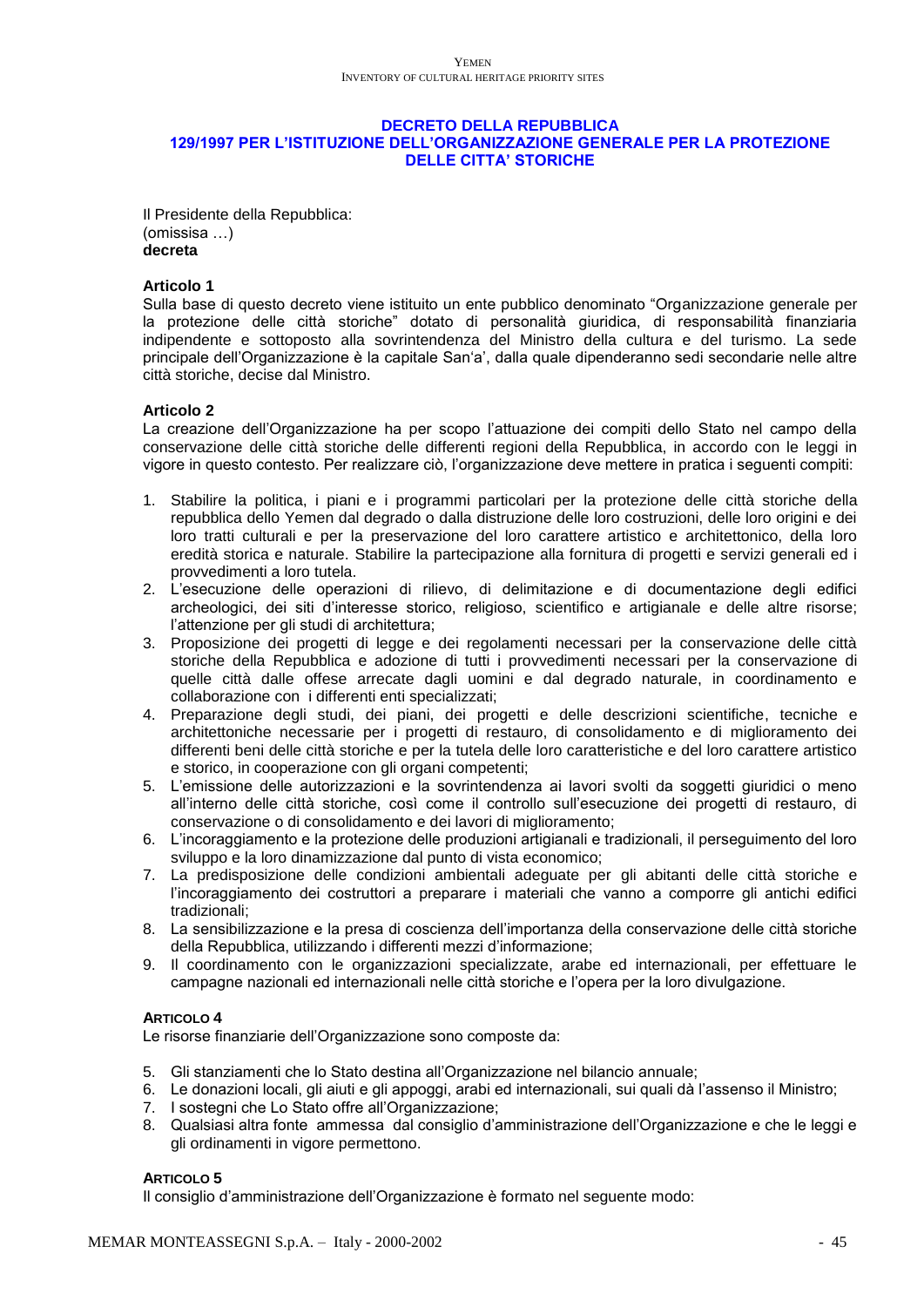# DECRETO DELLA REPUBBLICA 129/1997 PER L'ISTITUZIONE DELL'ORGANIZZAZIONE GENERALE PER LA PROTEZIONE DELLE CITTA' STORICHE

Il Presidente della Repubblica:
(omissisa …)
**decreta**

**Articolo 1**
Sulla base di questo decreto viene istituito un ente pubblico denominato "Organizzazione generale per la protezione delle città storiche" dotato di personalità giuridica, di responsabilità finanziaria indipendente e sottoposto alla sovrintendenza del Ministro della cultura e del turismo. La sede principale dell'Organizzazione è la capitale San'a', dalla quale dipenderanno sedi secondarie nelle altre città storiche, decise dal Ministro.

**Articolo 2**
La creazione dell'Organizzazione ha per scopo l'attuazione dei compiti dello Stato nel campo della conservazione delle città storiche delle differenti regioni della Repubblica, in accordo con le leggi in vigore in questo contesto. Per realizzare ciò, l'organizzazione deve mettere in pratica i seguenti compiti:

1. Stabilire la politica, i piani e i programmi particolari per la protezione delle città storiche della repubblica dello Yemen dal degrado o dalla distruzione delle loro costruzioni, delle loro origini e dei loro tratti culturali e per la preservazione del loro carattere artistico e architettonico, della loro eredità storica e naturale. Stabilire la partecipazione alla fornitura di progetti e servizi generali ed i provvedimenti a loro tutela.
2. L'esecuzione delle operazioni di rilievo, di delimitazione e di documentazione degli edifici archeologici, dei siti d'interesse storico, religioso, scientifico e artigianale e delle altre risorse; l'attenzione per gli studi di architettura;
3. Proposizione dei progetti di legge e dei regolamenti necessari per la conservazione delle città storiche della Repubblica e adozione di tutti i provvedimenti necessari per la conservazione di quelle città dalle offese arrecate dagli uomini e dal degrado naturale, in coordinamento e collaborazione con i differenti enti specializzati;
4. Preparazione degli studi, dei piani, dei progetti e delle descrizioni scientifiche, tecniche e architettoniche necessarie per i progetti di restauro, di consolidamento e di miglioramento dei differenti beni delle città storiche e per la tutela delle loro caratteristiche e del loro carattere artistico e storico, in cooperazione con gli organi competenti;
5. L'emissione delle autorizzazioni e la sovrintendenza ai lavori svolti da soggetti giuridici o meno all'interno delle città storiche, così come il controllo sull'esecuzione dei progetti di restauro, di conservazione o di consolidamento e dei lavori di miglioramento;
6. L'incoraggiamento e la protezione delle produzioni artigianali e tradizionali, il perseguimento del loro sviluppo e la loro dinamizzazione dal punto di vista economico;
7. La predisposizione delle condizioni ambientali adeguate per gli abitanti delle città storiche e l'incoraggiamento dei costruttori a preparare i materiali che vanno a comporre gli antichi edifici tradizionali;
8. La sensibilizzazione e la presa di coscienza dell'importanza della conservazione delle città storiche della Repubblica, utilizzando i differenti mezzi d'informazione;
9. Il coordinamento con le organizzazioni specializzate, arabe ed internazionali, per effettuare le campagne nazionali ed internazionali nelle città storiche e l'opera per la loro divulgazione.

**ARTICOLO 4**
Le risorse finanziarie dell'Organizzazione sono composte da:

5. Gli stanziamenti che lo Stato destina all'Organizzazione nel bilancio annuale;
6. Le donazioni locali, gli aiuti e gli appoggi, arabi ed internazionali, sui quali dà l'assenso il Ministro;
7. I sostegni che Lo Stato offre all'Organizzazione;
8. Qualsiasi altra fonte ammessa dal consiglio d'amministrazione dell'Organizzazione e che le leggi e gli ordinamenti in vigore permettono.

**ARTICOLO 5**
Il consiglio d'amministrazione dell'Organizzazione è formato nel seguente modo: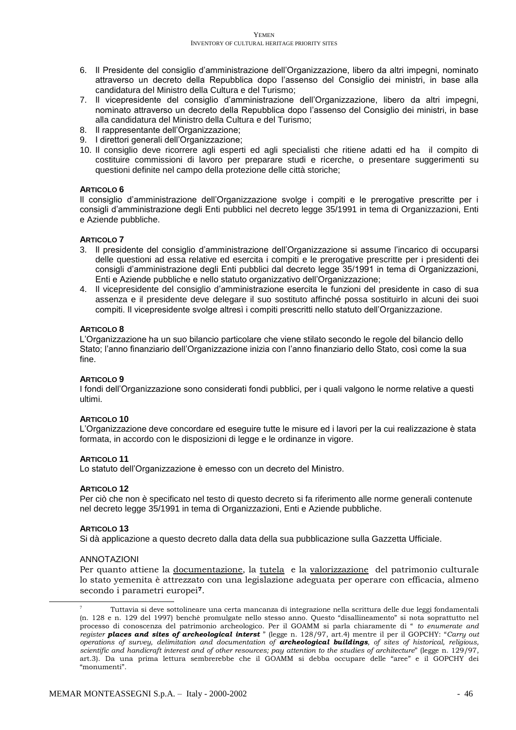6. Il Presidente del consiglio d'amministrazione dell'Organizzazione, libero da altri impegni, nominato attraverso un decreto della Repubblica dopo l'assenso del Consiglio dei ministri, in base alla candidatura del Ministro della Cultura e del Turismo;
7. Il vicepresidente del consiglio d'amministrazione dell'Organizzazione, libero da altri impegni, nominato attraverso un decreto della Repubblica dopo l'assenso del Consiglio dei ministri, in base alla candidatura del Ministro della Cultura e del Turismo;
8. Il rappresentante dell'Organizzazione;
9. I direttori generali dell'Organizzazione;
10. Il consiglio deve ricorrere agli esperti ed agli specialisti che ritiene adatti ed ha il compito di costituire commissioni di lavoro per preparare studi e ricerche, o presentare suggerimenti su questioni definite nel campo della protezione delle città storiche;

**ARTICOLO 6**

Il consiglio d'amministrazione dell'Organizzazione svolge i compiti e le prerogative prescritte per i consigli d'amministrazione degli Enti pubblici nel decreto legge 35/1991 in tema di Organizzazioni, Enti e Aziende pubbliche.

**ARTICOLO 7**

3. Il presidente del consiglio d'amministrazione dell'Organizzazione si assume l'incarico di occuparsi delle questioni ad essa relative ed esercita i compiti e le prerogative prescritte per i presidenti dei consigli d'amministrazione degli Enti pubblici dal decreto legge 35/1991 in tema di Organizzazioni, Enti e Aziende pubbliche e nello statuto organizzativo dell'Organizzazione;
4. Il vicepresidente del consiglio d'amministrazione esercita le funzioni del presidente in caso di sua assenza e il presidente deve delegare il suo sostituto affinché possa sostituirlo in alcuni dei suoi compiti. Il vicepresidente svolge altresì i compiti prescritti nello statuto dell'Organizzazione.

**ARTICOLO 8**

L'Organizzazione ha un suo bilancio particolare che viene stilato secondo le regole del bilancio dello Stato; l'anno finanziario dell'Organizzazione inizia con l'anno finanziario dello Stato, così come la sua fine.

**ARTICOLO 9**

I fondi dell'Organizzazione sono considerati fondi pubblici, per i quali valgono le norme relative a questi ultimi.

**ARTICOLO 10**

L'Organizzazione deve concordare ed eseguire tutte le misure ed i lavori per la cui realizzazione è stata formata, in accordo con le disposizioni di legge e le ordinanze in vigore.

**ARTICOLO 11**

Lo statuto dell'Organizzazione è emesso con un decreto del Ministro.

**ARTICOLO 12**

Per ciò che non è specificato nel testo di questo decreto si fa riferimento alle norme generali contenute nel decreto legge 35/1991 in tema di Organizzazioni, Enti e Aziende pubbliche.

**ARTICOLO 13**

Si dà applicazione a questo decreto dalla data della sua pubblicazione sulla Gazzetta Ufficiale.

ANNOTAZIONI

Per quanto attiene la documentazione, la tutela e la valorizzazione del patrimonio culturale lo stato yemenita è attrezzato con una legislazione adeguata per operare con efficacia, almeno secondo i parametri europei[7].

[7] Tuttavia si deve sottolineare una certa mancanza di integrazione nella scrittura delle due leggi fondamentali (n. 128 e n. 129 del 1997) benchè promulgate nello stesso anno. Questo "disallineamento" si nota soprattutto nel processo di conoscenza del patrimonio archeologico. Per il GOAMM si parla chiaramente di " *to enumerate and register* ***places and sites of archeological interst*** " (legge n. 128/97, art.4) mentre il per il GOPCHY: "*Carry out operations of survey, delimitation and documentation of* ***archeological buildings****, of sites of historical, religious, scientific and handicraft interest and of other resources; pay attention to the studies of architecture*" (legge n. 129/97, art.3). Da una prima lettura sembrerebbe che il GOAMM si debba occupare delle "aree" e il GOPCHY dei "monumenti".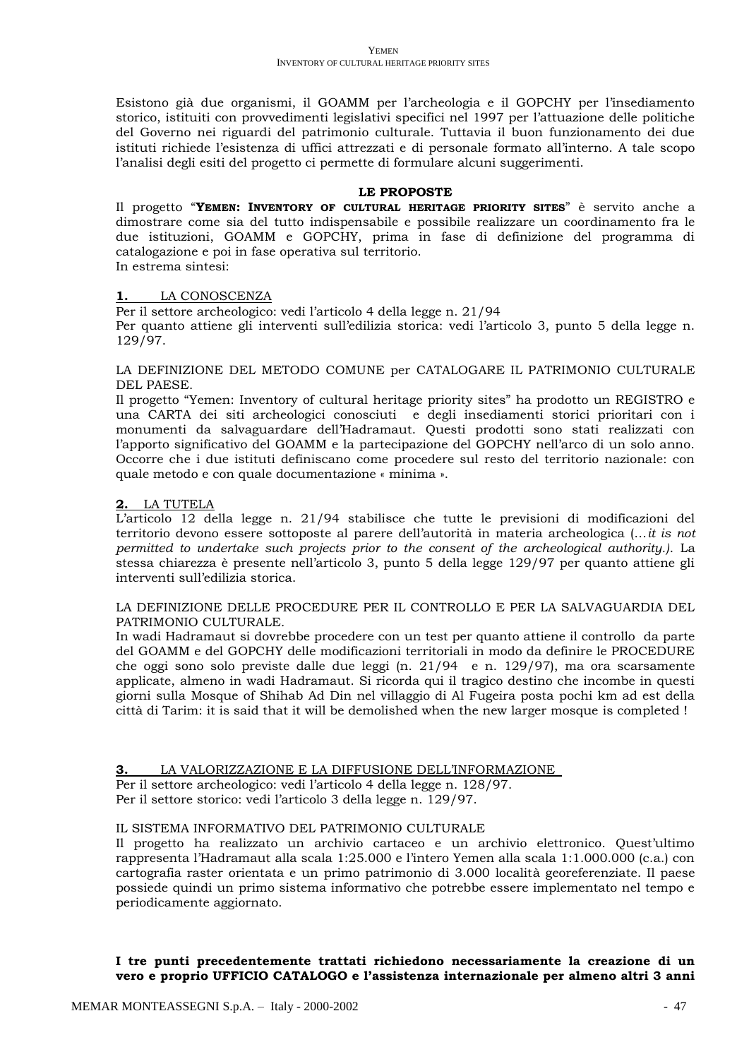Esistono già due organismi, il GOAMM per l'archeologia e il GOPCHY per l'insediamento storico, istituiti con provvedimenti legislativi specifici nel 1997 per l'attuazione delle politiche del Governo nei riguardi del patrimonio culturale. Tuttavia il buon funzionamento dei due istituti richiede l'esistenza di uffici attrezzati e di personale formato all'interno. A tale scopo l'analisi degli esiti del progetto ci permette di formulare alcuni suggerimenti.

## LE PROPOSTE

Il progetto "**YEMEN: INVENTORY OF CULTURAL HERITAGE PRIORITY SITES**" è servito anche a dimostrare come sia del tutto indispensabile e possibile realizzare un coordinamento fra le due istituzioni, GOAMM e GOPCHY, prima in fase di definizione del programma di catalogazione e poi in fase operativa sul territorio.
In estrema sintesi:

### **1.** LA CONOSCENZA

Per il settore archeologico: vedi l'articolo 4 della legge n. 21/94
Per quanto attiene gli interventi sull'edilizia storica: vedi l'articolo 3, punto 5 della legge n. 129/97.

LA DEFINIZIONE DEL METODO COMUNE per CATALOGARE IL PATRIMONIO CULTURALE DEL PAESE.
Il progetto "Yemen: Inventory of cultural heritage priority sites" ha prodotto un REGISTRO e una CARTA dei siti archeologici conosciuti e degli insediamenti storici prioritari con i monumenti da salvaguardare dell'Hadramaut. Questi prodotti sono stati realizzati con l'apporto significativo del GOAMM e la partecipazione del GOPCHY nell'arco di un solo anno. Occorre che i due istituti definiscano come procedere sul resto del territorio nazionale: con quale metodo e con quale documentazione « minima ».

### **2.** LA TUTELA

L'articolo 12 della legge n. 21/94 stabilisce che tutte le previsioni di modificazioni del territorio devono essere sottoposte al parere dell'autorità in materia archeologica (…*it is not permitted to undertake such projects prior to the consent of the archeological authority.)*. La stessa chiarezza è presente nell'articolo 3, punto 5 della legge 129/97 per quanto attiene gli interventi sull'edilizia storica.

LA DEFINIZIONE DELLE PROCEDURE PER IL CONTROLLO E PER LA SALVAGUARDIA DEL PATRIMONIO CULTURALE.
In wadi Hadramaut si dovrebbe procedere con un test per quanto attiene il controllo da parte del GOAMM e del GOPCHY delle modificazioni territoriali in modo da definire le PROCEDURE che oggi sono solo previste dalle due leggi (n. 21/94 e n. 129/97), ma ora scarsamente applicate, almeno in wadi Hadramaut. Si ricorda qui il tragico destino che incombe in questi giorni sulla Mosque of Shihab Ad Din nel villaggio di Al Fugeira posta pochi km ad est della città di Tarim: it is said that it will be demolished when the new larger mosque is completed !

### **3.** LA VALORIZZAZIONE E LA DIFFUSIONE DELL'INFORMAZIONE

Per il settore archeologico: vedi l'articolo 4 della legge n. 128/97.
Per il settore storico: vedi l'articolo 3 della legge n. 129/97.

IL SISTEMA INFORMATIVO DEL PATRIMONIO CULTURALE
Il progetto ha realizzato un archivio cartaceo e un archivio elettronico. Quest'ultimo rappresenta l'Hadramaut alla scala 1:25.000 e l'intero Yemen alla scala 1:1.000.000 (c.a.) con cartografia raster orientata e un primo patrimonio di 3.000 località georeferenziate. Il paese possiede quindi un primo sistema informativo che potrebbe essere implementato nel tempo e periodicamente aggiornato.

**I tre punti precedentemente trattati richiedono necessariamente la creazione di un vero e proprio UFFICIO CATALOGO e l'assistenza internazionale per almeno altri 3 anni**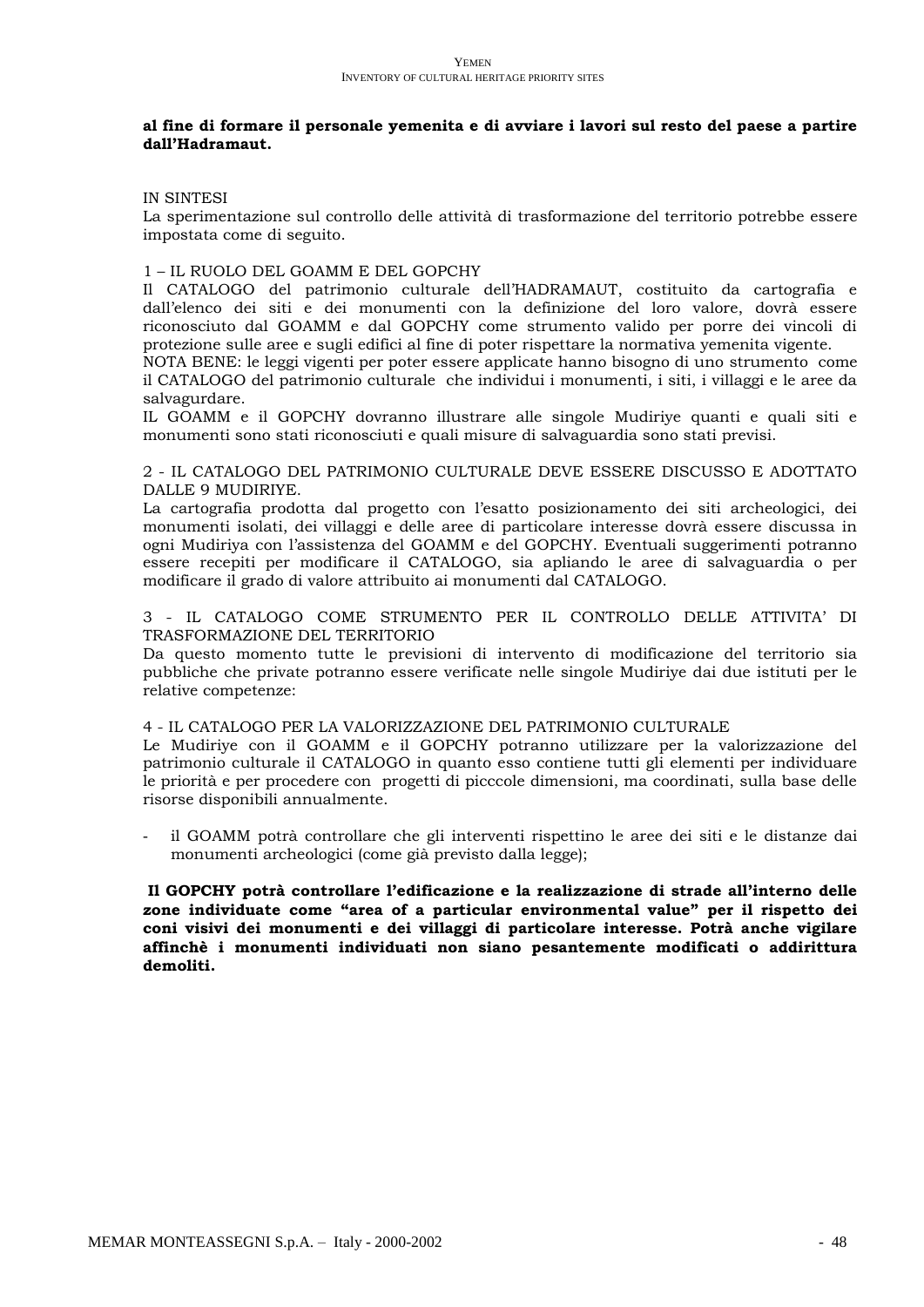**al fine di formare il personale yemenita e di avviare i lavori sul resto del paese a partire dall'Hadramaut.**

IN SINTESI
La sperimentazione sul controllo delle attività di trasformazione del territorio potrebbe essere impostata come di seguito.

1 – IL RUOLO DEL GOAMM E DEL GOPCHY
Il CATALOGO del patrimonio culturale dell'HADRAMAUT, costituito da cartografia e dall'elenco dei siti e dei monumenti con la definizione del loro valore, dovrà essere riconosciuto dal GOAMM e dal GOPCHY come strumento valido per porre dei vincoli di protezione sulle aree e sugli edifici al fine di poter rispettare la normativa yemenita vigente.
NOTA BENE: le leggi vigenti per poter essere applicate hanno bisogno di uno strumento come il CATALOGO del patrimonio culturale che individui i monumenti, i siti, i villaggi e le aree da salvagurdare.
IL GOAMM e il GOPCHY dovranno illustrare alle singole Mudiriye quanti e quali siti e monumenti sono stati riconosciuti e quali misure di salvaguardia sono stati previsi.

2 - IL CATALOGO DEL PATRIMONIO CULTURALE DEVE ESSERE DISCUSSO E ADOTTATO DALLE 9 MUDIRIYE.
La cartografia prodotta dal progetto con l'esatto posizionamento dei siti archeologici, dei monumenti isolati, dei villaggi e delle aree di particolare interesse dovrà essere discussa in ogni Mudiriya con l'assistenza del GOAMM e del GOPCHY. Eventuali suggerimenti potranno essere recepiti per modificare il CATALOGO, sia apliando le aree di salvaguardia o per modificare il grado di valore attribuito ai monumenti dal CATALOGO.

3 - IL CATALOGO COME STRUMENTO PER IL CONTROLLO DELLE ATTIVITA' DI TRASFORMAZIONE DEL TERRITORIO
Da questo momento tutte le previsioni di intervento di modificazione del territorio sia pubbliche che private potranno essere verificate nelle singole Mudiriye dai due istituti per le relative competenze:

4 - IL CATALOGO PER LA VALORIZZAZIONE DEL PATRIMONIO CULTURALE
Le Mudiriye con il GOAMM e il GOPCHY potranno utilizzare per la valorizzazione del patrimonio culturale il CATALOGO in quanto esso contiene tutti gli elementi per individuare le priorità e per procedere con progetti di picccole dimensioni, ma coordinati, sulla base delle risorse disponibili annualmente.

- il GOAMM potrà controllare che gli interventi rispettino le aree dei siti e le distanze dai monumenti archeologici (come già previsto dalla legge);

**Il GOPCHY potrà controllare l'edificazione e la realizzazione di strade all'interno delle zone individuate come "area of a particular environmental value" per il rispetto dei coni visivi dei monumenti e dei villaggi di particolare interesse. Potrà anche vigilare affinchè i monumenti individuati non siano pesantemente modificati o addirittura demoliti.**